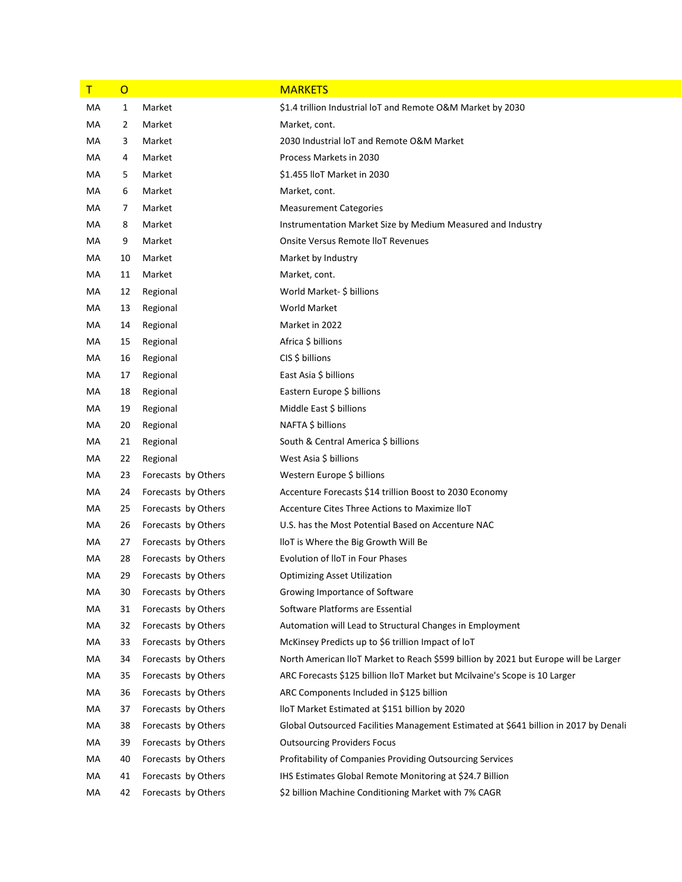| T | O | | MARKETS |
|---|---|---|---|
| MA | 1 | Market | $1.4 trillion Industrial IoT and Remote O&M Market by 2030 |
| MA | 2 | Market | Market, cont. |
| MA | 3 | Market | 2030 Industrial IoT and Remote O&M Market |
| MA | 4 | Market | Process Markets in 2030 |
| MA | 5 | Market | $1.455 IIoT Market in 2030 |
| MA | 6 | Market | Market, cont. |
| MA | 7 | Market | Measurement Categories |
| MA | 8 | Market | Instrumentation Market Size by Medium Measured and Industry |
| MA | 9 | Market | Onsite Versus Remote IIoT Revenues |
| MA | 10 | Market | Market by Industry |
| MA | 11 | Market | Market, cont. |
| MA | 12 | Regional | World Market- $ billions |
| MA | 13 | Regional | World Market |
| MA | 14 | Regional | Market in 2022 |
| MA | 15 | Regional | Africa $ billions |
| MA | 16 | Regional | CIS $ billions |
| MA | 17 | Regional | East Asia $ billions |
| MA | 18 | Regional | Eastern Europe $ billions |
| MA | 19 | Regional | Middle East $ billions |
| MA | 20 | Regional | NAFTA $ billions |
| MA | 21 | Regional | South & Central America $ billions |
| MA | 22 | Regional | West Asia $ billions |
| MA | 23 | Forecasts by Others | Western Europe $ billions |
| MA | 24 | Forecasts by Others | Accenture Forecasts $14 trillion Boost to 2030 Economy |
| MA | 25 | Forecasts by Others | Accenture Cites Three Actions to Maximize IIoT |
| MA | 26 | Forecasts by Others | U.S. has the Most Potential Based on Accenture NAC |
| MA | 27 | Forecasts by Others | IIoT is Where the Big Growth Will Be |
| MA | 28 | Forecasts by Others | Evolution of IIoT in Four Phases |
| MA | 29 | Forecasts by Others | Optimizing Asset Utilization |
| MA | 30 | Forecasts by Others | Growing Importance of Software |
| MA | 31 | Forecasts by Others | Software Platforms are Essential |
| MA | 32 | Forecasts by Others | Automation will Lead to Structural Changes in Employment |
| MA | 33 | Forecasts by Others | McKinsey Predicts up to $6 trillion Impact of IoT |
| MA | 34 | Forecasts by Others | North American IIoT Market to Reach $599 billion by 2021 but Europe will be Larger |
| MA | 35 | Forecasts by Others | ARC Forecasts $125 billion IIoT Market but McIlvaine's Scope is 10 Larger |
| MA | 36 | Forecasts by Others | ARC Components Included in $125 billion |
| MA | 37 | Forecasts by Others | IIoT Market Estimated at $151 billion by 2020 |
| MA | 38 | Forecasts by Others | Global Outsourced Facilities Management Estimated at $641 billion in 2017 by Denali |
| MA | 39 | Forecasts by Others | Outsourcing Providers Focus |
| MA | 40 | Forecasts by Others | Profitability of Companies Providing Outsourcing Services |
| MA | 41 | Forecasts by Others | IHS Estimates Global Remote Monitoring at $24.7 Billion |
| MA | 42 | Forecasts by Others | $2 billion Machine Conditioning Market with 7% CAGR |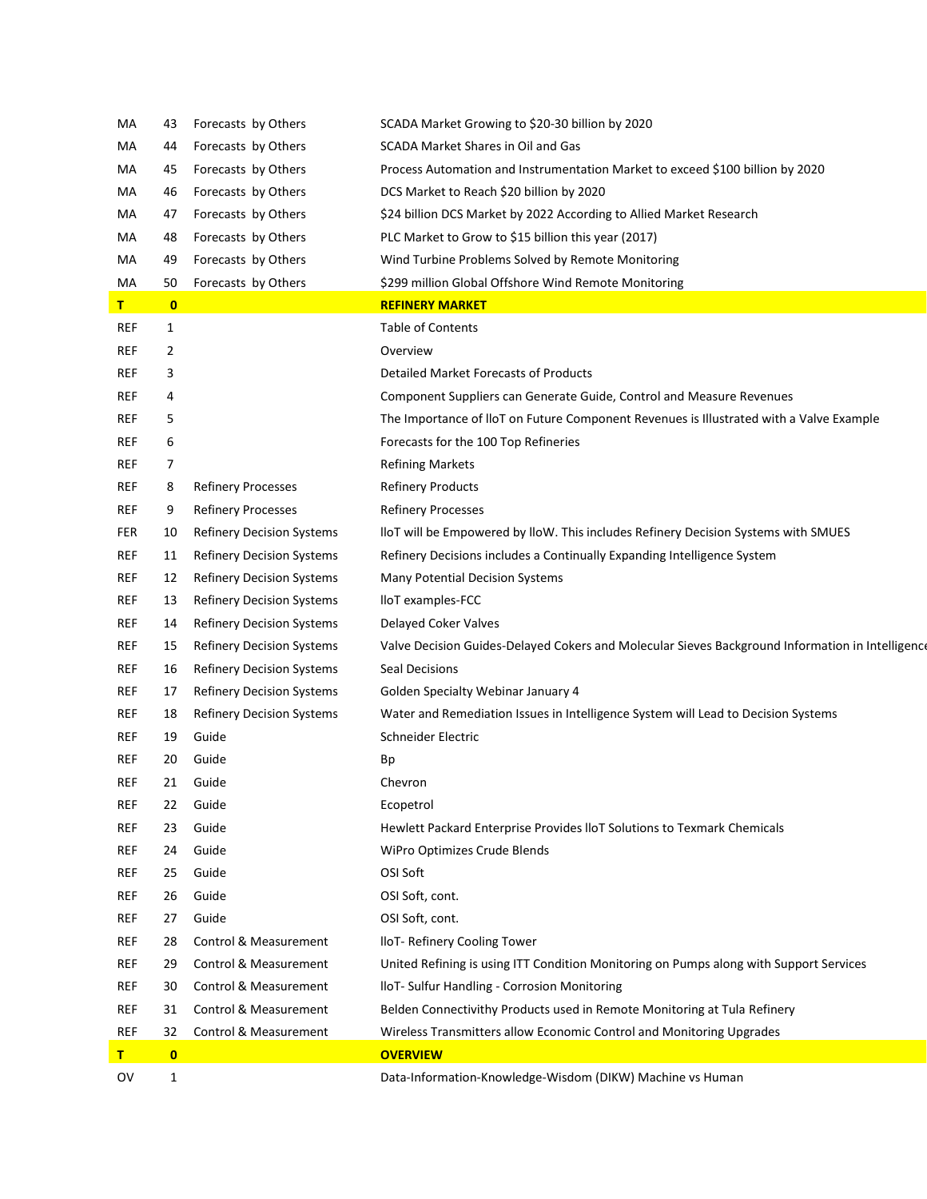| | | | |
|---|---|---|---|
| MA | 43 | Forecasts by Others | SCADA Market Growing to $20-30 billion by 2020 |
| MA | 44 | Forecasts by Others | SCADA Market Shares in Oil and Gas |
| MA | 45 | Forecasts by Others | Process Automation and Instrumentation Market to exceed $100 billion by 2020 |
| MA | 46 | Forecasts by Others | DCS Market to Reach $20 billion by 2020 |
| MA | 47 | Forecasts by Others | $24 billion DCS Market by 2022 According to Allied Market Research |
| MA | 48 | Forecasts by Others | PLC Market to Grow to $15 billion this year (2017) |
| MA | 49 | Forecasts by Others | Wind Turbine Problems Solved by Remote Monitoring |
| MA | 50 | Forecasts by Others | $299 million Global Offshore Wind Remote Monitoring |
| **T** | **0** | | **REFINERY MARKET** |
| REF | 1 | | Table of Contents |
| REF | 2 | | Overview |
| REF | 3 | | Detailed Market Forecasts of Products |
| REF | 4 | | Component Suppliers can Generate Guide, Control and Measure Revenues |
| REF | 5 | | The Importance of IIoT on Future Component Revenues is Illustrated with a Valve Example |
| REF | 6 | | Forecasts for the 100 Top Refineries |
| REF | 7 | | Refining Markets |
| REF | 8 | Refinery Processes | Refinery Products |
| REF | 9 | Refinery Processes | Refinery Processes |
| FER | 10 | Refinery Decision Systems | IIoT will be Empowered by IIoW. This includes Refinery Decision Systems with SMUES |
| REF | 11 | Refinery Decision Systems | Refinery Decisions includes a Continually Expanding Intelligence System |
| REF | 12 | Refinery Decision Systems | Many Potential Decision Systems |
| REF | 13 | Refinery Decision Systems | IIoT examples-FCC |
| REF | 14 | Refinery Decision Systems | Delayed Coker Valves |
| REF | 15 | Refinery Decision Systems | Valve Decision Guides-Delayed Cokers and Molecular Sieves Background Information in Intelligence |
| REF | 16 | Refinery Decision Systems | Seal Decisions |
| REF | 17 | Refinery Decision Systems | Golden Specialty Webinar January 4 |
| REF | 18 | Refinery Decision Systems | Water and Remediation Issues in Intelligence System will Lead to Decision Systems |
| REF | 19 | Guide | Schneider Electric |
| REF | 20 | Guide | Bp |
| REF | 21 | Guide | Chevron |
| REF | 22 | Guide | Ecopetrol |
| REF | 23 | Guide | Hewlett Packard Enterprise Provides IIoT Solutions to Texmark Chemicals |
| REF | 24 | Guide | WiPro Optimizes Crude Blends |
| REF | 25 | Guide | OSI Soft |
| REF | 26 | Guide | OSI Soft, cont. |
| REF | 27 | Guide | OSI Soft, cont. |
| REF | 28 | Control & Measurement | IIoT- Refinery Cooling Tower |
| REF | 29 | Control & Measurement | United Refining is using ITT Condition Monitoring on Pumps along with Support Services |
| REF | 30 | Control & Measurement | IIoT- Sulfur Handling - Corrosion Monitoring |
| REF | 31 | Control & Measurement | Belden Connectivithy Products used in Remote Monitoring at Tula Refinery |
| REF | 32 | Control & Measurement | Wireless Transmitters allow Economic Control and Monitoring Upgrades |
| **T** | **0** | | **OVERVIEW** |
| OV | 1 | | Data-Information-Knowledge-Wisdom (DIKW) Machine vs Human |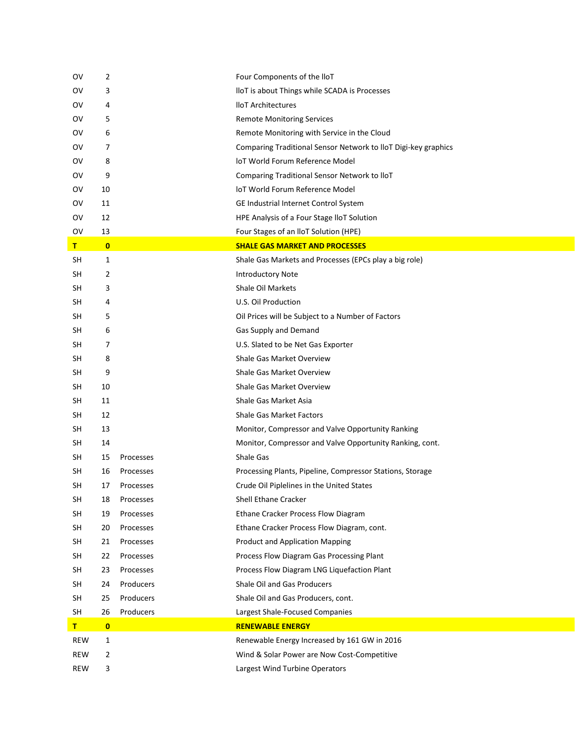| | | | |
|---|---|---|---|
| OV | 2 | | Four Components of the IIoT |
| OV | 3 | | IIoT is about Things while SCADA is Processes |
| OV | 4 | | IIoT Architectures |
| OV | 5 | | Remote Monitoring Services |
| OV | 6 | | Remote Monitoring with Service in the Cloud |
| OV | 7 | | Comparing Traditional Sensor Network to IIoT Digi-key graphics |
| OV | 8 | | IoT World Forum Reference Model |
| OV | 9 | | Comparing Traditional Sensor Network to IIoT |
| OV | 10 | | IoT World Forum Reference Model |
| OV | 11 | | GE Industrial Internet Control System |
| OV | 12 | | HPE Analysis of a Four Stage IIoT Solution |
| OV | 13 | | Four Stages of an IIoT Solution (HPE) |
| **T** | **0** | | **SHALE GAS MARKET AND PROCESSES** |
| SH | 1 | | Shale Gas Markets and Processes (EPCs play a big role) |
| SH | 2 | | Introductory Note |
| SH | 3 | | Shale Oil Markets |
| SH | 4 | | U.S. Oil Production |
| SH | 5 | | Oil Prices will be Subject to a Number of Factors |
| SH | 6 | | Gas Supply and Demand |
| SH | 7 | | U.S. Slated to be Net Gas Exporter |
| SH | 8 | | Shale Gas Market Overview |
| SH | 9 | | Shale Gas Market Overview |
| SH | 10 | | Shale Gas Market Overview |
| SH | 11 | | Shale Gas Market Asia |
| SH | 12 | | Shale Gas Market Factors |
| SH | 13 | | Monitor, Compressor and Valve Opportunity Ranking |
| SH | 14 | | Monitor, Compressor and Valve Opportunity Ranking, cont. |
| SH | 15 | Processes | Shale Gas |
| SH | 16 | Processes | Processing Plants, Pipeline, Compressor Stations, Storage |
| SH | 17 | Processes | Crude Oil Piplelines in the United States |
| SH | 18 | Processes | Shell Ethane Cracker |
| SH | 19 | Processes | Ethane Cracker Process Flow Diagram |
| SH | 20 | Processes | Ethane Cracker Process Flow Diagram, cont. |
| SH | 21 | Processes | Product and Application Mapping |
| SH | 22 | Processes | Process Flow Diagram Gas Processing Plant |
| SH | 23 | Processes | Process Flow Diagram LNG Liquefaction Plant |
| SH | 24 | Producers | Shale Oil and Gas Producers |
| SH | 25 | Producers | Shale Oil and Gas Producers, cont. |
| SH | 26 | Producers | Largest Shale-Focused Companies |
| **T** | **0** | | **RENEWABLE ENERGY** |
| REW | 1 | | Renewable Energy Increased by 161 GW in 2016 |
| REW | 2 | | Wind & Solar Power are Now Cost-Competitive |
| REW | 3 | | Largest Wind Turbine Operators |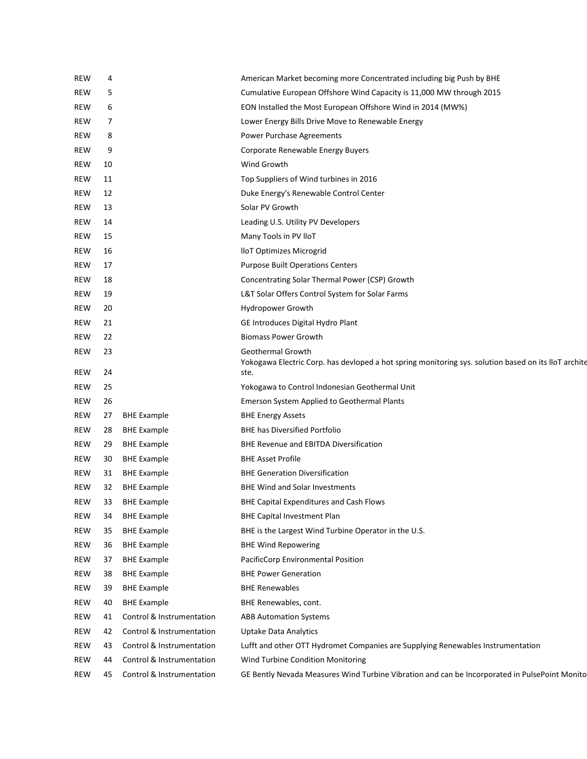| | | | |
|---|---|---|---|
| REW | 4 | | American Market becoming more Concentrated including big Push by BHE |
| REW | 5 | | Cumulative European Offshore Wind Capacity is 11,000 MW through 2015 |
| REW | 6 | | EON Installed the Most European Offshore Wind in 2014 (MW%) |
| REW | 7 | | Lower Energy Bills Drive Move to Renewable Energy |
| REW | 8 | | Power Purchase Agreements |
| REW | 9 | | Corporate Renewable Energy Buyers |
| REW | 10 | | Wind Growth |
| REW | 11 | | Top Suppliers of Wind turbines in 2016 |
| REW | 12 | | Duke Energy's Renewable Control Center |
| REW | 13 | | Solar PV Growth |
| REW | 14 | | Leading U.S. Utility PV Developers |
| REW | 15 | | Many Tools in PV lloT |
| REW | 16 | | lloT Optimizes Microgrid |
| REW | 17 | | Purpose Built Operations Centers |
| REW | 18 | | Concentrating Solar Thermal Power (CSP) Growth |
| REW | 19 | | L&T Solar Offers Control System for Solar Farms |
| REW | 20 | | Hydropower Growth |
| REW | 21 | | GE Introduces Digital Hydro Plant |
| REW | 22 | | Biomass Power Growth |
| REW | 23 | | Geothermal Growth |
| REW | 24 | | Yokogawa Electric Corp. has devloped a hot spring monitoring sys. solution based on its lloT archite ste. |
| REW | 25 | | Yokogawa to Control Indonesian Geothermal Unit |
| REW | 26 | | Emerson System Applied to Geothermal Plants |
| REW | 27 | BHE Example | BHE Energy Assets |
| REW | 28 | BHE Example | BHE has Diversified Portfolio |
| REW | 29 | BHE Example | BHE Revenue and EBITDA Diversification |
| REW | 30 | BHE Example | BHE Asset Profile |
| REW | 31 | BHE Example | BHE Generation Diversification |
| REW | 32 | BHE Example | BHE Wind and Solar Investments |
| REW | 33 | BHE Example | BHE Capital Expenditures and Cash Flows |
| REW | 34 | BHE Example | BHE Capital Investment Plan |
| REW | 35 | BHE Example | BHE is the Largest Wind Turbine Operator in the U.S. |
| REW | 36 | BHE Example | BHE Wind Repowering |
| REW | 37 | BHE Example | PacificCorp Environmental Position |
| REW | 38 | BHE Example | BHE Power Generation |
| REW | 39 | BHE Example | BHE Renewables |
| REW | 40 | BHE Example | BHE Renewables, cont. |
| REW | 41 | Control & Instrumentation | ABB Automation Systems |
| REW | 42 | Control & Instrumentation | Uptake Data Analytics |
| REW | 43 | Control & Instrumentation | Lufft and other OTT Hydromet Companies are Supplying Renewables Instrumentation |
| REW | 44 | Control & Instrumentation | Wind Turbine Condition Monitoring |
| REW | 45 | Control & Instrumentation | GE Bently Nevada Measures Wind Turbine Vibration and can be Incorporated in PulsePoint Monito |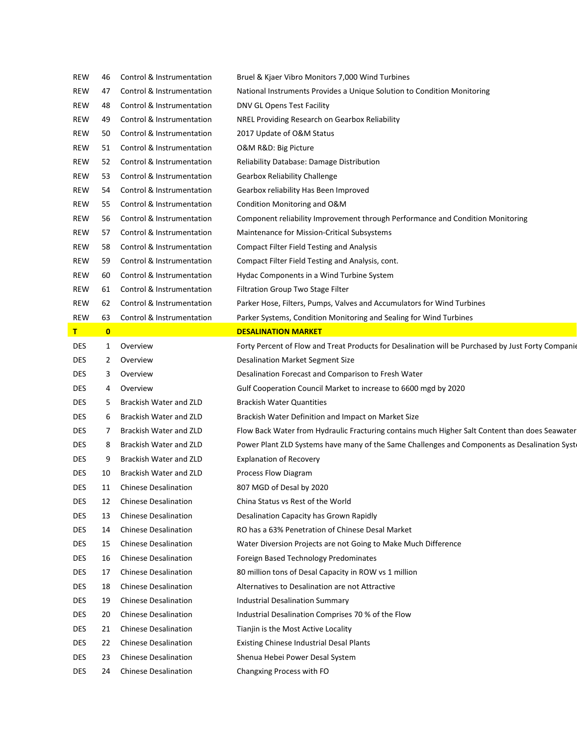| | | | |
|---|---|---|---|
| REW | 46 | Control & Instrumentation | Bruel & Kjaer Vibro Monitors 7,000 Wind Turbines |
| REW | 47 | Control & Instrumentation | National Instruments Provides a Unique Solution to Condition Monitoring |
| REW | 48 | Control & Instrumentation | DNV GL Opens Test Facility |
| REW | 49 | Control & Instrumentation | NREL Providing Research on Gearbox Reliability |
| REW | 50 | Control & Instrumentation | 2017 Update of O&M Status |
| REW | 51 | Control & Instrumentation | O&M R&D: Big Picture |
| REW | 52 | Control & Instrumentation | Reliability Database: Damage Distribution |
| REW | 53 | Control & Instrumentation | Gearbox Reliability Challenge |
| REW | 54 | Control & Instrumentation | Gearbox reliability Has Been Improved |
| REW | 55 | Control & Instrumentation | Condition Monitoring and O&M |
| REW | 56 | Control & Instrumentation | Component reliability Improvement through Performance and Condition Monitoring |
| REW | 57 | Control & Instrumentation | Maintenance for Mission-Critical Subsystems |
| REW | 58 | Control & Instrumentation | Compact Filter Field Testing and Analysis |
| REW | 59 | Control & Instrumentation | Compact Filter Field Testing and Analysis, cont. |
| REW | 60 | Control & Instrumentation | Hydac Components in a Wind Turbine System |
| REW | 61 | Control & Instrumentation | Filtration Group Two Stage Filter |
| REW | 62 | Control & Instrumentation | Parker Hose, Filters, Pumps, Valves and Accumulators for Wind Turbines |
| REW | 63 | Control & Instrumentation | Parker Systems, Condition Monitoring and Sealing for Wind Turbines |
| **T** | **0** | | **DESALINATION MARKET** |
| DES | 1 | Overview | Forty Percent of Flow and Treat Products for Desalination will be Purchased by Just Forty Companie |
| DES | 2 | Overview | Desalination Market Segment Size |
| DES | 3 | Overview | Desalination Forecast and Comparison to Fresh Water |
| DES | 4 | Overview | Gulf Cooperation Council Market to increase to 6600 mgd by 2020 |
| DES | 5 | Brackish Water and ZLD | Brackish Water Quantities |
| DES | 6 | Brackish Water and ZLD | Brackish Water Definition and Impact on Market Size |
| DES | 7 | Brackish Water and ZLD | Flow Back Water from Hydraulic Fracturing contains much Higher Salt Content than does Seawater |
| DES | 8 | Brackish Water and ZLD | Power Plant ZLD Systems have many of the Same Challenges and Components as Desalination Syste |
| DES | 9 | Brackish Water and ZLD | Explanation of Recovery |
| DES | 10 | Brackish Water and ZLD | Process Flow Diagram |
| DES | 11 | Chinese Desalination | 807 MGD of Desal by 2020 |
| DES | 12 | Chinese Desalination | China Status vs Rest of the World |
| DES | 13 | Chinese Desalination | Desalination Capacity has Grown Rapidly |
| DES | 14 | Chinese Desalination | RO has a 63% Penetration of Chinese Desal Market |
| DES | 15 | Chinese Desalination | Water Diversion Projects are not Going to Make Much Difference |
| DES | 16 | Chinese Desalination | Foreign Based Technology Predominates |
| DES | 17 | Chinese Desalination | 80 million tons of Desal Capacity in ROW vs 1 million |
| DES | 18 | Chinese Desalination | Alternatives to Desalination are not Attractive |
| DES | 19 | Chinese Desalination | Industrial Desalination Summary |
| DES | 20 | Chinese Desalination | Industrial Desalination Comprises 70 % of the Flow |
| DES | 21 | Chinese Desalination | Tianjin is the Most Active Locality |
| DES | 22 | Chinese Desalination | Existing Chinese Industrial Desal Plants |
| DES | 23 | Chinese Desalination | Shenua Hebei Power Desal System |
| DES | 24 | Chinese Desalination | Changxing Process with FO |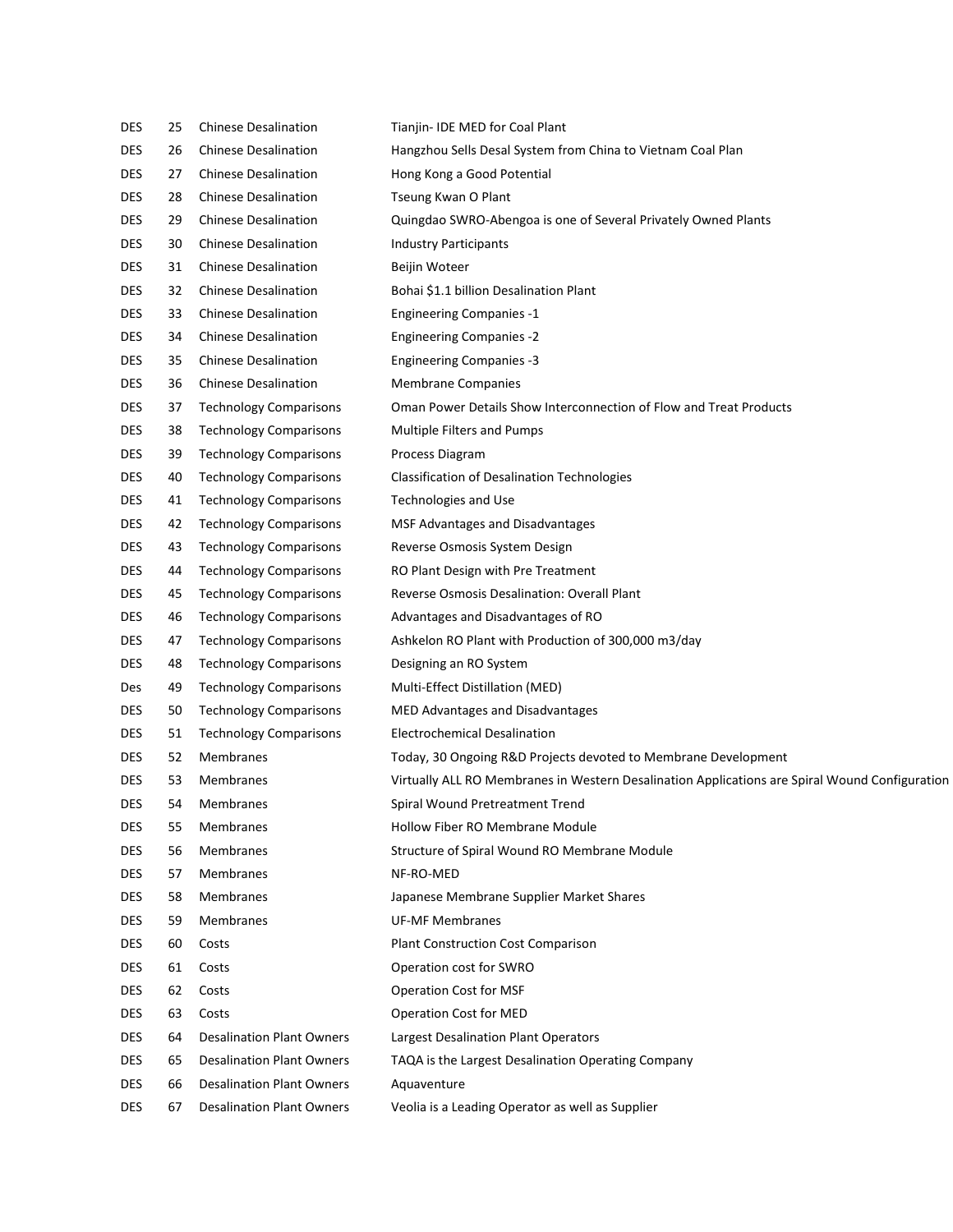| | | | |
|---|---|---|---|
| DES | 25 | Chinese Desalination | Tianjin- IDE MED for Coal Plant |
| DES | 26 | Chinese Desalination | Hangzhou Sells Desal System from China to Vietnam Coal Plan |
| DES | 27 | Chinese Desalination | Hong Kong a Good Potential |
| DES | 28 | Chinese Desalination | Tseung Kwan O Plant |
| DES | 29 | Chinese Desalination | Quingdao SWRO-Abengoa is one of Several Privately Owned Plants |
| DES | 30 | Chinese Desalination | Industry Participants |
| DES | 31 | Chinese Desalination | Beijin Woteer |
| DES | 32 | Chinese Desalination | Bohai $1.1 billion Desalination Plant |
| DES | 33 | Chinese Desalination | Engineering Companies -1 |
| DES | 34 | Chinese Desalination | Engineering Companies -2 |
| DES | 35 | Chinese Desalination | Engineering Companies -3 |
| DES | 36 | Chinese Desalination | Membrane Companies |
| DES | 37 | Technology Comparisons | Oman Power Details Show Interconnection of Flow and Treat Products |
| DES | 38 | Technology Comparisons | Multiple Filters and Pumps |
| DES | 39 | Technology Comparisons | Process Diagram |
| DES | 40 | Technology Comparisons | Classification of Desalination Technologies |
| DES | 41 | Technology Comparisons | Technologies and Use |
| DES | 42 | Technology Comparisons | MSF Advantages and Disadvantages |
| DES | 43 | Technology Comparisons | Reverse Osmosis System Design |
| DES | 44 | Technology Comparisons | RO Plant Design with Pre Treatment |
| DES | 45 | Technology Comparisons | Reverse Osmosis Desalination: Overall Plant |
| DES | 46 | Technology Comparisons | Advantages and Disadvantages of RO |
| DES | 47 | Technology Comparisons | Ashkelon RO Plant with Production of 300,000 m3/day |
| DES | 48 | Technology Comparisons | Designing an RO System |
| Des | 49 | Technology Comparisons | Multi-Effect Distillation (MED) |
| DES | 50 | Technology Comparisons | MED Advantages and Disadvantages |
| DES | 51 | Technology Comparisons | Electrochemical Desalination |
| DES | 52 | Membranes | Today, 30 Ongoing R&D Projects devoted to Membrane Development |
| DES | 53 | Membranes | Virtually ALL RO Membranes in Western Desalination Applications are Spiral Wound Configuration |
| DES | 54 | Membranes | Spiral Wound Pretreatment Trend |
| DES | 55 | Membranes | Hollow Fiber RO Membrane Module |
| DES | 56 | Membranes | Structure of Spiral Wound RO Membrane Module |
| DES | 57 | Membranes | NF-RO-MED |
| DES | 58 | Membranes | Japanese Membrane Supplier Market Shares |
| DES | 59 | Membranes | UF-MF Membranes |
| DES | 60 | Costs | Plant Construction Cost Comparison |
| DES | 61 | Costs | Operation cost for SWRO |
| DES | 62 | Costs | Operation Cost for MSF |
| DES | 63 | Costs | Operation Cost for MED |
| DES | 64 | Desalination Plant Owners | Largest Desalination Plant Operators |
| DES | 65 | Desalination Plant Owners | TAQA is the Largest Desalination Operating Company |
| DES | 66 | Desalination Plant Owners | Aquaventure |
| DES | 67 | Desalination Plant Owners | Veolia is a Leading Operator as well as Supplier |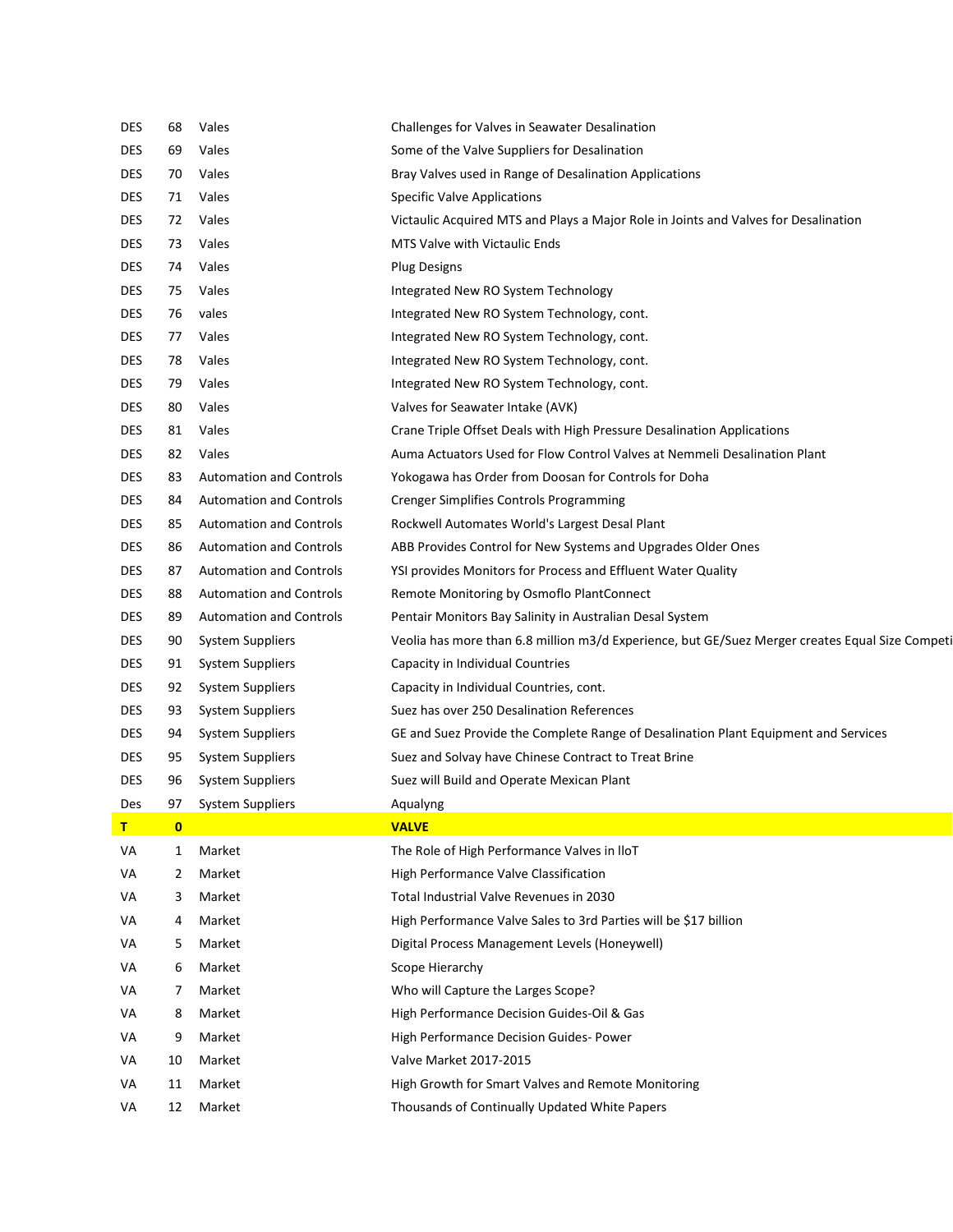| | | | |
|---|---|---|---|
| DES | 68 | Vales | Challenges for Valves in Seawater Desalination |
| DES | 69 | Vales | Some of the Valve Suppliers for Desalination |
| DES | 70 | Vales | Bray Valves used in Range of Desalination Applications |
| DES | 71 | Vales | Specific Valve Applications |
| DES | 72 | Vales | Victaulic Acquired MTS and Plays a Major Role in Joints and Valves for Desalination |
| DES | 73 | Vales | MTS Valve with Victaulic Ends |
| DES | 74 | Vales | Plug Designs |
| DES | 75 | Vales | Integrated New RO System Technology |
| DES | 76 | vales | Integrated New RO System Technology, cont. |
| DES | 77 | Vales | Integrated New RO System Technology, cont. |
| DES | 78 | Vales | Integrated New RO System Technology, cont. |
| DES | 79 | Vales | Integrated New RO System Technology, cont. |
| DES | 80 | Vales | Valves for Seawater Intake (AVK) |
| DES | 81 | Vales | Crane Triple Offset Deals with High Pressure Desalination Applications |
| DES | 82 | Vales | Auma Actuators Used for Flow Control Valves at Nemmeli Desalination Plant |
| DES | 83 | Automation and Controls | Yokogawa has Order from Doosan for Controls for Doha |
| DES | 84 | Automation and Controls | Crenger Simplifies Controls Programming |
| DES | 85 | Automation and Controls | Rockwell Automates World's Largest Desal Plant |
| DES | 86 | Automation and Controls | ABB Provides Control for New Systems and Upgrades Older Ones |
| DES | 87 | Automation and Controls | YSI provides Monitors for Process and Effluent Water Quality |
| DES | 88 | Automation and Controls | Remote Monitoring by Osmoflo PlantConnect |
| DES | 89 | Automation and Controls | Pentair Monitors Bay Salinity in Australian Desal System |
| DES | 90 | System Suppliers | Veolia has more than 6.8 million m3/d Experience, but GE/Suez Merger creates Equal Size Competi |
| DES | 91 | System Suppliers | Capacity in Individual Countries |
| DES | 92 | System Suppliers | Capacity in Individual Countries, cont. |
| DES | 93 | System Suppliers | Suez has over 250 Desalination References |
| DES | 94 | System Suppliers | GE and Suez Provide the Complete Range of Desalination Plant Equipment and Services |
| DES | 95 | System Suppliers | Suez and Solvay have Chinese Contract to Treat Brine |
| DES | 96 | System Suppliers | Suez will Build and Operate Mexican Plant |
| Des | 97 | System Suppliers | Aqualyng |
| **T** | **0** | | **VALVE** |
| VA | 1 | Market | The Role of High Performance Valves in IIoT |
| VA | 2 | Market | High Performance Valve Classification |
| VA | 3 | Market | Total Industrial Valve Revenues in 2030 |
| VA | 4 | Market | High Performance Valve Sales to 3rd Parties will be $17 billion |
| VA | 5 | Market | Digital Process Management Levels (Honeywell) |
| VA | 6 | Market | Scope Hierarchy |
| VA | 7 | Market | Who will Capture the Larges Scope? |
| VA | 8 | Market | High Performance Decision Guides-Oil & Gas |
| VA | 9 | Market | High Performance Decision Guides- Power |
| VA | 10 | Market | Valve Market 2017-2015 |
| VA | 11 | Market | High Growth for Smart Valves and Remote Monitoring |
| VA | 12 | Market | Thousands of Continually Updated White Papers |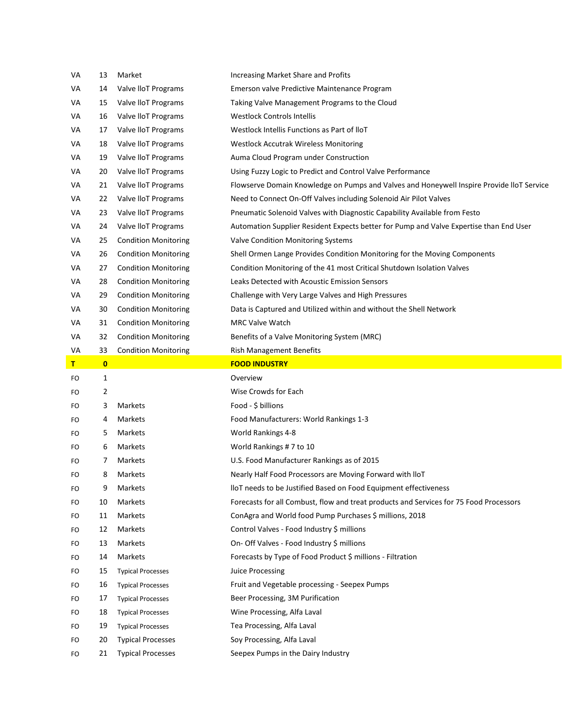| | | | |
|---|---|---|---|
| VA | 13 | Market | Increasing Market Share and Profits |
| VA | 14 | Valve IIoT Programs | Emerson valve Predictive Maintenance Program |
| VA | 15 | Valve IIoT Programs | Taking Valve Management Programs to the Cloud |
| VA | 16 | Valve IIoT Programs | Westlock Controls Intellis |
| VA | 17 | Valve IIoT Programs | Westlock Intellis Functions as Part of IIoT |
| VA | 18 | Valve IIoT Programs | Westlock Accutrak Wireless Monitoring |
| VA | 19 | Valve IIoT Programs | Auma Cloud Program under Construction |
| VA | 20 | Valve IIoT Programs | Using Fuzzy Logic to Predict and Control Valve Performance |
| VA | 21 | Valve IIoT Programs | Flowserve Domain Knowledge on Pumps and Valves and Honeywell Inspire Provide IIoT Service |
| VA | 22 | Valve IIoT Programs | Need to Connect On-Off Valves including Solenoid Air Pilot Valves |
| VA | 23 | Valve IIoT Programs | Pneumatic Solenoid Valves with Diagnostic Capability Available from Festo |
| VA | 24 | Valve IIoT Programs | Automation Supplier Resident Expects better for Pump and Valve Expertise than End User |
| VA | 25 | Condition Monitoring | Valve Condition Monitoring Systems |
| VA | 26 | Condition Monitoring | Shell Ormen Lange Provides Condition Monitoring for the Moving Components |
| VA | 27 | Condition Monitoring | Condition Monitoring of the 41 most Critical Shutdown Isolation Valves |
| VA | 28 | Condition Monitoring | Leaks Detected with Acoustic Emission Sensors |
| VA | 29 | Condition Monitoring | Challenge with Very Large Valves and High Pressures |
| VA | 30 | Condition Monitoring | Data is Captured and Utilized within and without the Shell Network |
| VA | 31 | Condition Monitoring | MRC Valve Watch |
| VA | 32 | Condition Monitoring | Benefits of a Valve Monitoring System (MRC) |
| VA | 33 | Condition Monitoring | Rish Management Benefits |
| **T** | **0** | | **FOOD INDUSTRY** |
| FO | 1 | | Overview |
| FO | 2 | | Wise Crowds for Each |
| FO | 3 | Markets | Food - $ billions |
| FO | 4 | Markets | Food Manufacturers: World Rankings 1-3 |
| FO | 5 | Markets | World Rankings 4-8 |
| FO | 6 | Markets | World Rankings # 7 to 10 |
| FO | 7 | Markets | U.S. Food Manufacturer Rankings as of 2015 |
| FO | 8 | Markets | Nearly Half Food Processors are Moving Forward with IIoT |
| FO | 9 | Markets | IIoT needs to be Justified Based on Food Equipment effectiveness |
| FO | 10 | Markets | Forecasts for all Combust, flow and treat products and Services for 75 Food Processors |
| FO | 11 | Markets | ConAgra and World food Pump Purchases $ millions, 2018 |
| FO | 12 | Markets | Control Valves - Food Industry $ millions |
| FO | 13 | Markets | On- Off Valves - Food Industry $ millions |
| FO | 14 | Markets | Forecasts by Type of Food Product $ millions - Filtration |
| FO | 15 | Typical Processes | Juice Processing |
| FO | 16 | Typical Processes | Fruit and Vegetable processing - Seepex Pumps |
| FO | 17 | Typical Processes | Beer Processing, 3M Purification |
| FO | 18 | Typical Processes | Wine Processing, Alfa Laval |
| FO | 19 | Typical Processes | Tea Processing, Alfa Laval |
| FO | 20 | Typical Processes | Soy Processing, Alfa Laval |
| FO | 21 | Typical Processes | Seepex Pumps in the Dairy Industry |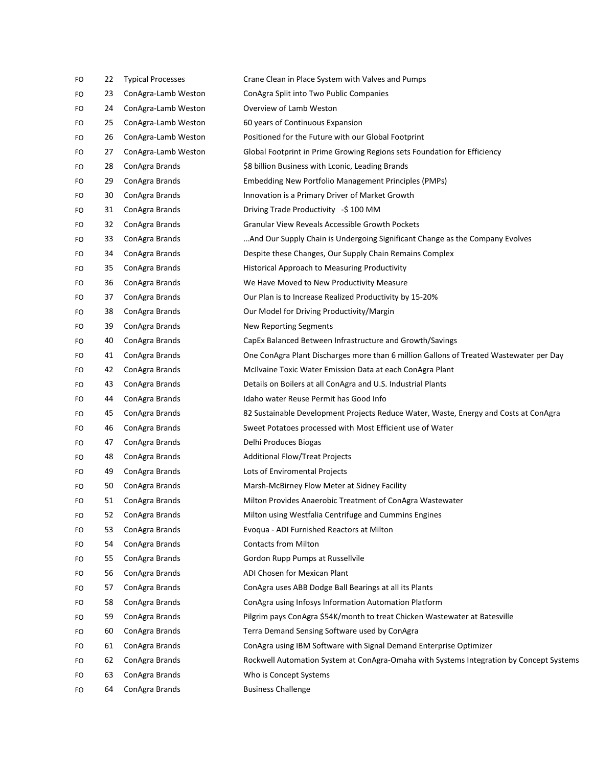| | | | |
|---|---|---|---|
| FO | 22 | Typical Processes | Crane Clean in Place System with Valves and Pumps |
| FO | 23 | ConAgra-Lamb Weston | ConAgra Split into Two Public Companies |
| FO | 24 | ConAgra-Lamb Weston | Overview of Lamb Weston |
| FO | 25 | ConAgra-Lamb Weston | 60 years of Continuous Expansion |
| FO | 26 | ConAgra-Lamb Weston | Positioned for the Future with our Global Footprint |
| FO | 27 | ConAgra-Lamb Weston | Global Footprint in Prime Growing Regions sets Foundation for Efficiency |
| FO | 28 | ConAgra Brands | $8 billion Business with Lconic, Leading Brands |
| FO | 29 | ConAgra Brands | Embedding New Portfolio Management Principles (PMPs) |
| FO | 30 | ConAgra Brands | Innovation is a Primary Driver of Market Growth |
| FO | 31 | ConAgra Brands | Driving Trade Productivity -$ 100 MM |
| FO | 32 | ConAgra Brands | Granular View Reveals Accessible Growth Pockets |
| FO | 33 | ConAgra Brands | …And Our Supply Chain is Undergoing Significant Change as the Company Evolves |
| FO | 34 | ConAgra Brands | Despite these Changes, Our Supply Chain Remains Complex |
| FO | 35 | ConAgra Brands | Historical Approach to Measuring Productivity |
| FO | 36 | ConAgra Brands | We Have Moved to New Productivity Measure |
| FO | 37 | ConAgra Brands | Our Plan is to Increase Realized Productivity by 15-20% |
| FO | 38 | ConAgra Brands | Our Model for Driving Productivity/Margin |
| FO | 39 | ConAgra Brands | New Reporting Segments |
| FO | 40 | ConAgra Brands | CapEx Balanced Between Infrastructure and Growth/Savings |
| FO | 41 | ConAgra Brands | One ConAgra Plant Discharges more than 6 million Gallons of Treated Wastewater per Day |
| FO | 42 | ConAgra Brands | McIlvaine Toxic Water Emission Data at each ConAgra Plant |
| FO | 43 | ConAgra Brands | Details on Boilers at all ConAgra and U.S. Industrial Plants |
| FO | 44 | ConAgra Brands | Idaho water Reuse Permit has Good Info |
| FO | 45 | ConAgra Brands | 82 Sustainable Development Projects Reduce Water, Waste, Energy and Costs at ConAgra |
| FO | 46 | ConAgra Brands | Sweet Potatoes processed with Most Efficient use of Water |
| FO | 47 | ConAgra Brands | Delhi Produces Biogas |
| FO | 48 | ConAgra Brands | Additional Flow/Treat Projects |
| FO | 49 | ConAgra Brands | Lots of Enviromental Projects |
| FO | 50 | ConAgra Brands | Marsh-McBirney Flow Meter at Sidney Facility |
| FO | 51 | ConAgra Brands | Milton Provides Anaerobic Treatment of ConAgra Wastewater |
| FO | 52 | ConAgra Brands | Milton using Westfalia Centrifuge and Cummins Engines |
| FO | 53 | ConAgra Brands | Evoqua - ADI Furnished Reactors at Milton |
| FO | 54 | ConAgra Brands | Contacts from Milton |
| FO | 55 | ConAgra Brands | Gordon Rupp Pumps at Russellvile |
| FO | 56 | ConAgra Brands | ADI Chosen for Mexican Plant |
| FO | 57 | ConAgra Brands | ConAgra uses ABB Dodge Ball Bearings at all its Plants |
| FO | 58 | ConAgra Brands | ConAgra using Infosys Information Automation Platform |
| FO | 59 | ConAgra Brands | Pilgrim pays ConAgra $54K/month to treat Chicken Wastewater at Batesville |
| FO | 60 | ConAgra Brands | Terra Demand Sensing Software used by ConAgra |
| FO | 61 | ConAgra Brands | ConAgra using IBM Software with Signal Demand Enterprise Optimizer |
| FO | 62 | ConAgra Brands | Rockwell Automation System at ConAgra-Omaha with Systems Integration by Concept Systems |
| FO | 63 | ConAgra Brands | Who is Concept Systems |
| FO | 64 | ConAgra Brands | Business Challenge |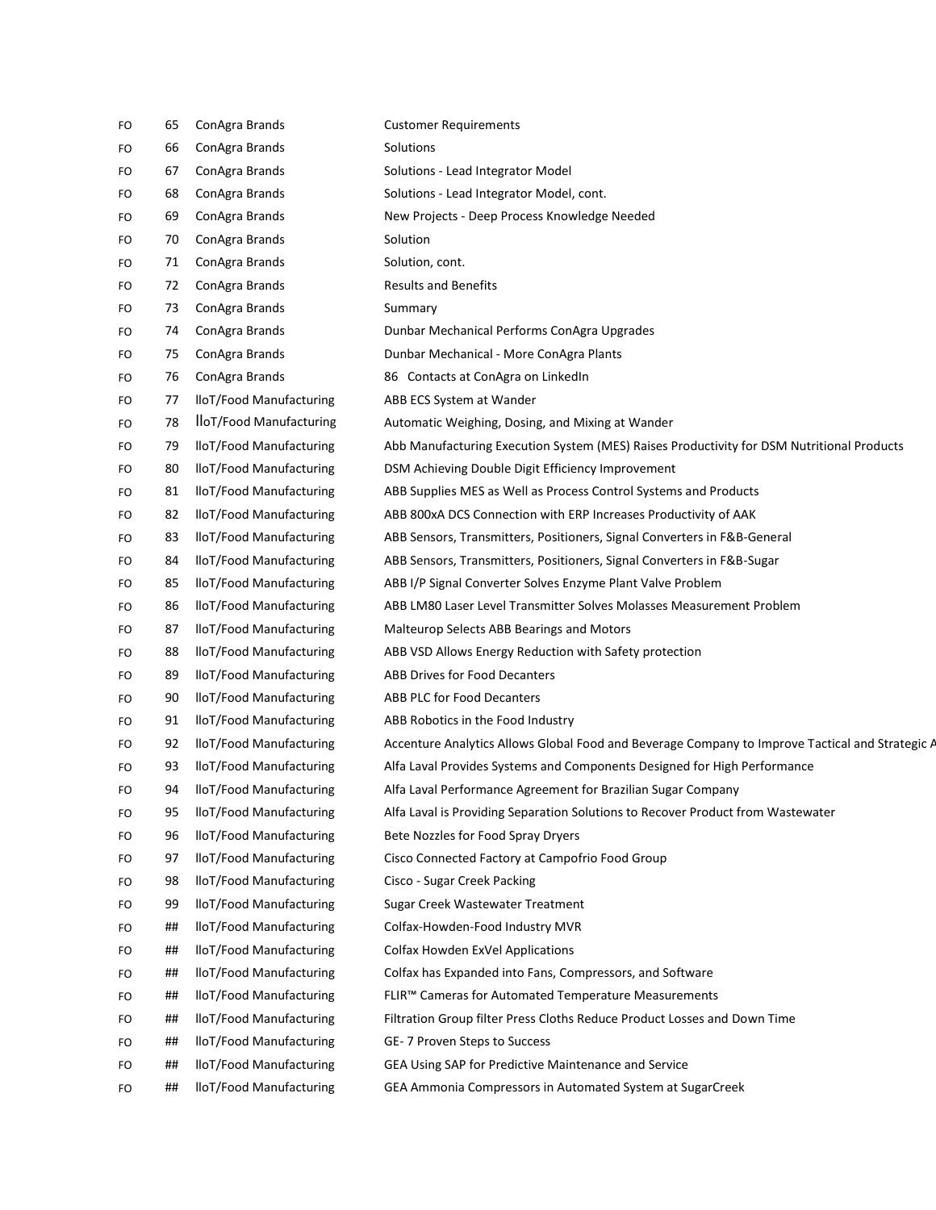| | | | |
|---|---|---|---|
| FO | 65 | ConAgra Brands | Customer Requirements |
| FO | 66 | ConAgra Brands | Solutions |
| FO | 67 | ConAgra Brands | Solutions - Lead Integrator Model |
| FO | 68 | ConAgra Brands | Solutions - Lead Integrator Model, cont. |
| FO | 69 | ConAgra Brands | New Projects - Deep Process Knowledge Needed |
| FO | 70 | ConAgra Brands | Solution |
| FO | 71 | ConAgra Brands | Solution, cont. |
| FO | 72 | ConAgra Brands | Results and Benefits |
| FO | 73 | ConAgra Brands | Summary |
| FO | 74 | ConAgra Brands | Dunbar Mechanical Performs ConAgra Upgrades |
| FO | 75 | ConAgra Brands | Dunbar Mechanical - More ConAgra Plants |
| FO | 76 | ConAgra Brands | 86 Contacts at ConAgra on LinkedIn |
| FO | 77 | IIoT/Food Manufacturing | ABB ECS System at Wander |
| FO | 78 | IIoT/Food Manufacturing | Automatic Weighing, Dosing, and Mixing at Wander |
| FO | 79 | IIoT/Food Manufacturing | Abb Manufacturing Execution System (MES) Raises Productivity for DSM Nutritional Products |
| FO | 80 | IIoT/Food Manufacturing | DSM Achieving Double Digit Efficiency Improvement |
| FO | 81 | IIoT/Food Manufacturing | ABB Supplies MES as Well as Process Control Systems and Products |
| FO | 82 | IIoT/Food Manufacturing | ABB 800xA DCS Connection with ERP Increases Productivity of AAK |
| FO | 83 | IIoT/Food Manufacturing | ABB Sensors, Transmitters, Positioners, Signal Converters in F&B-General |
| FO | 84 | IIoT/Food Manufacturing | ABB Sensors, Transmitters, Positioners, Signal Converters in F&B-Sugar |
| FO | 85 | IIoT/Food Manufacturing | ABB I/P Signal Converter Solves Enzyme Plant Valve Problem |
| FO | 86 | IIoT/Food Manufacturing | ABB LM80 Laser Level Transmitter Solves Molasses Measurement Problem |
| FO | 87 | IIoT/Food Manufacturing | Malteurop Selects ABB Bearings and Motors |
| FO | 88 | IIoT/Food Manufacturing | ABB VSD Allows Energy Reduction with Safety protection |
| FO | 89 | IIoT/Food Manufacturing | ABB Drives for Food Decanters |
| FO | 90 | IIoT/Food Manufacturing | ABB PLC for Food Decanters |
| FO | 91 | IIoT/Food Manufacturing | ABB Robotics in the Food Industry |
| FO | 92 | IIoT/Food Manufacturing | Accenture Analytics Allows Global Food and Beverage Company to Improve Tactical and Strategic A |
| FO | 93 | IIoT/Food Manufacturing | Alfa Laval Provides Systems and Components Designed for High Performance |
| FO | 94 | IIoT/Food Manufacturing | Alfa Laval Performance Agreement for Brazilian Sugar Company |
| FO | 95 | IIoT/Food Manufacturing | Alfa Laval is Providing Separation Solutions to Recover Product from Wastewater |
| FO | 96 | IIoT/Food Manufacturing | Bete Nozzles for Food Spray Dryers |
| FO | 97 | IIoT/Food Manufacturing | Cisco Connected Factory at Campofrio Food Group |
| FO | 98 | IIoT/Food Manufacturing | Cisco - Sugar Creek Packing |
| FO | 99 | IIoT/Food Manufacturing | Sugar Creek Wastewater Treatment |
| FO | ## | IIoT/Food Manufacturing | Colfax-Howden-Food Industry MVR |
| FO | ## | IIoT/Food Manufacturing | Colfax Howden ExVel Applications |
| FO | ## | IIoT/Food Manufacturing | Colfax has Expanded into Fans, Compressors, and Software |
| FO | ## | IIoT/Food Manufacturing | FLIR™ Cameras for Automated Temperature Measurements |
| FO | ## | IIoT/Food Manufacturing | Filtration Group filter Press Cloths Reduce Product Losses and Down Time |
| FO | ## | IIoT/Food Manufacturing | GE- 7 Proven Steps to Success |
| FO | ## | IIoT/Food Manufacturing | GEA Using SAP for Predictive Maintenance and Service |
| FO | ## | IIoT/Food Manufacturing | GEA Ammonia Compressors in Automated System at SugarCreek |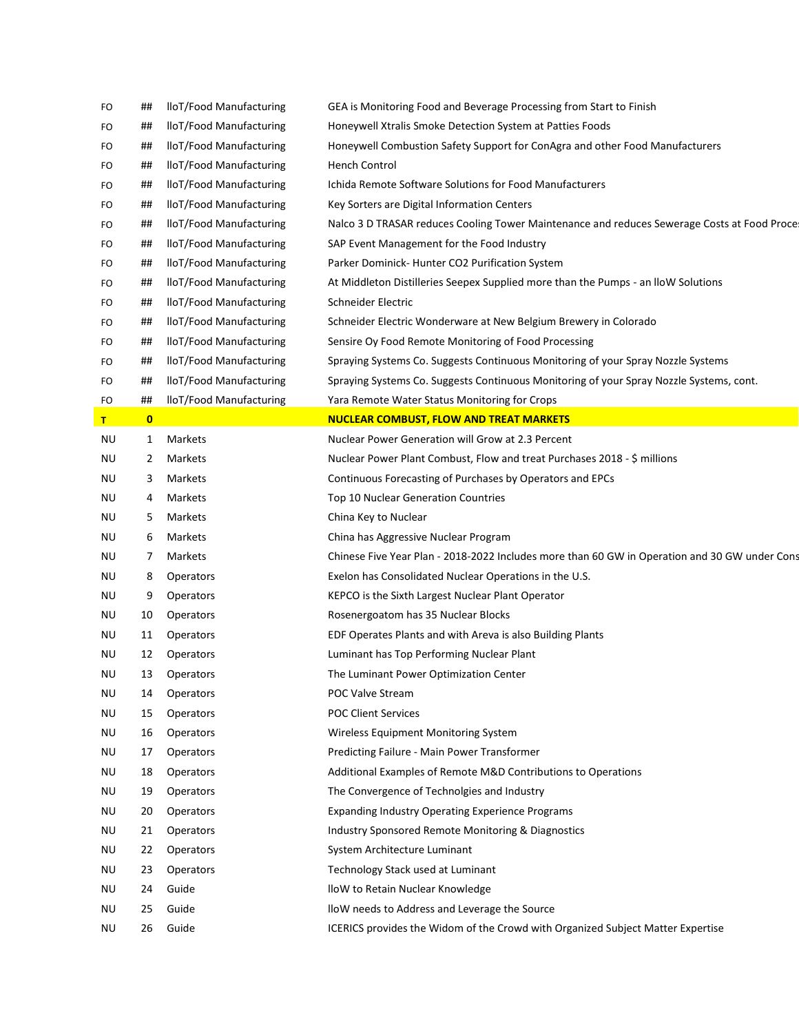| | | | |
|---|---|---|---|
| FO | ## | IIoT/Food Manufacturing | GEA is Monitoring Food and Beverage Processing from Start to Finish |
| FO | ## | IIoT/Food Manufacturing | Honeywell Xtralis Smoke Detection System at Patties Foods |
| FO | ## | IIoT/Food Manufacturing | Honeywell Combustion Safety Support for ConAgra and other Food Manufacturers |
| FO | ## | IIoT/Food Manufacturing | Hench Control |
| FO | ## | IIoT/Food Manufacturing | Ichida Remote Software Solutions for Food Manufacturers |
| FO | ## | IIoT/Food Manufacturing | Key Sorters are Digital Information Centers |
| FO | ## | IIoT/Food Manufacturing | Nalco 3 D TRASAR reduces Cooling Tower Maintenance and reduces Sewerage Costs at Food Proce |
| FO | ## | IIoT/Food Manufacturing | SAP Event Management for the Food Industry |
| FO | ## | IIoT/Food Manufacturing | Parker Dominick- Hunter CO2 Purification System |
| FO | ## | IIoT/Food Manufacturing | At Middleton Distilleries Seepex Supplied more than the Pumps - an IIoW Solutions |
| FO | ## | IIoT/Food Manufacturing | Schneider Electric |
| FO | ## | IIoT/Food Manufacturing | Schneider Electric Wonderware at New Belgium Brewery in Colorado |
| FO | ## | IIoT/Food Manufacturing | Sensire Oy Food Remote Monitoring of Food Processing |
| FO | ## | IIoT/Food Manufacturing | Spraying Systems Co. Suggests Continuous Monitoring of your Spray Nozzle Systems |
| FO | ## | IIoT/Food Manufacturing | Spraying Systems Co. Suggests Continuous Monitoring of your Spray Nozzle Systems, cont. |
| FO | ## | IIoT/Food Manufacturing | Yara Remote Water Status Monitoring for Crops |
| **T** | **0** | | **NUCLEAR COMBUST, FLOW AND TREAT MARKETS** |
| NU | 1 | Markets | Nuclear Power Generation will Grow at 2.3 Percent |
| NU | 2 | Markets | Nuclear Power Plant Combust, Flow and treat Purchases 2018 - $ millions |
| NU | 3 | Markets | Continuous Forecasting of Purchases by Operators and EPCs |
| NU | 4 | Markets | Top 10 Nuclear Generation Countries |
| NU | 5 | Markets | China Key to Nuclear |
| NU | 6 | Markets | China has Aggressive Nuclear Program |
| NU | 7 | Markets | Chinese Five Year Plan - 2018-2022 Includes more than 60 GW in Operation and 30 GW under Cons |
| NU | 8 | Operators | Exelon has Consolidated Nuclear Operations in the U.S. |
| NU | 9 | Operators | KEPCO is the Sixth Largest Nuclear Plant Operator |
| NU | 10 | Operators | Rosenergoatom has 35 Nuclear Blocks |
| NU | 11 | Operators | EDF Operates Plants and with Areva is also Building Plants |
| NU | 12 | Operators | Luminant has Top Performing Nuclear Plant |
| NU | 13 | Operators | The Luminant Power Optimization Center |
| NU | 14 | Operators | POC Valve Stream |
| NU | 15 | Operators | POC Client Services |
| NU | 16 | Operators | Wireless Equipment Monitoring System |
| NU | 17 | Operators | Predicting Failure - Main Power Transformer |
| NU | 18 | Operators | Additional Examples of Remote M&D Contributions to Operations |
| NU | 19 | Operators | The Convergence of Technolgies and Industry |
| NU | 20 | Operators | Expanding Industry Operating Experience Programs |
| NU | 21 | Operators | Industry Sponsored Remote Monitoring & Diagnostics |
| NU | 22 | Operators | System Architecture Luminant |
| NU | 23 | Operators | Technology Stack used at Luminant |
| NU | 24 | Guide | IIoW to Retain Nuclear Knowledge |
| NU | 25 | Guide | IIoW needs to Address and Leverage the Source |
| NU | 26 | Guide | ICERICS provides the Widom of the Crowd with Organized Subject Matter Expertise |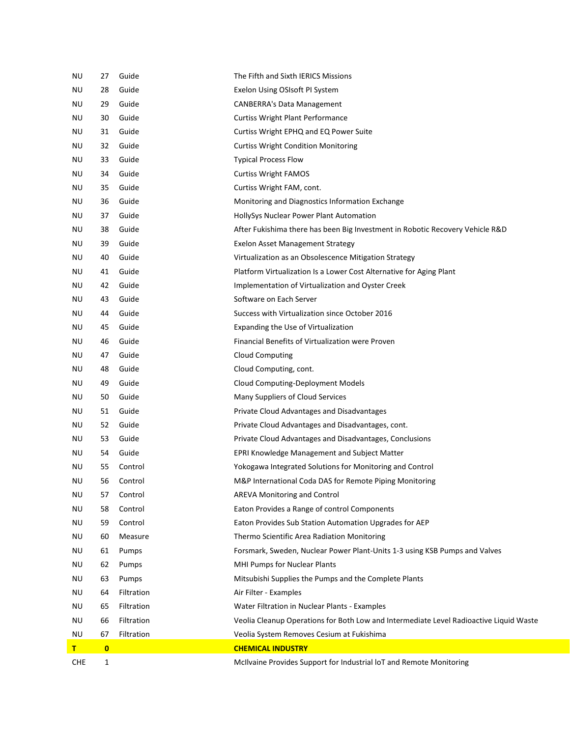| | | | |
|---|---|---|---|
| NU | 27 | Guide | The Fifth and Sixth IERICS Missions |
| NU | 28 | Guide | Exelon Using OSIsoft PI System |
| NU | 29 | Guide | CANBERRA's Data Management |
| NU | 30 | Guide | Curtiss Wright Plant Performance |
| NU | 31 | Guide | Curtiss Wright EPHQ and EQ Power Suite |
| NU | 32 | Guide | Curtiss Wright Condition Monitoring |
| NU | 33 | Guide | Typical Process Flow |
| NU | 34 | Guide | Curtiss Wright FAMOS |
| NU | 35 | Guide | Curtiss Wright FAM, cont. |
| NU | 36 | Guide | Monitoring and Diagnostics Information Exchange |
| NU | 37 | Guide | HollySys Nuclear Power Plant Automation |
| NU | 38 | Guide | After Fukishima there has been Big Investment in Robotic Recovery Vehicle R&D |
| NU | 39 | Guide | Exelon Asset Management Strategy |
| NU | 40 | Guide | Virtualization as an Obsolescence Mitigation Strategy |
| NU | 41 | Guide | Platform Virtualization Is a Lower Cost Alternative for Aging Plant |
| NU | 42 | Guide | Implementation of Virtualization and Oyster Creek |
| NU | 43 | Guide | Software on Each Server |
| NU | 44 | Guide | Success with Virtualization since October 2016 |
| NU | 45 | Guide | Expanding the Use of Virtualization |
| NU | 46 | Guide | Financial Benefits of Virtualization were Proven |
| NU | 47 | Guide | Cloud Computing |
| NU | 48 | Guide | Cloud Computing, cont. |
| NU | 49 | Guide | Cloud Computing-Deployment Models |
| NU | 50 | Guide | Many Suppliers of Cloud Services |
| NU | 51 | Guide | Private Cloud Advantages and Disadvantages |
| NU | 52 | Guide | Private Cloud Advantages and Disadvantages, cont. |
| NU | 53 | Guide | Private Cloud Advantages and Disadvantages, Conclusions |
| NU | 54 | Guide | EPRI Knowledge Management and Subject Matter |
| NU | 55 | Control | Yokogawa Integrated Solutions for Monitoring and Control |
| NU | 56 | Control | M&P International Coda DAS for Remote Piping Monitoring |
| NU | 57 | Control | AREVA Monitoring and Control |
| NU | 58 | Control | Eaton Provides a Range of control Components |
| NU | 59 | Control | Eaton Provides Sub Station Automation Upgrades for AEP |
| NU | 60 | Measure | Thermo Scientific Area Radiation Monitoring |
| NU | 61 | Pumps | Forsmark, Sweden, Nuclear Power Plant-Units 1-3 using KSB Pumps and Valves |
| NU | 62 | Pumps | MHI Pumps for Nuclear Plants |
| NU | 63 | Pumps | Mitsubishi Supplies the Pumps and the Complete Plants |
| NU | 64 | Filtration | Air Filter - Examples |
| NU | 65 | Filtration | Water Filtration in Nuclear Plants - Examples |
| NU | 66 | Filtration | Veolia Cleanup Operations for Both Low and Intermediate Level Radioactive Liquid Waste |
| NU | 67 | Filtration | Veolia System Removes Cesium at Fukishima |
| **T** | **0** | | **CHEMICAL INDUSTRY** |
| CHE | 1 | | McIlvaine Provides Support for Industrial IoT and Remote Monitoring |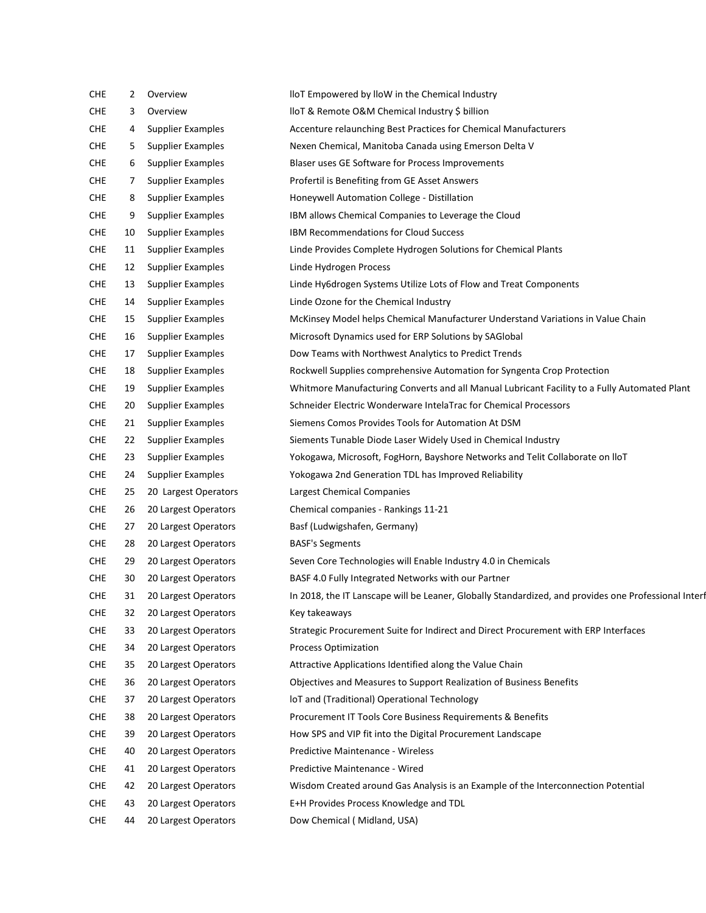| | | | |
|---|---|---|---|
| CHE | 2 | Overview | IIoT Empowered by IIoW in the Chemical Industry |
| CHE | 3 | Overview | IIoT & Remote O&M Chemical Industry $ billion |
| CHE | 4 | Supplier Examples | Accenture relaunching Best Practices for Chemical Manufacturers |
| CHE | 5 | Supplier Examples | Nexen Chemical, Manitoba Canada using Emerson Delta V |
| CHE | 6 | Supplier Examples | Blaser uses GE Software for Process Improvements |
| CHE | 7 | Supplier Examples | Profertil is Benefiting from GE Asset Answers |
| CHE | 8 | Supplier Examples | Honeywell Automation College - Distillation |
| CHE | 9 | Supplier Examples | IBM allows Chemical Companies to Leverage the Cloud |
| CHE | 10 | Supplier Examples | IBM Recommendations for Cloud Success |
| CHE | 11 | Supplier Examples | Linde Provides Complete Hydrogen Solutions for Chemical Plants |
| CHE | 12 | Supplier Examples | Linde Hydrogen Process |
| CHE | 13 | Supplier Examples | Linde Hy6drogen Systems Utilize Lots of Flow and Treat Components |
| CHE | 14 | Supplier Examples | Linde Ozone for the Chemical Industry |
| CHE | 15 | Supplier Examples | McKinsey Model helps Chemical Manufacturer Understand Variations in Value Chain |
| CHE | 16 | Supplier Examples | Microsoft Dynamics used for ERP Solutions by SAGlobal |
| CHE | 17 | Supplier Examples | Dow Teams with Northwest Analytics to Predict Trends |
| CHE | 18 | Supplier Examples | Rockwell Supplies comprehensive Automation for Syngenta Crop Protection |
| CHE | 19 | Supplier Examples | Whitmore Manufacturing Converts and all Manual Lubricant Facility to a Fully Automated Plant |
| CHE | 20 | Supplier Examples | Schneider Electric Wonderware IntelaTrac for Chemical Processors |
| CHE | 21 | Supplier Examples | Siemens Comos Provides Tools for Automation At DSM |
| CHE | 22 | Supplier Examples | Siements Tunable Diode Laser Widely Used in Chemical Industry |
| CHE | 23 | Supplier Examples | Yokogawa, Microsoft, FogHorn, Bayshore Networks and Telit Collaborate on IIoT |
| CHE | 24 | Supplier Examples | Yokogawa 2nd Generation TDL has Improved Reliability |
| CHE | 25 | 20 Largest Operators | Largest Chemical Companies |
| CHE | 26 | 20 Largest Operators | Chemical companies - Rankings 11-21 |
| CHE | 27 | 20 Largest Operators | Basf (Ludwigshafen, Germany) |
| CHE | 28 | 20 Largest Operators | BASF's Segments |
| CHE | 29 | 20 Largest Operators | Seven Core Technologies will Enable Industry 4.0 in Chemicals |
| CHE | 30 | 20 Largest Operators | BASF 4.0 Fully Integrated Networks with our Partner |
| CHE | 31 | 20 Largest Operators | In 2018, the IT Lanscape will be Leaner, Globally Standardized, and provides one Professional Interf |
| CHE | 32 | 20 Largest Operators | Key takeaways |
| CHE | 33 | 20 Largest Operators | Strategic Procurement Suite for Indirect and Direct Procurement with ERP Interfaces |
| CHE | 34 | 20 Largest Operators | Process Optimization |
| CHE | 35 | 20 Largest Operators | Attractive Applications Identified along the Value Chain |
| CHE | 36 | 20 Largest Operators | Objectives and Measures to Support Realization of Business Benefits |
| CHE | 37 | 20 Largest Operators | IoT and (Traditional) Operational Technology |
| CHE | 38 | 20 Largest Operators | Procurement IT Tools Core Business Requirements & Benefits |
| CHE | 39 | 20 Largest Operators | How SPS and VIP fit into the Digital Procurement Landscape |
| CHE | 40 | 20 Largest Operators | Predictive Maintenance - Wireless |
| CHE | 41 | 20 Largest Operators | Predictive Maintenance - Wired |
| CHE | 42 | 20 Largest Operators | Wisdom Created around Gas Analysis is an Example of the Interconnection Potential |
| CHE | 43 | 20 Largest Operators | E+H Provides Process Knowledge and TDL |
| CHE | 44 | 20 Largest Operators | Dow Chemical ( Midland, USA) |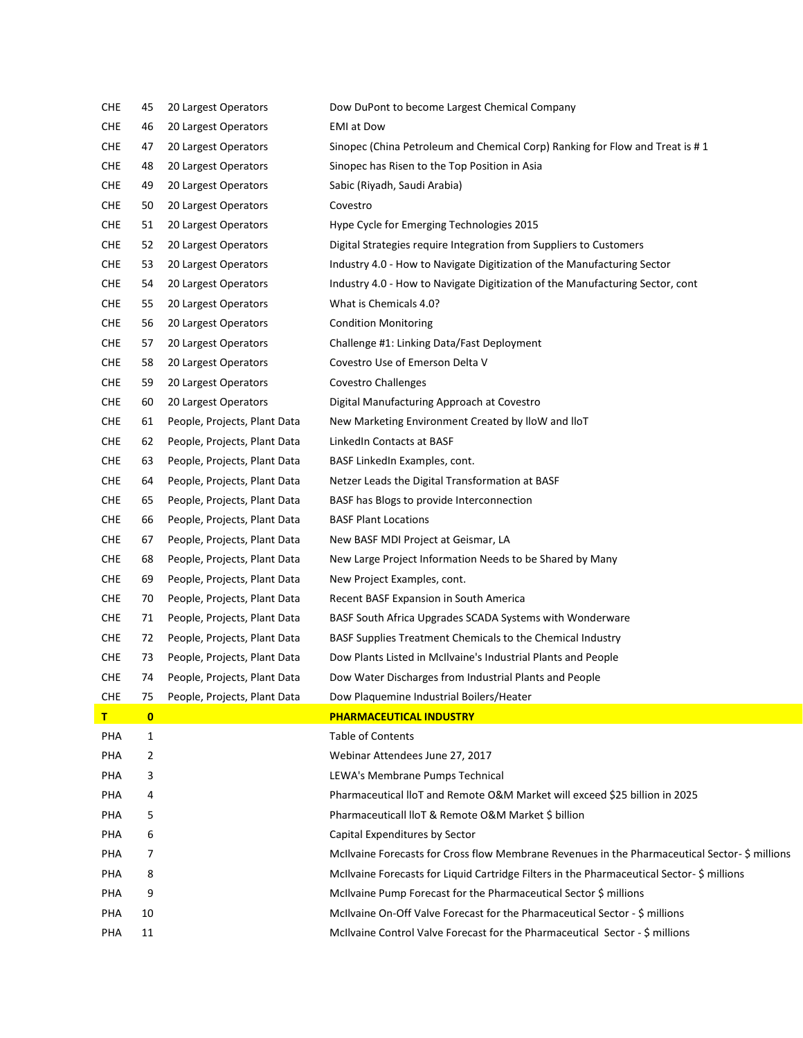| | | | |
|---|---|---|---|
| CHE | 45 | 20 Largest Operators | Dow DuPont to become Largest Chemical Company |
| CHE | 46 | 20 Largest Operators | EMI at Dow |
| CHE | 47 | 20 Largest Operators | Sinopec (China Petroleum and Chemical Corp) Ranking for Flow and Treat is # 1 |
| CHE | 48 | 20 Largest Operators | Sinopec has Risen to the Top Position in Asia |
| CHE | 49 | 20 Largest Operators | Sabic (Riyadh, Saudi Arabia) |
| CHE | 50 | 20 Largest Operators | Covestro |
| CHE | 51 | 20 Largest Operators | Hype Cycle for Emerging Technologies 2015 |
| CHE | 52 | 20 Largest Operators | Digital Strategies require Integration from Suppliers to Customers |
| CHE | 53 | 20 Largest Operators | Industry 4.0 - How to Navigate Digitization of the Manufacturing Sector |
| CHE | 54 | 20 Largest Operators | Industry 4.0 - How to Navigate Digitization of the Manufacturing Sector, cont |
| CHE | 55 | 20 Largest Operators | What is Chemicals 4.0? |
| CHE | 56 | 20 Largest Operators | Condition Monitoring |
| CHE | 57 | 20 Largest Operators | Challenge #1: Linking Data/Fast Deployment |
| CHE | 58 | 20 Largest Operators | Covestro Use of Emerson Delta V |
| CHE | 59 | 20 Largest Operators | Covestro Challenges |
| CHE | 60 | 20 Largest Operators | Digital Manufacturing Approach at Covestro |
| CHE | 61 | People, Projects, Plant Data | New Marketing Environment Created by IIoW and IIoT |
| CHE | 62 | People, Projects, Plant Data | LinkedIn Contacts at BASF |
| CHE | 63 | People, Projects, Plant Data | BASF LinkedIn Examples, cont. |
| CHE | 64 | People, Projects, Plant Data | Netzer Leads the Digital Transformation at BASF |
| CHE | 65 | People, Projects, Plant Data | BASF has Blogs to provide Interconnection |
| CHE | 66 | People, Projects, Plant Data | BASF Plant Locations |
| CHE | 67 | People, Projects, Plant Data | New BASF MDI Project at Geismar, LA |
| CHE | 68 | People, Projects, Plant Data | New Large Project Information Needs to be Shared by Many |
| CHE | 69 | People, Projects, Plant Data | New Project Examples, cont. |
| CHE | 70 | People, Projects, Plant Data | Recent BASF Expansion in South America |
| CHE | 71 | People, Projects, Plant Data | BASF South Africa Upgrades SCADA Systems with Wonderware |
| CHE | 72 | People, Projects, Plant Data | BASF Supplies Treatment Chemicals to the Chemical Industry |
| CHE | 73 | People, Projects, Plant Data | Dow Plants Listed in McIlvaine's Industrial Plants and People |
| CHE | 74 | People, Projects, Plant Data | Dow Water Discharges from Industrial Plants and People |
| CHE | 75 | People, Projects, Plant Data | Dow Plaquemine Industrial Boilers/Heater |
| **T** | **0** | | **PHARMACEUTICAL INDUSTRY** |
| PHA | 1 | | Table of Contents |
| PHA | 2 | | Webinar Attendees June 27, 2017 |
| PHA | 3 | | LEWA's Membrane Pumps Technical |
| PHA | 4 | | Pharmaceutical IIoT and Remote O&M Market will exceed $25 billion in 2025 |
| PHA | 5 | | Pharmaceuticall IIoT & Remote O&M Market $ billion |
| PHA | 6 | | Capital Expenditures by Sector |
| PHA | 7 | | McIlvaine Forecasts for Cross flow Membrane Revenues in the Pharmaceutical Sector- $ millions |
| PHA | 8 | | McIlvaine Forecasts for Liquid Cartridge Filters in the Pharmaceutical Sector- $ millions |
| PHA | 9 | | McIlvaine Pump Forecast for the Pharmaceutical Sector $ millions |
| PHA | 10 | | McIlvaine On-Off Valve Forecast for the Pharmaceutical Sector - $ millions |
| PHA | 11 | | McIlvaine Control Valve Forecast for the Pharmaceutical Sector - $ millions |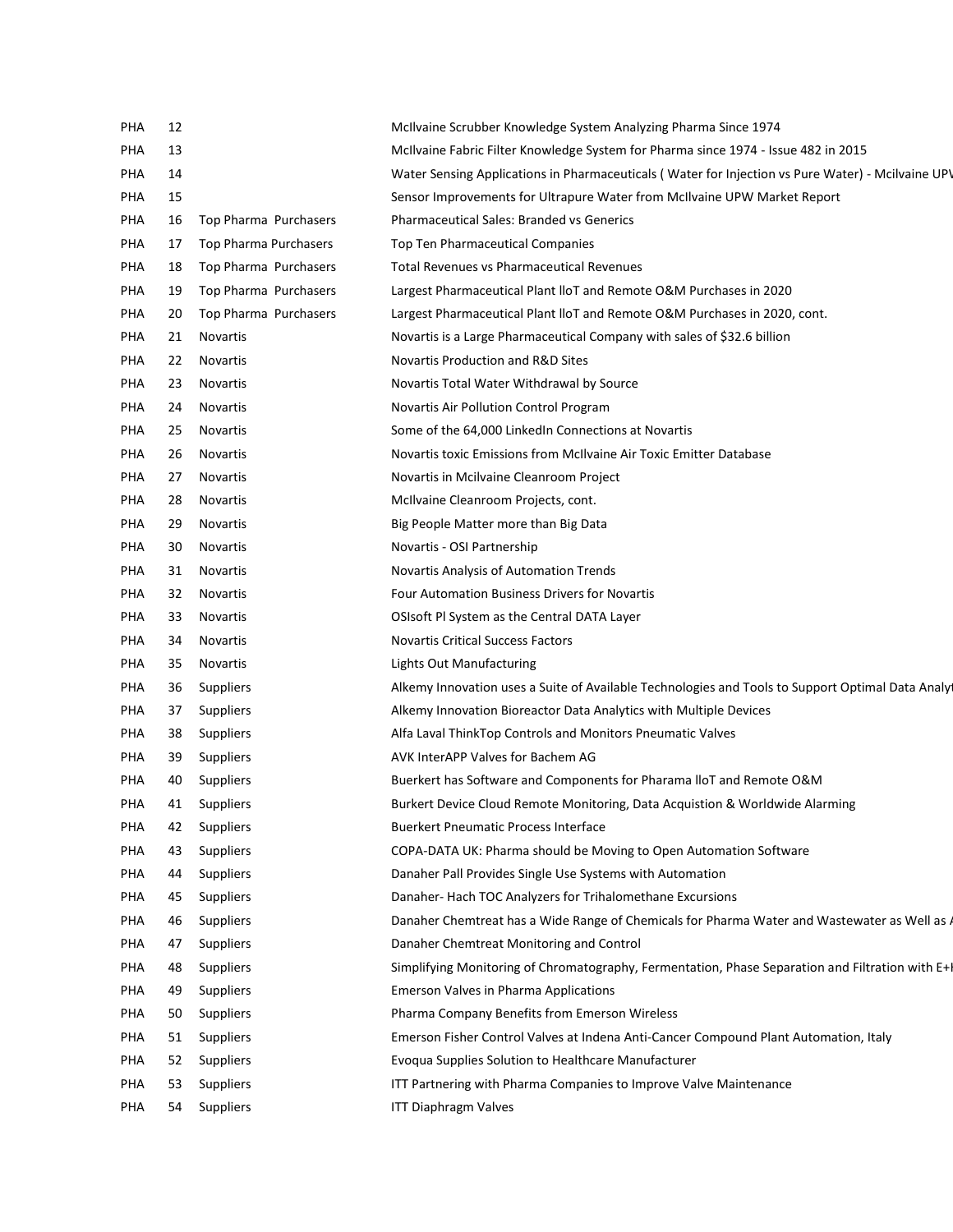| | | | |
|---|---|---|---|
| PHA | 12 | | McIlvaine Scrubber Knowledge System Analyzing Pharma Since 1974 |
| PHA | 13 | | McIlvaine Fabric Filter Knowledge System for Pharma since 1974 - Issue 482 in 2015 |
| PHA | 14 | | Water Sensing Applications in Pharmaceuticals ( Water for Injection vs Pure Water) - Mcilvaine UPV |
| PHA | 15 | | Sensor Improvements for Ultrapure Water from McIlvaine UPW Market Report |
| PHA | 16 | Top Pharma Purchasers | Pharmaceutical Sales: Branded vs Generics |
| PHA | 17 | Top Pharma Purchasers | Top Ten Pharmaceutical Companies |
| PHA | 18 | Top Pharma Purchasers | Total Revenues vs Pharmaceutical Revenues |
| PHA | 19 | Top Pharma Purchasers | Largest Pharmaceutical Plant lIoT and Remote O&M Purchases in 2020 |
| PHA | 20 | Top Pharma Purchasers | Largest Pharmaceutical Plant lIoT and Remote O&M Purchases in 2020, cont. |
| PHA | 21 | Novartis | Novartis is a Large Pharmaceutical Company with sales of $32.6 billion |
| PHA | 22 | Novartis | Novartis Production and R&D Sites |
| PHA | 23 | Novartis | Novartis Total Water Withdrawal by Source |
| PHA | 24 | Novartis | Novartis Air Pollution Control Program |
| PHA | 25 | Novartis | Some of the 64,000 LinkedIn Connections at Novartis |
| PHA | 26 | Novartis | Novartis toxic Emissions from McIlvaine Air Toxic Emitter Database |
| PHA | 27 | Novartis | Novartis in Mcilvaine Cleanroom Project |
| PHA | 28 | Novartis | McIlvaine Cleanroom Projects, cont. |
| PHA | 29 | Novartis | Big People Matter more than Big Data |
| PHA | 30 | Novartis | Novartis - OSI Partnership |
| PHA | 31 | Novartis | Novartis Analysis of Automation Trends |
| PHA | 32 | Novartis | Four Automation Business Drivers for Novartis |
| PHA | 33 | Novartis | OSIsoft PI System as the Central DATA Layer |
| PHA | 34 | Novartis | Novartis Critical Success Factors |
| PHA | 35 | Novartis | Lights Out Manufacturing |
| PHA | 36 | Suppliers | Alkemy Innovation uses a Suite of Available Technologies and Tools to Support Optimal Data Analyt |
| PHA | 37 | Suppliers | Alkemy Innovation Bioreactor Data Analytics with Multiple Devices |
| PHA | 38 | Suppliers | Alfa Laval ThinkTop Controls and Monitors Pneumatic Valves |
| PHA | 39 | Suppliers | AVK InterAPP Valves for Bachem AG |
| PHA | 40 | Suppliers | Buerkert has Software and Components for Pharama lIoT and Remote O&M |
| PHA | 41 | Suppliers | Burkert Device Cloud Remote Monitoring, Data Acquistion & Worldwide Alarming |
| PHA | 42 | Suppliers | Buerkert Pneumatic Process Interface |
| PHA | 43 | Suppliers | COPA-DATA UK: Pharma should be Moving to Open Automation Software |
| PHA | 44 | Suppliers | Danaher Pall Provides Single Use Systems with Automation |
| PHA | 45 | Suppliers | Danaher- Hach TOC Analyzers for Trihalomethane Excursions |
| PHA | 46 | Suppliers | Danaher Chemtreat has a Wide Range of Chemicals for Pharma Water and Wastewater as Well as A |
| PHA | 47 | Suppliers | Danaher Chemtreat Monitoring and Control |
| PHA | 48 | Suppliers | Simplifying Monitoring of Chromatography, Fermentation, Phase Separation and Filtration with E+H |
| PHA | 49 | Suppliers | Emerson Valves in Pharma Applications |
| PHA | 50 | Suppliers | Pharma Company Benefits from Emerson Wireless |
| PHA | 51 | Suppliers | Emerson Fisher Control Valves at Indena Anti-Cancer Compound Plant Automation, Italy |
| PHA | 52 | Suppliers | Evoqua Supplies Solution to Healthcare Manufacturer |
| PHA | 53 | Suppliers | ITT Partnering with Pharma Companies to Improve Valve Maintenance |
| PHA | 54 | Suppliers | ITT Diaphragm Valves |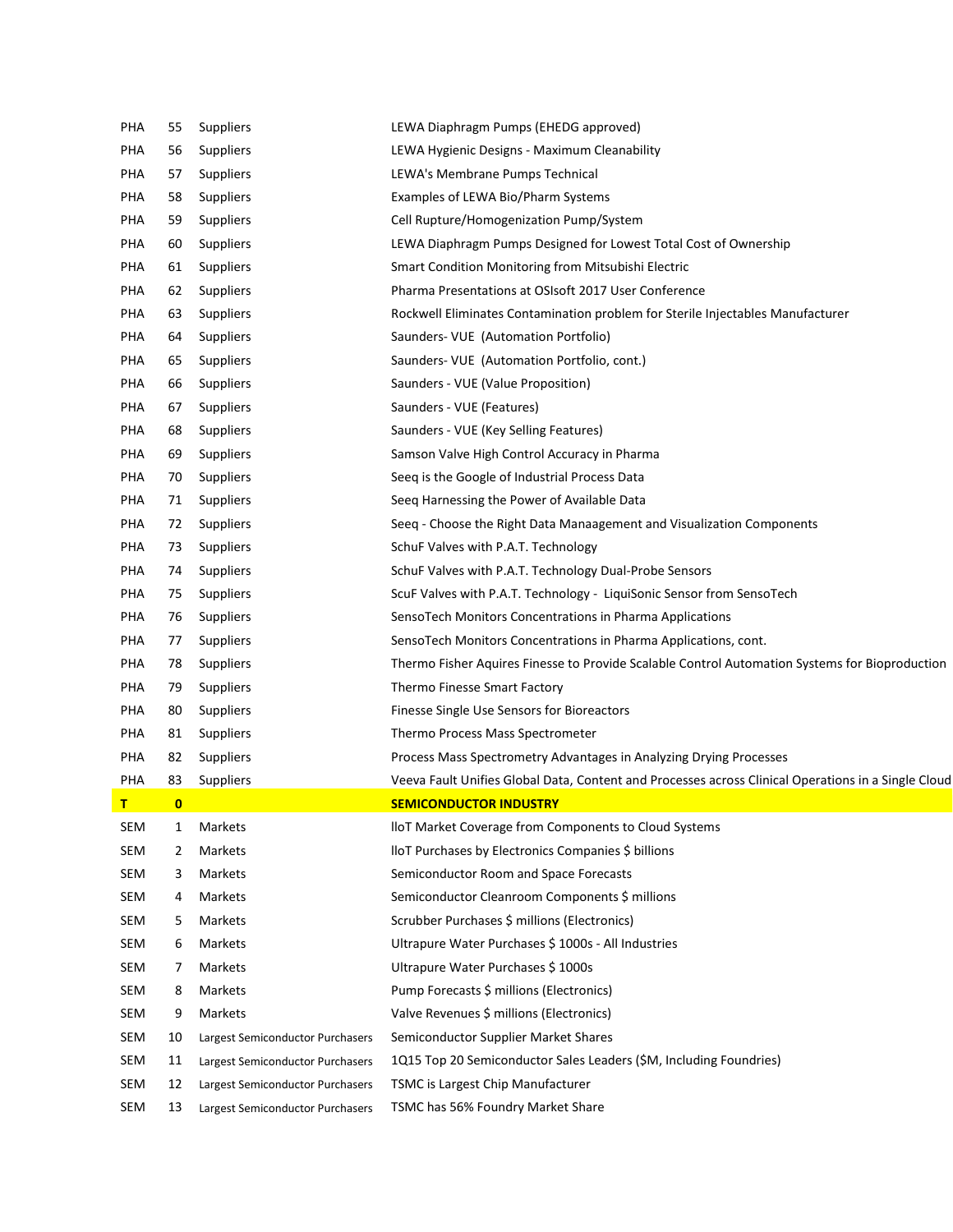| | | | |
|---|---|---|---|
| PHA | 55 | Suppliers | LEWA Diaphragm Pumps (EHEDG approved) |
| PHA | 56 | Suppliers | LEWA Hygienic Designs - Maximum Cleanability |
| PHA | 57 | Suppliers | LEWA's Membrane Pumps Technical |
| PHA | 58 | Suppliers | Examples of LEWA Bio/Pharm Systems |
| PHA | 59 | Suppliers | Cell Rupture/Homogenization Pump/System |
| PHA | 60 | Suppliers | LEWA Diaphragm Pumps Designed for Lowest Total Cost of Ownership |
| PHA | 61 | Suppliers | Smart Condition Monitoring from Mitsubishi Electric |
| PHA | 62 | Suppliers | Pharma Presentations at OSIsoft 2017 User Conference |
| PHA | 63 | Suppliers | Rockwell Eliminates Contamination problem for Sterile Injectables Manufacturer |
| PHA | 64 | Suppliers | Saunders- VUE (Automation Portfolio) |
| PHA | 65 | Suppliers | Saunders- VUE (Automation Portfolio, cont.) |
| PHA | 66 | Suppliers | Saunders - VUE (Value Proposition) |
| PHA | 67 | Suppliers | Saunders - VUE (Features) |
| PHA | 68 | Suppliers | Saunders - VUE (Key Selling Features) |
| PHA | 69 | Suppliers | Samson Valve High Control Accuracy in Pharma |
| PHA | 70 | Suppliers | Seeq is the Google of Industrial Process Data |
| PHA | 71 | Suppliers | Seeq Harnessing the Power of Available Data |
| PHA | 72 | Suppliers | Seeq - Choose the Right Data Manaagement and Visualization Components |
| PHA | 73 | Suppliers | SchuF Valves with P.A.T. Technology |
| PHA | 74 | Suppliers | SchuF Valves with P.A.T. Technology Dual-Probe Sensors |
| PHA | 75 | Suppliers | ScuF Valves with P.A.T. Technology - LiquiSonic Sensor from SensoTech |
| PHA | 76 | Suppliers | SensoTech Monitors Concentrations in Pharma Applications |
| PHA | 77 | Suppliers | SensoTech Monitors Concentrations in Pharma Applications, cont. |
| PHA | 78 | Suppliers | Thermo Fisher Aquires Finesse to Provide Scalable Control Automation Systems for Bioproduction |
| PHA | 79 | Suppliers | Thermo Finesse Smart Factory |
| PHA | 80 | Suppliers | Finesse Single Use Sensors for Bioreactors |
| PHA | 81 | Suppliers | Thermo Process Mass Spectrometer |
| PHA | 82 | Suppliers | Process Mass Spectrometry Advantages in Analyzing Drying Processes |
| PHA | 83 | Suppliers | Veeva Fault Unifies Global Data, Content and Processes across Clinical Operations in a Single Cloud |
| **T** | **0** | | **SEMICONDUCTOR INDUSTRY** |
| SEM | 1 | Markets | IloT Market Coverage from Components to Cloud Systems |
| SEM | 2 | Markets | IloT Purchases by Electronics Companies $ billions |
| SEM | 3 | Markets | Semiconductor Room and Space Forecasts |
| SEM | 4 | Markets | Semiconductor Cleanroom Components $ millions |
| SEM | 5 | Markets | Scrubber Purchases $ millions (Electronics) |
| SEM | 6 | Markets | Ultrapure Water Purchases $ 1000s - All Industries |
| SEM | 7 | Markets | Ultrapure Water Purchases $ 1000s |
| SEM | 8 | Markets | Pump Forecasts $ millions (Electronics) |
| SEM | 9 | Markets | Valve Revenues $ millions (Electronics) |
| SEM | 10 | Largest Semiconductor Purchasers | Semiconductor Supplier Market Shares |
| SEM | 11 | Largest Semiconductor Purchasers | 1Q15 Top 20 Semiconductor Sales Leaders ($M, Including Foundries) |
| SEM | 12 | Largest Semiconductor Purchasers | TSMC is Largest Chip Manufacturer |
| SEM | 13 | Largest Semiconductor Purchasers | TSMC has 56% Foundry Market Share |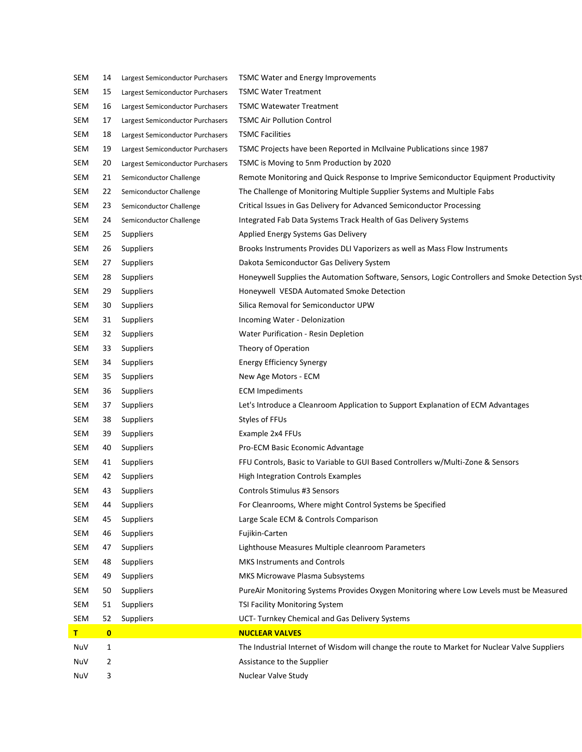| | | | |
|---|---|---|---|
| SEM | 14 | Largest Semiconductor Purchasers | TSMC Water and Energy Improvements |
| SEM | 15 | Largest Semiconductor Purchasers | TSMC Water Treatment |
| SEM | 16 | Largest Semiconductor Purchasers | TSMC Watewater Treatment |
| SEM | 17 | Largest Semiconductor Purchasers | TSMC Air Pollution Control |
| SEM | 18 | Largest Semiconductor Purchasers | TSMC Facilities |
| SEM | 19 | Largest Semiconductor Purchasers | TSMC Projects have been Reported in McIlvaine Publications since 1987 |
| SEM | 20 | Largest Semiconductor Purchasers | TSMC is Moving to 5nm Production by 2020 |
| SEM | 21 | Semiconductor Challenge | Remote Monitoring and Quick Response to Imprive Semiconductor Equipment Productivity |
| SEM | 22 | Semiconductor Challenge | The Challenge of Monitoring Multiple Supplier Systems and Multiple Fabs |
| SEM | 23 | Semiconductor Challenge | Critical Issues in Gas Delivery for Advanced Semiconductor Processing |
| SEM | 24 | Semiconductor Challenge | Integrated Fab Data Systems Track Health of Gas Delivery Systems |
| SEM | 25 | Suppliers | Applied Energy Systems Gas Delivery |
| SEM | 26 | Suppliers | Brooks Instruments Provides DLI Vaporizers as well as Mass Flow Instruments |
| SEM | 27 | Suppliers | Dakota Semiconductor Gas Delivery System |
| SEM | 28 | Suppliers | Honeywell Supplies the Automation Software, Sensors, Logic Controllers and Smoke Detection Syst |
| SEM | 29 | Suppliers | Honeywell VESDA Automated Smoke Detection |
| SEM | 30 | Suppliers | Silica Removal for Semiconductor UPW |
| SEM | 31 | Suppliers | Incoming Water - Delonization |
| SEM | 32 | Suppliers | Water Purification - Resin Depletion |
| SEM | 33 | Suppliers | Theory of Operation |
| SEM | 34 | Suppliers | Energy Efficiency Synergy |
| SEM | 35 | Suppliers | New Age Motors - ECM |
| SEM | 36 | Suppliers | ECM Impediments |
| SEM | 37 | Suppliers | Let's Introduce a Cleanroom Application to Support Explanation of ECM Advantages |
| SEM | 38 | Suppliers | Styles of FFUs |
| SEM | 39 | Suppliers | Example 2x4 FFUs |
| SEM | 40 | Suppliers | Pro-ECM Basic Economic Advantage |
| SEM | 41 | Suppliers | FFU Controls, Basic to Variable to GUI Based Controllers w/Multi-Zone & Sensors |
| SEM | 42 | Suppliers | High Integration Controls Examples |
| SEM | 43 | Suppliers | Controls Stimulus #3 Sensors |
| SEM | 44 | Suppliers | For Cleanrooms, Where might Control Systems be Specified |
| SEM | 45 | Suppliers | Large Scale ECM & Controls Comparison |
| SEM | 46 | Suppliers | Fujikin-Carten |
| SEM | 47 | Suppliers | Lighthouse Measures Multiple cleanroom Parameters |
| SEM | 48 | Suppliers | MKS Instruments and Controls |
| SEM | 49 | Suppliers | MKS Microwave Plasma Subsystems |
| SEM | 50 | Suppliers | PureAir Monitoring Systems Provides Oxygen Monitoring where Low Levels must be Measured |
| SEM | 51 | Suppliers | TSI Facility Monitoring System |
| SEM | 52 | Suppliers | UCT- Turnkey Chemical and Gas Delivery Systems |
| **T** | **0** | | **NUCLEAR VALVES** |
| NuV | 1 | | The Industrial Internet of Wisdom will change the route to Market for Nuclear Valve Suppliers |
| NuV | 2 | | Assistance to the Supplier |
| NuV | 3 | | Nuclear Valve Study |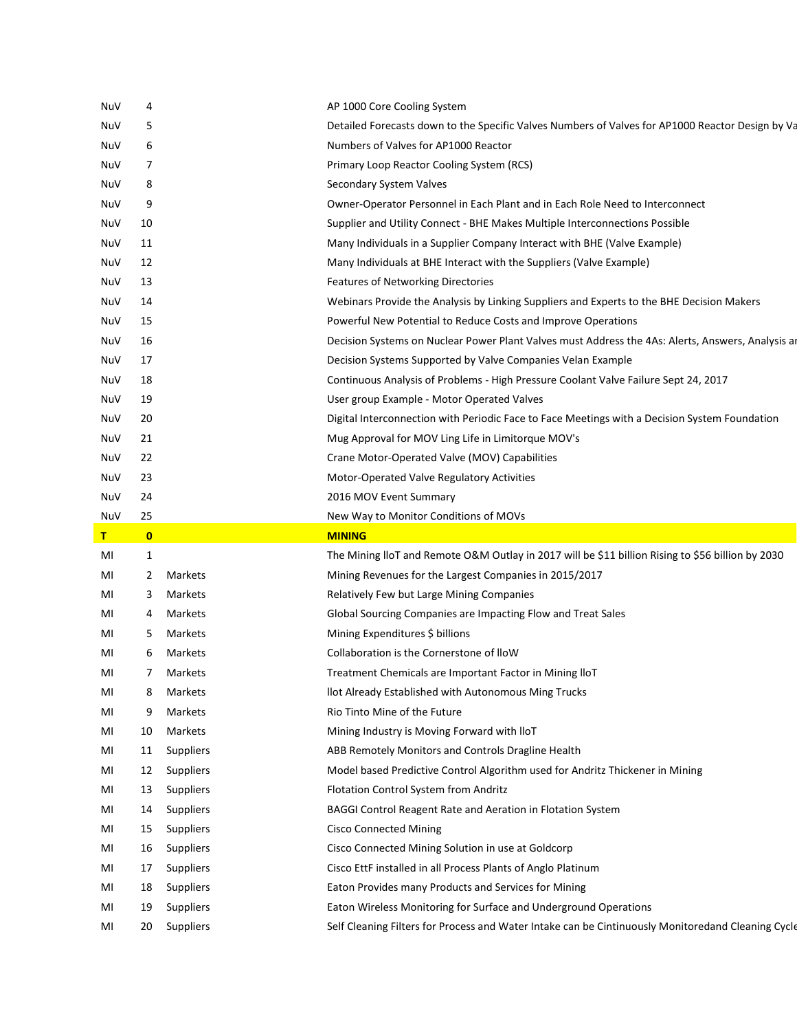| | | | |
|---|---|---|---|
| NuV | 4 | | AP 1000 Core Cooling System |
| NuV | 5 | | Detailed Forecasts down to the Specific Valves Numbers of Valves for AP1000 Reactor Design by Va |
| NuV | 6 | | Numbers of Valves for AP1000 Reactor |
| NuV | 7 | | Primary Loop Reactor Cooling System (RCS) |
| NuV | 8 | | Secondary System Valves |
| NuV | 9 | | Owner-Operator Personnel in Each Plant and in Each Role Need to Interconnect |
| NuV | 10 | | Supplier and Utility Connect - BHE Makes Multiple Interconnections Possible |
| NuV | 11 | | Many Individuals in a Supplier Company Interact with BHE (Valve Example) |
| NuV | 12 | | Many Individuals at BHE Interact with the Suppliers (Valve Example) |
| NuV | 13 | | Features of Networking Directories |
| NuV | 14 | | Webinars Provide the Analysis by Linking Suppliers and Experts to the BHE Decision Makers |
| NuV | 15 | | Powerful New Potential to Reduce Costs and Improve Operations |
| NuV | 16 | | Decision Systems on Nuclear Power Plant Valves must Address the 4As: Alerts, Answers, Analysis ar |
| NuV | 17 | | Decision Systems Supported by Valve Companies Velan Example |
| NuV | 18 | | Continuous Analysis of Problems - High Pressure Coolant Valve Failure Sept 24, 2017 |
| NuV | 19 | | User group Example - Motor Operated Valves |
| NuV | 20 | | Digital Interconnection with Periodic Face to Face Meetings with a Decision System Foundation |
| NuV | 21 | | Mug Approval for MOV Ling Life in Limitorque MOV's |
| NuV | 22 | | Crane Motor-Operated Valve (MOV) Capabilities |
| NuV | 23 | | Motor-Operated Valve Regulatory Activities |
| NuV | 24 | | 2016 MOV Event Summary |
| NuV | 25 | | New Way to Monitor Conditions of MOVs |
| **T** | **0** | | **MINING** |
| MI | 1 | | The Mining IIoT and Remote O&M Outlay in 2017 will be $11 billion Rising to $56 billion by 2030 |
| MI | 2 | Markets | Mining Revenues for the Largest Companies in 2015/2017 |
| MI | 3 | Markets | Relatively Few but Large Mining Companies |
| MI | 4 | Markets | Global Sourcing Companies are Impacting Flow and Treat Sales |
| MI | 5 | Markets | Mining Expenditures $ billions |
| MI | 6 | Markets | Collaboration is the Cornerstone of IIoW |
| MI | 7 | Markets | Treatment Chemicals are Important Factor in Mining IIoT |
| MI | 8 | Markets | IIot Already Established with Autonomous Ming Trucks |
| MI | 9 | Markets | Rio Tinto Mine of the Future |
| MI | 10 | Markets | Mining Industry is Moving Forward with IIoT |
| MI | 11 | Suppliers | ABB Remotely Monitors and Controls Dragline Health |
| MI | 12 | Suppliers | Model based Predictive Control Algorithm used for Andritz Thickener in Mining |
| MI | 13 | Suppliers | Flotation Control System from Andritz |
| MI | 14 | Suppliers | BAGGI Control Reagent Rate and Aeration in Flotation System |
| MI | 15 | Suppliers | Cisco Connected Mining |
| MI | 16 | Suppliers | Cisco Connected Mining Solution in use at Goldcorp |
| MI | 17 | Suppliers | Cisco EttF installed in all Process Plants of Anglo Platinum |
| MI | 18 | Suppliers | Eaton Provides many Products and Services for Mining |
| MI | 19 | Suppliers | Eaton Wireless Monitoring for Surface and Underground Operations |
| MI | 20 | Suppliers | Self Cleaning Filters for Process and Water Intake can be Cintinuously Monitoredand Cleaning Cycle |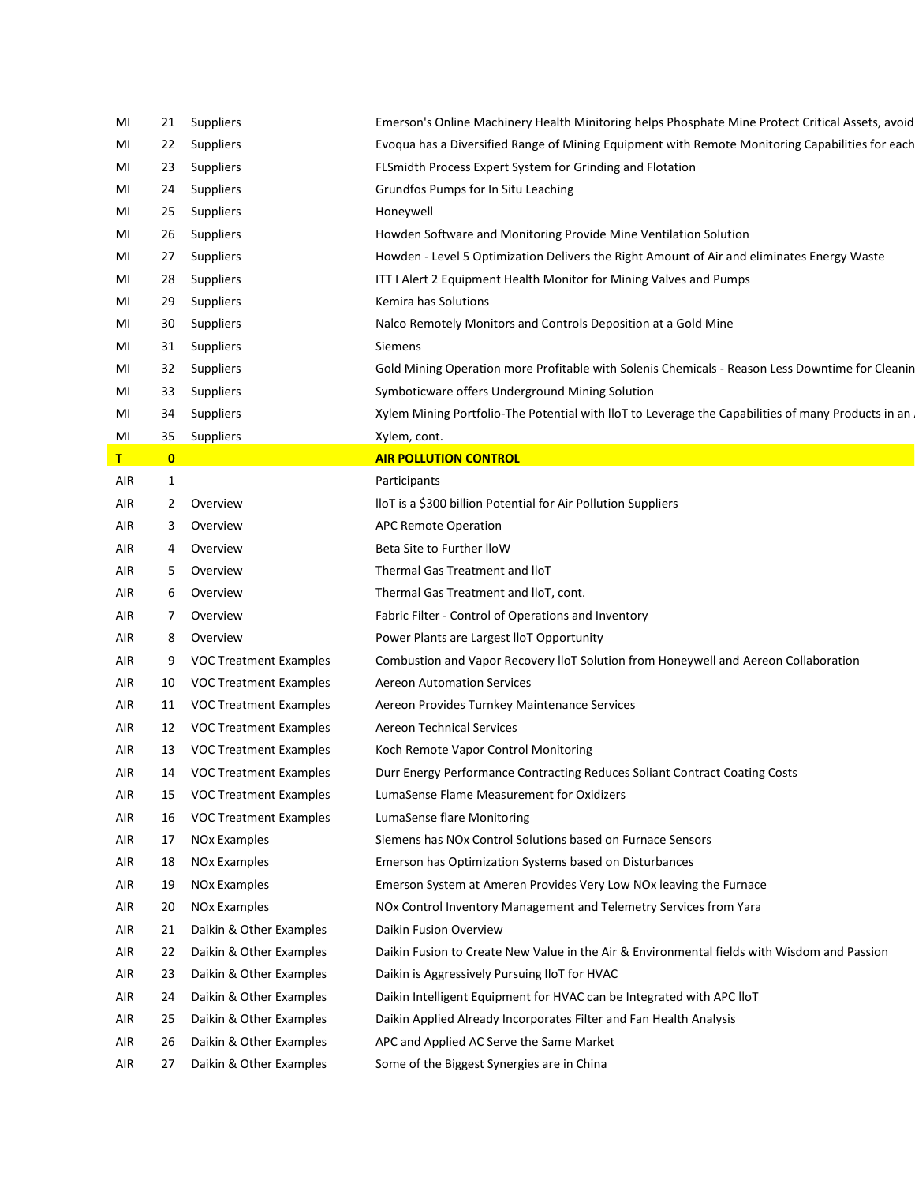| | | | |
|---|---|---|---|
| MI | 21 | Suppliers | Emerson's Online Machinery Health Minitoring helps Phosphate Mine Protect Critical Assets, avoid |
| MI | 22 | Suppliers | Evoqua has a Diversified Range of Mining Equipment with Remote Monitoring Capabilities for each |
| MI | 23 | Suppliers | FLSmidth Process Expert System for Grinding and Flotation |
| MI | 24 | Suppliers | Grundfos Pumps for In Situ Leaching |
| MI | 25 | Suppliers | Honeywell |
| MI | 26 | Suppliers | Howden Software and Monitoring Provide Mine Ventilation Solution |
| MI | 27 | Suppliers | Howden - Level 5 Optimization Delivers the Right Amount of Air and eliminates Energy Waste |
| MI | 28 | Suppliers | ITT I Alert 2 Equipment Health Monitor for Mining Valves and Pumps |
| MI | 29 | Suppliers | Kemira has Solutions |
| MI | 30 | Suppliers | Nalco Remotely Monitors and Controls Deposition at a Gold Mine |
| MI | 31 | Suppliers | Siemens |
| MI | 32 | Suppliers | Gold Mining Operation more Profitable with Solenis Chemicals - Reason Less Downtime for Cleanin |
| MI | 33 | Suppliers | Symboticware offers Underground Mining Solution |
| MI | 34 | Suppliers | Xylem Mining Portfolio-The Potential with IIoT to Leverage the Capabilities of many Products in an |
| MI | 35 | Suppliers | Xylem, cont. |
| **T** | **0** | | **AIR POLLUTION CONTROL** |
| AIR | 1 | | Participants |
| AIR | 2 | Overview | IIoT is a $300 billion Potential for Air Pollution Suppliers |
| AIR | 3 | Overview | APC Remote Operation |
| AIR | 4 | Overview | Beta Site to Further IIoW |
| AIR | 5 | Overview | Thermal Gas Treatment and IIoT |
| AIR | 6 | Overview | Thermal Gas Treatment and IIoT, cont. |
| AIR | 7 | Overview | Fabric Filter - Control of Operations and Inventory |
| AIR | 8 | Overview | Power Plants are Largest IIoT Opportunity |
| AIR | 9 | VOC Treatment Examples | Combustion and Vapor Recovery IIoT Solution from Honeywell and Aereon Collaboration |
| AIR | 10 | VOC Treatment Examples | Aereon Automation Services |
| AIR | 11 | VOC Treatment Examples | Aereon Provides Turnkey Maintenance Services |
| AIR | 12 | VOC Treatment Examples | Aereon Technical Services |
| AIR | 13 | VOC Treatment Examples | Koch Remote Vapor Control Monitoring |
| AIR | 14 | VOC Treatment Examples | Durr Energy Performance Contracting Reduces Soliant Contract Coating Costs |
| AIR | 15 | VOC Treatment Examples | LumaSense Flame Measurement for Oxidizers |
| AIR | 16 | VOC Treatment Examples | LumaSense flare Monitoring |
| AIR | 17 | NOx Examples | Siemens has NOx Control Solutions based on Furnace Sensors |
| AIR | 18 | NOx Examples | Emerson has Optimization Systems based on Disturbances |
| AIR | 19 | NOx Examples | Emerson System at Ameren Provides Very Low NOx leaving the Furnace |
| AIR | 20 | NOx Examples | NOx Control Inventory Management and Telemetry Services from Yara |
| AIR | 21 | Daikin & Other Examples | Daikin Fusion Overview |
| AIR | 22 | Daikin & Other Examples | Daikin Fusion to Create New Value in the Air & Environmental fields with Wisdom and Passion |
| AIR | 23 | Daikin & Other Examples | Daikin is Aggressively Pursuing IIoT for HVAC |
| AIR | 24 | Daikin & Other Examples | Daikin Intelligent Equipment for HVAC can be Integrated with APC IIoT |
| AIR | 25 | Daikin & Other Examples | Daikin Applied Already Incorporates Filter and Fan Health Analysis |
| AIR | 26 | Daikin & Other Examples | APC and Applied AC Serve the Same Market |
| AIR | 27 | Daikin & Other Examples | Some of the Biggest Synergies are in China |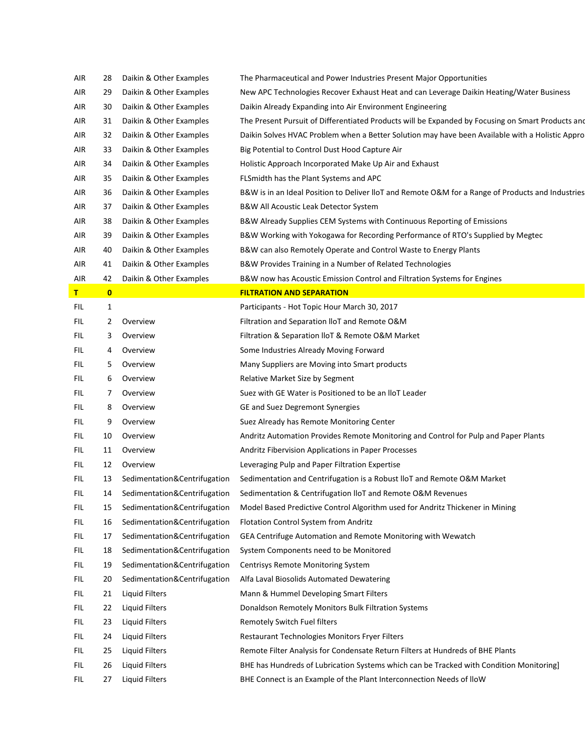| | | | |
|---|---|---|---|
| AIR | 28 | Daikin & Other Examples | The Pharmaceutical and Power Industries Present Major Opportunities |
| AIR | 29 | Daikin & Other Examples | New APC Technologies Recover Exhaust Heat and can Leverage Daikin Heating/Water Business |
| AIR | 30 | Daikin & Other Examples | Daikin Already Expanding into Air Environment Engineering |
| AIR | 31 | Daikin & Other Examples | The Present Pursuit of Differentiated Products will be Expanded by Focusing on Smart Products and |
| AIR | 32 | Daikin & Other Examples | Daikin Solves HVAC Problem when a Better Solution may have been Available with a Holistic Appro |
| AIR | 33 | Daikin & Other Examples | Big Potential to Control Dust Hood Capture Air |
| AIR | 34 | Daikin & Other Examples | Holistic Approach Incorporated Make Up Air and Exhaust |
| AIR | 35 | Daikin & Other Examples | FLSmidth has the Plant Systems and APC |
| AIR | 36 | Daikin & Other Examples | B&W is in an Ideal Position to Deliver IIoT and Remote O&M for a Range of Products and Industries |
| AIR | 37 | Daikin & Other Examples | B&W All Acoustic Leak Detector System |
| AIR | 38 | Daikin & Other Examples | B&W Already Supplies CEM Systems with Continuous Reporting of Emissions |
| AIR | 39 | Daikin & Other Examples | B&W Working with Yokogawa for Recording Performance of RTO's Supplied by Megtec |
| AIR | 40 | Daikin & Other Examples | B&W can also Remotely Operate and Control Waste to Energy Plants |
| AIR | 41 | Daikin & Other Examples | B&W Provides Training in a Number of Related Technologies |
| AIR | 42 | Daikin & Other Examples | B&W now has Acoustic Emission Control and Filtration Systems for Engines |
| **T** | **0** | | **FILTRATION AND SEPARATION** |
| FIL | 1 | | Participants - Hot Topic Hour March 30, 2017 |
| FIL | 2 | Overview | Filtration and Separation IIoT and Remote O&M |
| FIL | 3 | Overview | Filtration & Separation IIoT & Remote O&M Market |
| FIL | 4 | Overview | Some Industries Already Moving Forward |
| FIL | 5 | Overview | Many Suppliers are Moving into Smart products |
| FIL | 6 | Overview | Relative Market Size by Segment |
| FIL | 7 | Overview | Suez with GE Water is Positioned to be an IIoT Leader |
| FIL | 8 | Overview | GE and Suez Degremont Synergies |
| FIL | 9 | Overview | Suez Already has Remote Monitoring Center |
| FIL | 10 | Overview | Andritz Automation Provides Remote Monitoring and Control for Pulp and Paper Plants |
| FIL | 11 | Overview | Andritz Fibervision Applications in Paper Processes |
| FIL | 12 | Overview | Leveraging Pulp and Paper Filtration Expertise |
| FIL | 13 | Sedimentation&Centrifugation | Sedimentation and Centrifugation is a Robust IIoT and Remote O&M Market |
| FIL | 14 | Sedimentation&Centrifugation | Sedimentation & Centrifugation IIoT and Remote O&M Revenues |
| FIL | 15 | Sedimentation&Centrifugation | Model Based Predictive Control Algorithm used for Andritz Thickener in Mining |
| FIL | 16 | Sedimentation&Centrifugation | Flotation Control System from Andritz |
| FIL | 17 | Sedimentation&Centrifugation | GEA Centrifuge Automation and Remote Monitoring with Wewatch |
| FIL | 18 | Sedimentation&Centrifugation | System Components need to be Monitored |
| FIL | 19 | Sedimentation&Centrifugation | Centrisys Remote Monitoring System |
| FIL | 20 | Sedimentation&Centrifugation | Alfa Laval Biosolids Automated Dewatering |
| FIL | 21 | Liquid Filters | Mann & Hummel Developing Smart Filters |
| FIL | 22 | Liquid Filters | Donaldson Remotely Monitors Bulk Filtration Systems |
| FIL | 23 | Liquid Filters | Remotely Switch Fuel filters |
| FIL | 24 | Liquid Filters | Restaurant Technologies Monitors Fryer Filters |
| FIL | 25 | Liquid Filters | Remote Filter Analysis for Condensate Return Filters at Hundreds of BHE Plants |
| FIL | 26 | Liquid Filters | BHE has Hundreds of Lubrication Systems which can be Tracked with Condition Monitoring] |
| FIL | 27 | Liquid Filters | BHE Connect is an Example of the Plant Interconnection Needs of IIoW |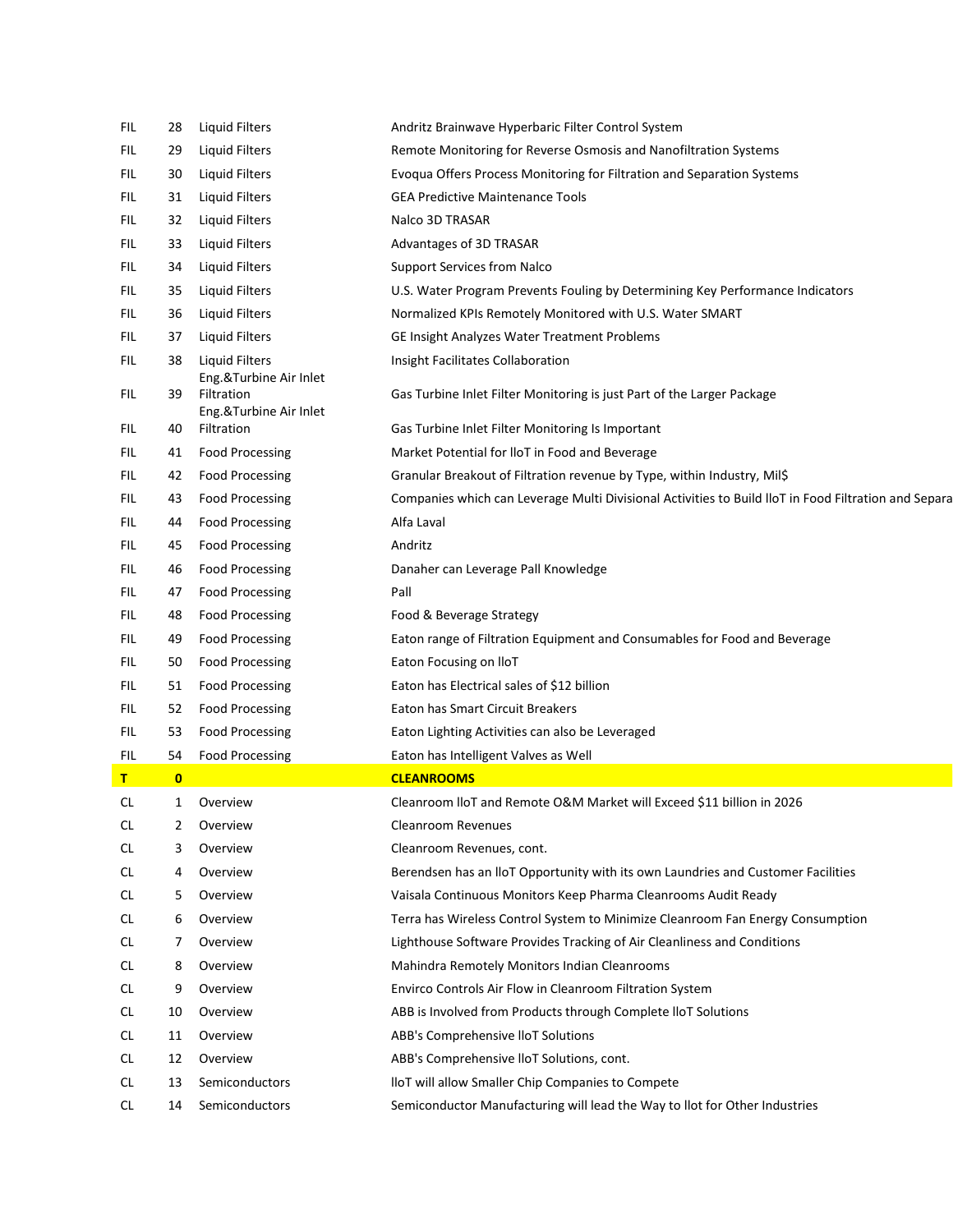| | | | |
|---|---|---|---|
| FIL | 28 | Liquid Filters | Andritz Brainwave Hyperbaric Filter Control System |
| FIL | 29 | Liquid Filters | Remote Monitoring for Reverse Osmosis and Nanofiltration Systems |
| FIL | 30 | Liquid Filters | Evoqua Offers Process Monitoring for Filtration and Separation Systems |
| FIL | 31 | Liquid Filters | GEA Predictive Maintenance Tools |
| FIL | 32 | Liquid Filters | Nalco 3D TRASAR |
| FIL | 33 | Liquid Filters | Advantages of 3D TRASAR |
| FIL | 34 | Liquid Filters | Support Services from Nalco |
| FIL | 35 | Liquid Filters | U.S. Water Program Prevents Fouling by Determining Key Performance Indicators |
| FIL | 36 | Liquid Filters | Normalized KPIs Remotely Monitored with U.S. Water SMART |
| FIL | 37 | Liquid Filters | GE Insight Analyzes Water Treatment Problems |
| FIL | 38 | Liquid Filters | Insight Facilitates Collaboration |
| FIL | 39 | Eng.&Turbine Air Inlet Filtration | Gas Turbine Inlet Filter Monitoring is just Part of the Larger Package |
| FIL | 40 | Eng.&Turbine Air Inlet Filtration | Gas Turbine Inlet Filter Monitoring Is Important |
| FIL | 41 | Food Processing | Market Potential for IIoT in Food and Beverage |
| FIL | 42 | Food Processing | Granular Breakout of Filtration revenue by Type, within Industry, Mil$ |
| FIL | 43 | Food Processing | Companies which can Leverage Multi Divisional Activities to Build IIoT in Food Filtration and Separa |
| FIL | 44 | Food Processing | Alfa Laval |
| FIL | 45 | Food Processing | Andritz |
| FIL | 46 | Food Processing | Danaher can Leverage Pall Knowledge |
| FIL | 47 | Food Processing | Pall |
| FIL | 48 | Food Processing | Food & Beverage Strategy |
| FIL | 49 | Food Processing | Eaton range of Filtration Equipment and Consumables for Food and Beverage |
| FIL | 50 | Food Processing | Eaton Focusing on IIoT |
| FIL | 51 | Food Processing | Eaton has Electrical sales of $12 billion |
| FIL | 52 | Food Processing | Eaton has Smart Circuit Breakers |
| FIL | 53 | Food Processing | Eaton Lighting Activities can also be Leveraged |
| FIL | 54 | Food Processing | Eaton has Intelligent Valves as Well |
| **T** | **0** | | **CLEANROOMS** |
| CL | 1 | Overview | Cleanroom IIoT and Remote O&M Market will Exceed $11 billion in 2026 |
| CL | 2 | Overview | Cleanroom Revenues |
| CL | 3 | Overview | Cleanroom Revenues, cont. |
| CL | 4 | Overview | Berendsen has an IIoT Opportunity with its own Laundries and Customer Facilities |
| CL | 5 | Overview | Vaisala Continuous Monitors Keep Pharma Cleanrooms Audit Ready |
| CL | 6 | Overview | Terra has Wireless Control System to Minimize Cleanroom Fan Energy Consumption |
| CL | 7 | Overview | Lighthouse Software Provides Tracking of Air Cleanliness and Conditions |
| CL | 8 | Overview | Mahindra Remotely Monitors Indian Cleanrooms |
| CL | 9 | Overview | Envirco Controls Air Flow in Cleanroom Filtration System |
| CL | 10 | Overview | ABB is Involved from Products through Complete IIoT Solutions |
| CL | 11 | Overview | ABB's Comprehensive IIoT Solutions |
| CL | 12 | Overview | ABB's Comprehensive IIoT Solutions, cont. |
| CL | 13 | Semiconductors | IIoT will allow Smaller Chip Companies to Compete |
| CL | 14 | Semiconductors | Semiconductor Manufacturing will lead the Way to IIot for Other Industries |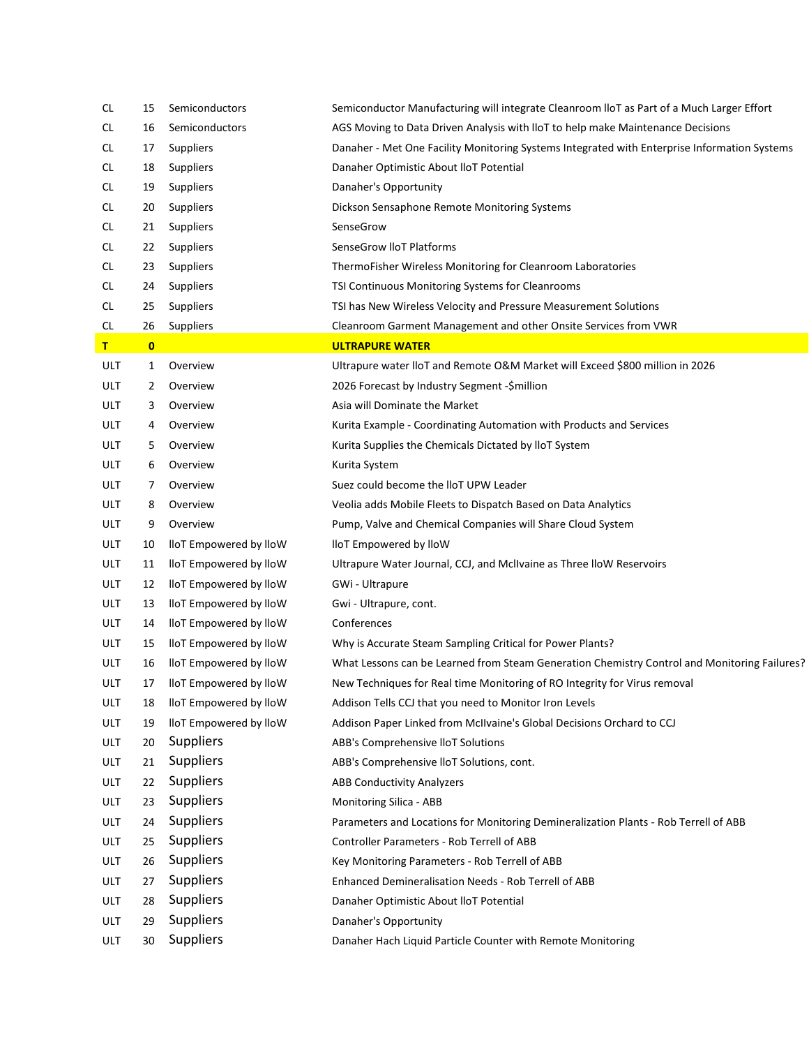| | | | |
|---|---|---|---|
| CL | 15 | Semiconductors | Semiconductor Manufacturing will integrate Cleanroom IIoT as Part of a Much Larger Effort |
| CL | 16 | Semiconductors | AGS Moving to Data Driven Analysis with IIoT to help make Maintenance Decisions |
| CL | 17 | Suppliers | Danaher - Met One Facility Monitoring Systems Integrated with Enterprise Information Systems |
| CL | 18 | Suppliers | Danaher Optimistic About IIoT Potential |
| CL | 19 | Suppliers | Danaher's Opportunity |
| CL | 20 | Suppliers | Dickson Sensaphone Remote Monitoring Systems |
| CL | 21 | Suppliers | SenseGrow |
| CL | 22 | Suppliers | SenseGrow IIoT Platforms |
| CL | 23 | Suppliers | ThermoFisher Wireless Monitoring for Cleanroom Laboratories |
| CL | 24 | Suppliers | TSI Continuous Monitoring Systems for Cleanrooms |
| CL | 25 | Suppliers | TSI has New Wireless Velocity and Pressure Measurement Solutions |
| CL | 26 | Suppliers | Cleanroom Garment Management and other Onsite Services from VWR |
| **T** | **0** | | **ULTRAPURE WATER** |
| ULT | 1 | Overview | Ultrapure water IIoT and Remote O&M Market will Exceed $800 million in 2026 |
| ULT | 2 | Overview | 2026 Forecast by Industry Segment -$million |
| ULT | 3 | Overview | Asia will Dominate the Market |
| ULT | 4 | Overview | Kurita Example - Coordinating Automation with Products and Services |
| ULT | 5 | Overview | Kurita Supplies the Chemicals Dictated by IIoT System |
| ULT | 6 | Overview | Kurita System |
| ULT | 7 | Overview | Suez could become the IIoT UPW Leader |
| ULT | 8 | Overview | Veolia adds Mobile Fleets to Dispatch Based on Data Analytics |
| ULT | 9 | Overview | Pump, Valve and Chemical Companies will Share Cloud System |
| ULT | 10 | IIoT Empowered by IIoW | IIoT Empowered by IIoW |
| ULT | 11 | IIoT Empowered by IIoW | Ultrapure Water Journal, CCJ, and McIlvaine as Three IIoW Reservoirs |
| ULT | 12 | IIoT Empowered by IIoW | GWi - Ultrapure |
| ULT | 13 | IIoT Empowered by IIoW | Gwi - Ultrapure, cont. |
| ULT | 14 | IIoT Empowered by IIoW | Conferences |
| ULT | 15 | IIoT Empowered by IIoW | Why is Accurate Steam Sampling Critical for Power Plants? |
| ULT | 16 | IIoT Empowered by IIoW | What Lessons can be Learned from Steam Generation Chemistry Control and Monitoring Failures? |
| ULT | 17 | IIoT Empowered by IIoW | New Techniques for Real time Monitoring of RO Integrity for Virus removal |
| ULT | 18 | IIoT Empowered by IIoW | Addison Tells CCJ that you need to Monitor Iron Levels |
| ULT | 19 | IIoT Empowered by IIoW | Addison Paper Linked from McIlvaine's Global Decisions Orchard to CCJ |
| ULT | 20 | Suppliers | ABB's Comprehensive IIoT Solutions |
| ULT | 21 | Suppliers | ABB's Comprehensive IIoT Solutions, cont. |
| ULT | 22 | Suppliers | ABB Conductivity Analyzers |
| ULT | 23 | Suppliers | Monitoring Silica - ABB |
| ULT | 24 | Suppliers | Parameters and Locations for Monitoring Demineralization Plants - Rob Terrell of ABB |
| ULT | 25 | Suppliers | Controller Parameters - Rob Terrell of ABB |
| ULT | 26 | Suppliers | Key Monitoring Parameters - Rob Terrell of ABB |
| ULT | 27 | Suppliers | Enhanced Demineralisation Needs - Rob Terrell of ABB |
| ULT | 28 | Suppliers | Danaher Optimistic About IIoT Potential |
| ULT | 29 | Suppliers | Danaher's Opportunity |
| ULT | 30 | Suppliers | Danaher Hach Liquid Particle Counter with Remote Monitoring |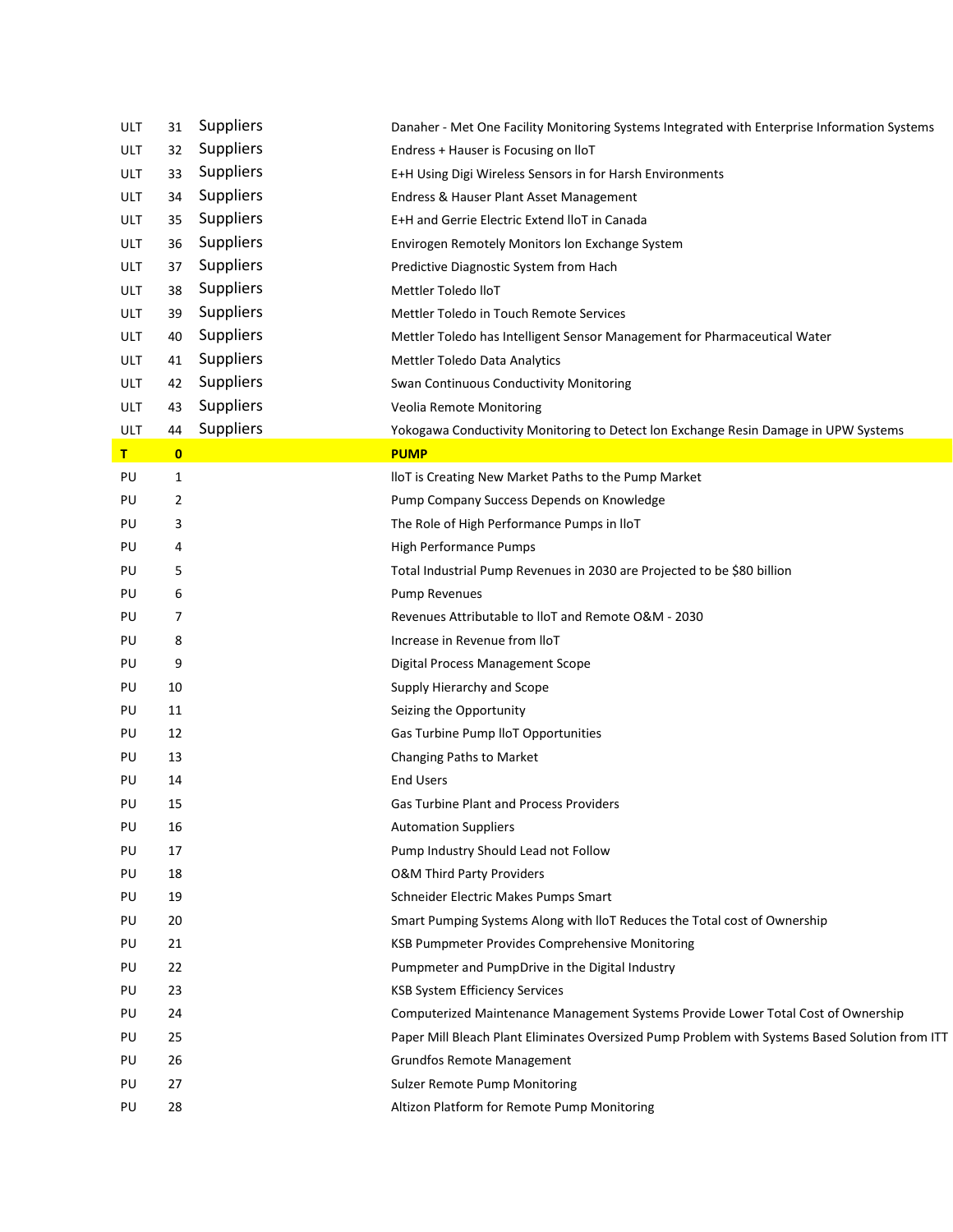| | | | |
|---|---|---|---|
| ULT | 31 | Suppliers | Danaher - Met One Facility Monitoring Systems Integrated with Enterprise Information Systems |
| ULT | 32 | Suppliers | Endress + Hauser is Focusing on IIoT |
| ULT | 33 | Suppliers | E+H Using Digi Wireless Sensors in for Harsh Environments |
| ULT | 34 | Suppliers | Endress & Hauser Plant Asset Management |
| ULT | 35 | Suppliers | E+H and Gerrie Electric Extend IIoT in Canada |
| ULT | 36 | Suppliers | Envirogen Remotely Monitors Ion Exchange System |
| ULT | 37 | Suppliers | Predictive Diagnostic System from Hach |
| ULT | 38 | Suppliers | Mettler Toledo IIoT |
| ULT | 39 | Suppliers | Mettler Toledo in Touch Remote Services |
| ULT | 40 | Suppliers | Mettler Toledo has Intelligent Sensor Management for Pharmaceutical Water |
| ULT | 41 | Suppliers | Mettler Toledo Data Analytics |
| ULT | 42 | Suppliers | Swan Continuous Conductivity Monitoring |
| ULT | 43 | Suppliers | Veolia Remote Monitoring |
| ULT | 44 | Suppliers | Yokogawa Conductivity Monitoring to Detect Ion Exchange Resin Damage in UPW Systems |
| **T** | **0** | | **PUMP** |
| PU | 1 | | IIoT is Creating New Market Paths to the Pump Market |
| PU | 2 | | Pump Company Success Depends on Knowledge |
| PU | 3 | | The Role of High Performance Pumps in IIoT |
| PU | 4 | | High Performance Pumps |
| PU | 5 | | Total Industrial Pump Revenues in 2030 are Projected to be $80 billion |
| PU | 6 | | Pump Revenues |
| PU | 7 | | Revenues Attributable to IIoT and Remote O&M - 2030 |
| PU | 8 | | Increase in Revenue from IIoT |
| PU | 9 | | Digital Process Management Scope |
| PU | 10 | | Supply Hierarchy and Scope |
| PU | 11 | | Seizing the Opportunity |
| PU | 12 | | Gas Turbine Pump IIoT Opportunities |
| PU | 13 | | Changing Paths to Market |
| PU | 14 | | End Users |
| PU | 15 | | Gas Turbine Plant and Process Providers |
| PU | 16 | | Automation Suppliers |
| PU | 17 | | Pump Industry Should Lead not Follow |
| PU | 18 | | O&M Third Party Providers |
| PU | 19 | | Schneider Electric Makes Pumps Smart |
| PU | 20 | | Smart Pumping Systems Along with IIoT Reduces the Total cost of Ownership |
| PU | 21 | | KSB Pumpmeter Provides Comprehensive Monitoring |
| PU | 22 | | Pumpmeter and PumpDrive in the Digital Industry |
| PU | 23 | | KSB System Efficiency Services |
| PU | 24 | | Computerized Maintenance Management Systems Provide Lower Total Cost of Ownership |
| PU | 25 | | Paper Mill Bleach Plant Eliminates Oversized Pump Problem with Systems Based Solution from ITT |
| PU | 26 | | Grundfos Remote Management |
| PU | 27 | | Sulzer Remote Pump Monitoring |
| PU | 28 | | Altizon Platform for Remote Pump Monitoring |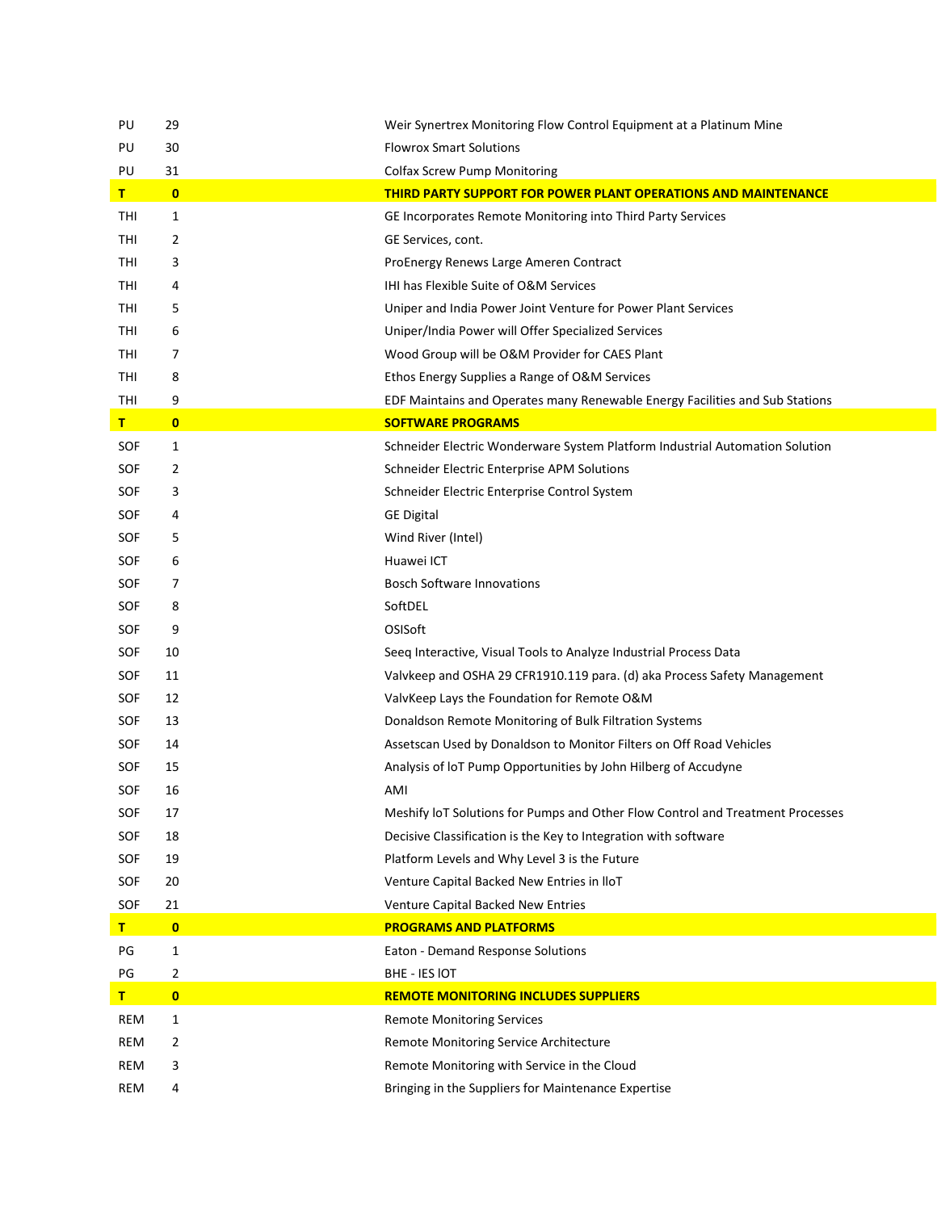| | | |
|---|---|---|
| PU | 29 | Weir Synertrex Monitoring Flow Control Equipment at a Platinum Mine |
| PU | 30 | Flowrox Smart Solutions |
| PU | 31 | Colfax Screw Pump Monitoring |
| **T** | **0** | **THIRD PARTY SUPPORT FOR POWER PLANT OPERATIONS AND MAINTENANCE** |
| THI | 1 | GE Incorporates Remote Monitoring into Third Party Services |
| THI | 2 | GE Services, cont. |
| THI | 3 | ProEnergy Renews Large Ameren Contract |
| THI | 4 | IHI has Flexible Suite of O&M Services |
| THI | 5 | Uniper and India Power Joint Venture for Power Plant Services |
| THI | 6 | Uniper/India Power will Offer Specialized Services |
| THI | 7 | Wood Group will be O&M Provider for CAES Plant |
| THI | 8 | Ethos Energy Supplies a Range of O&M Services |
| THI | 9 | EDF Maintains and Operates many Renewable Energy Facilities and Sub Stations |
| **T** | **0** | **SOFTWARE PROGRAMS** |
| SOF | 1 | Schneider Electric Wonderware System Platform Industrial Automation Solution |
| SOF | 2 | Schneider Electric Enterprise APM Solutions |
| SOF | 3 | Schneider Electric Enterprise Control System |
| SOF | 4 | GE Digital |
| SOF | 5 | Wind River (Intel) |
| SOF | 6 | Huawei ICT |
| SOF | 7 | Bosch Software Innovations |
| SOF | 8 | SoftDEL |
| SOF | 9 | OSISoft |
| SOF | 10 | Seeq Interactive, Visual Tools to Analyze Industrial Process Data |
| SOF | 11 | Valvkeep and OSHA 29 CFR1910.119 para. (d) aka Process Safety Management |
| SOF | 12 | ValvKeep Lays the Foundation for Remote O&M |
| SOF | 13 | Donaldson Remote Monitoring of Bulk Filtration Systems |
| SOF | 14 | Assetscan Used by Donaldson to Monitor Filters on Off Road Vehicles |
| SOF | 15 | Analysis of IoT Pump Opportunities by John Hilberg of Accudyne |
| SOF | 16 | AMI |
| SOF | 17 | Meshify IoT Solutions for Pumps and Other Flow Control and Treatment Processes |
| SOF | 18 | Decisive Classification is the Key to Integration with software |
| SOF | 19 | Platform Levels and Why Level 3 is the Future |
| SOF | 20 | Venture Capital Backed New Entries in IIoT |
| SOF | 21 | Venture Capital Backed New Entries |
| **T** | **0** | **PROGRAMS AND PLATFORMS** |
| PG | 1 | Eaton - Demand Response Solutions |
| PG | 2 | BHE - IES IOT |
| **T** | **0** | **REMOTE MONITORING INCLUDES SUPPLIERS** |
| REM | 1 | Remote Monitoring Services |
| REM | 2 | Remote Monitoring Service Architecture |
| REM | 3 | Remote Monitoring with Service in the Cloud |
| REM | 4 | Bringing in the Suppliers for Maintenance Expertise |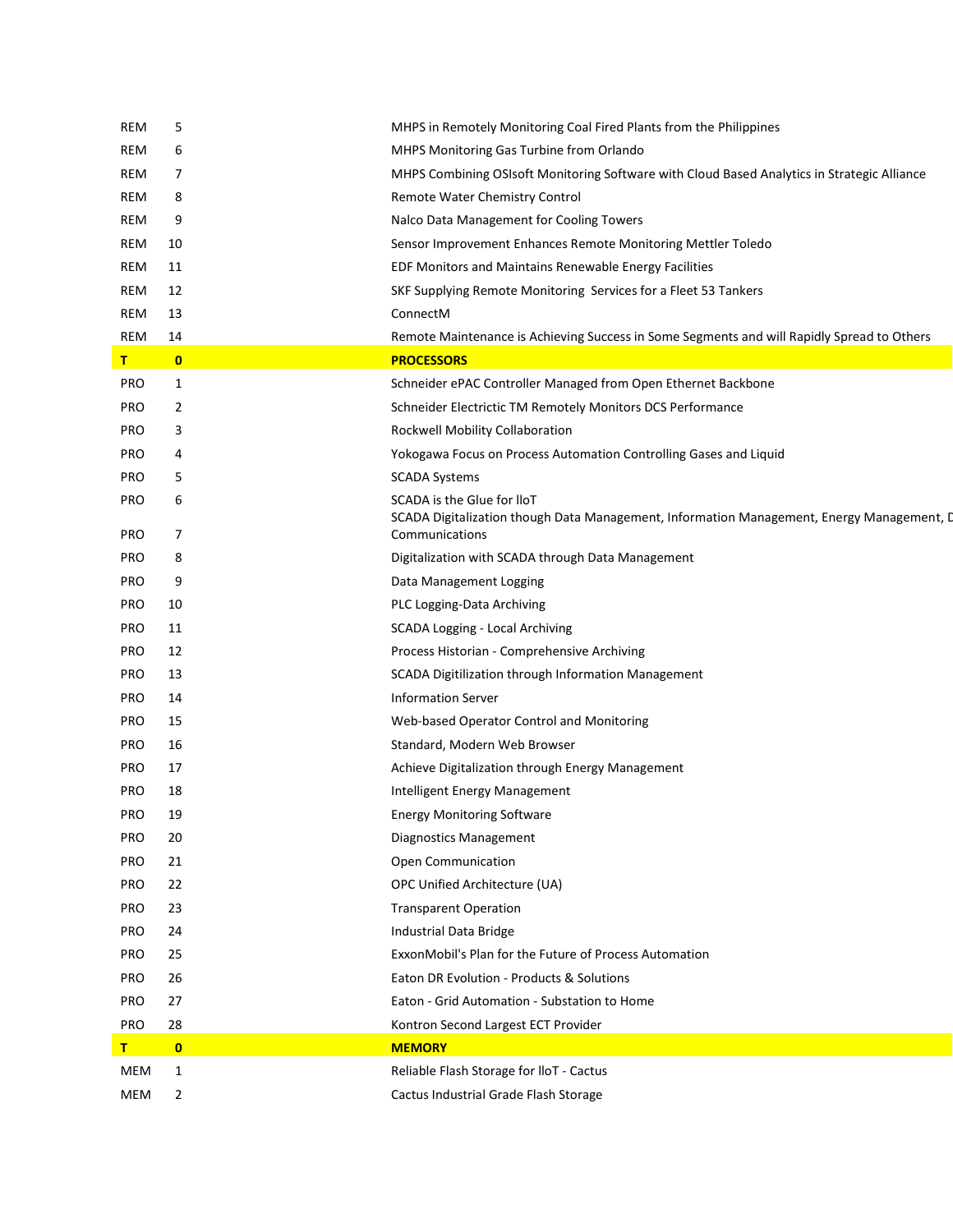| | | |
|---|---|---|
| REM | 5 | MHPS in Remotely Monitoring Coal Fired Plants from the Philippines |
| REM | 6 | MHPS Monitoring Gas Turbine from Orlando |
| REM | 7 | MHPS Combining OSIsoft Monitoring Software with Cloud Based Analytics in Strategic Alliance |
| REM | 8 | Remote Water Chemistry Control |
| REM | 9 | Nalco Data Management for Cooling Towers |
| REM | 10 | Sensor Improvement Enhances Remote Monitoring Mettler Toledo |
| REM | 11 | EDF Monitors and Maintains Renewable Energy Facilities |
| REM | 12 | SKF Supplying Remote Monitoring  Services for a Fleet 53 Tankers |
| REM | 13 | ConnectM |
| REM | 14 | Remote Maintenance is Achieving Success in Some Segments and will Rapidly Spread to Others |
| **T** | **0** | **PROCESSORS** |
| PRO | 1 | Schneider ePAC Controller Managed from Open Ethernet Backbone |
| PRO | 2 | Schneider Electrictic TM Remotely Monitors DCS Performance |
| PRO | 3 | Rockwell Mobility Collaboration |
| PRO | 4 | Yokogawa Focus on Process Automation Controlling Gases and Liquid |
| PRO | 5 | SCADA Systems |
| PRO | 6 | SCADA is the Glue for IIoT |
| PRO | 7 | SCADA Digitalization though Data Management, Information Management, Energy Management, D Communications |
| PRO | 8 | Digitalization with SCADA through Data Management |
| PRO | 9 | Data Management Logging |
| PRO | 10 | PLC Logging-Data Archiving |
| PRO | 11 | SCADA Logging - Local Archiving |
| PRO | 12 | Process Historian - Comprehensive Archiving |
| PRO | 13 | SCADA Digitilization through Information Management |
| PRO | 14 | Information Server |
| PRO | 15 | Web-based Operator Control and Monitoring |
| PRO | 16 | Standard, Modern Web Browser |
| PRO | 17 | Achieve Digitalization through Energy Management |
| PRO | 18 | Intelligent Energy Management |
| PRO | 19 | Energy Monitoring Software |
| PRO | 20 | Diagnostics Management |
| PRO | 21 | Open Communication |
| PRO | 22 | OPC Unified Architecture (UA) |
| PRO | 23 | Transparent Operation |
| PRO | 24 | Industrial Data Bridge |
| PRO | 25 | ExxonMobil's Plan for the Future of Process Automation |
| PRO | 26 | Eaton DR Evolution - Products & Solutions |
| PRO | 27 | Eaton - Grid Automation - Substation to Home |
| PRO | 28 | Kontron Second Largest ECT Provider |
| **T** | **0** | **MEMORY** |
| MEM | 1 | Reliable Flash Storage for IIoT - Cactus |
| MEM | 2 | Cactus Industrial Grade Flash Storage |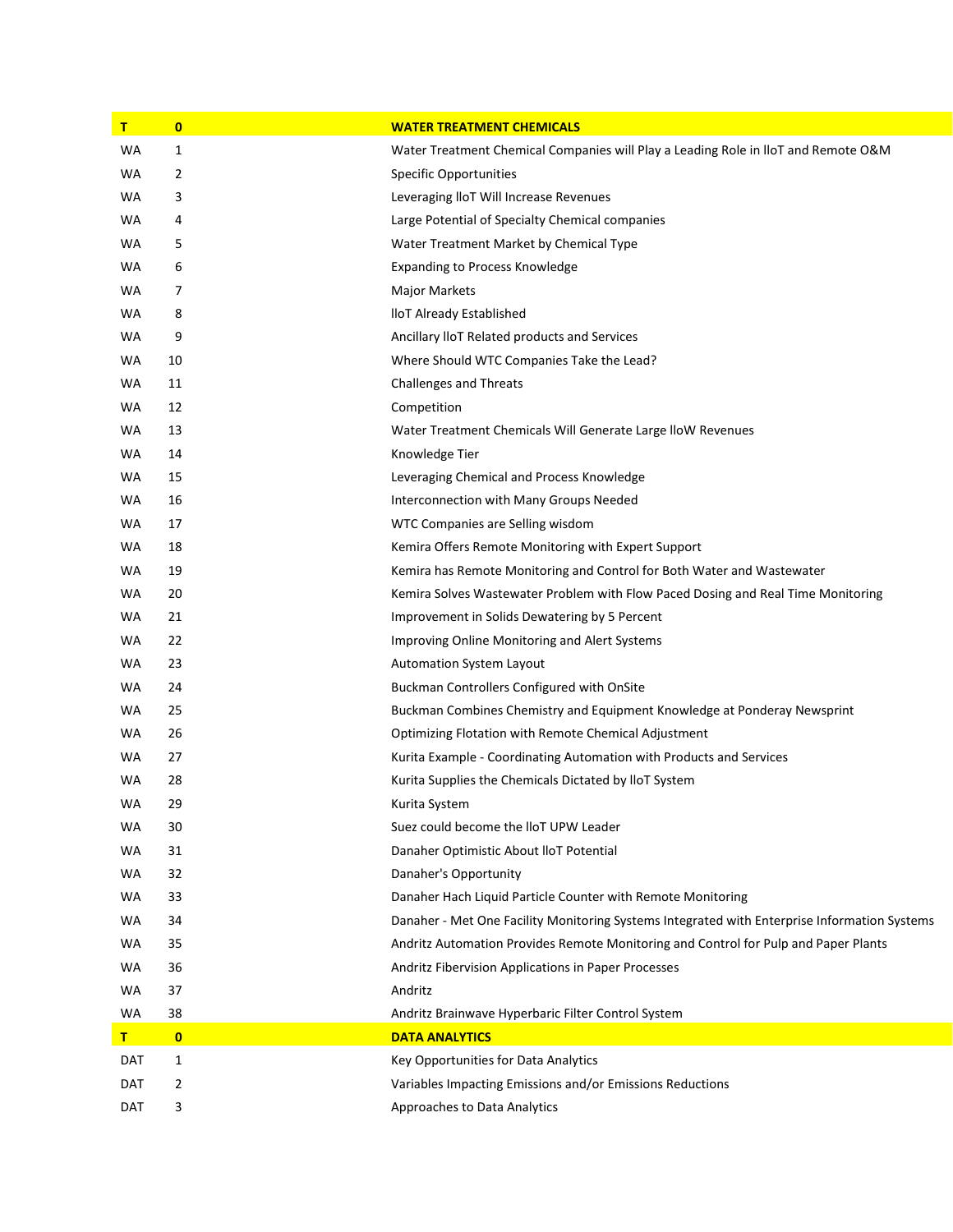| | | |
|---|---|---|
| **T** | **0** | **WATER TREATMENT CHEMICALS** |
| WA | 1 | Water Treatment Chemical Companies will Play a Leading Role in IIoT and Remote O&M |
| WA | 2 | Specific Opportunities |
| WA | 3 | Leveraging IIoT Will Increase Revenues |
| WA | 4 | Large Potential of Specialty Chemical companies |
| WA | 5 | Water Treatment Market by Chemical Type |
| WA | 6 | Expanding to Process Knowledge |
| WA | 7 | Major Markets |
| WA | 8 | IIoT Already Established |
| WA | 9 | Ancillary IIoT Related products and Services |
| WA | 10 | Where Should WTC Companies Take the Lead? |
| WA | 11 | Challenges and Threats |
| WA | 12 | Competition |
| WA | 13 | Water Treatment Chemicals Will Generate Large IIoW Revenues |
| WA | 14 | Knowledge Tier |
| WA | 15 | Leveraging Chemical and Process Knowledge |
| WA | 16 | Interconnection with Many Groups Needed |
| WA | 17 | WTC Companies are Selling wisdom |
| WA | 18 | Kemira Offers Remote Monitoring with Expert Support |
| WA | 19 | Kemira has Remote Monitoring and Control for Both Water and Wastewater |
| WA | 20 | Kemira Solves Wastewater Problem with Flow Paced Dosing and Real Time Monitoring |
| WA | 21 | Improvement in Solids Dewatering by 5 Percent |
| WA | 22 | Improving Online Monitoring and Alert Systems |
| WA | 23 | Automation System Layout |
| WA | 24 | Buckman Controllers Configured with OnSite |
| WA | 25 | Buckman Combines Chemistry and Equipment Knowledge at Ponderay Newsprint |
| WA | 26 | Optimizing Flotation with Remote Chemical Adjustment |
| WA | 27 | Kurita Example - Coordinating Automation with Products and Services |
| WA | 28 | Kurita Supplies the Chemicals Dictated by IIoT System |
| WA | 29 | Kurita System |
| WA | 30 | Suez could become the IIoT UPW Leader |
| WA | 31 | Danaher Optimistic About IIoT Potential |
| WA | 32 | Danaher's Opportunity |
| WA | 33 | Danaher Hach Liquid Particle Counter with Remote Monitoring |
| WA | 34 | Danaher - Met One Facility Monitoring Systems Integrated with Enterprise Information Systems |
| WA | 35 | Andritz Automation Provides Remote Monitoring and Control for Pulp and Paper Plants |
| WA | 36 | Andritz Fibervision Applications in Paper Processes |
| WA | 37 | Andritz |
| WA | 38 | Andritz Brainwave Hyperbaric Filter Control System |
| **T** | **0** | **DATA ANALYTICS** |
| DAT | 1 | Key Opportunities for Data Analytics |
| DAT | 2 | Variables Impacting Emissions and/or Emissions Reductions |
| DAT | 3 | Approaches to Data Analytics |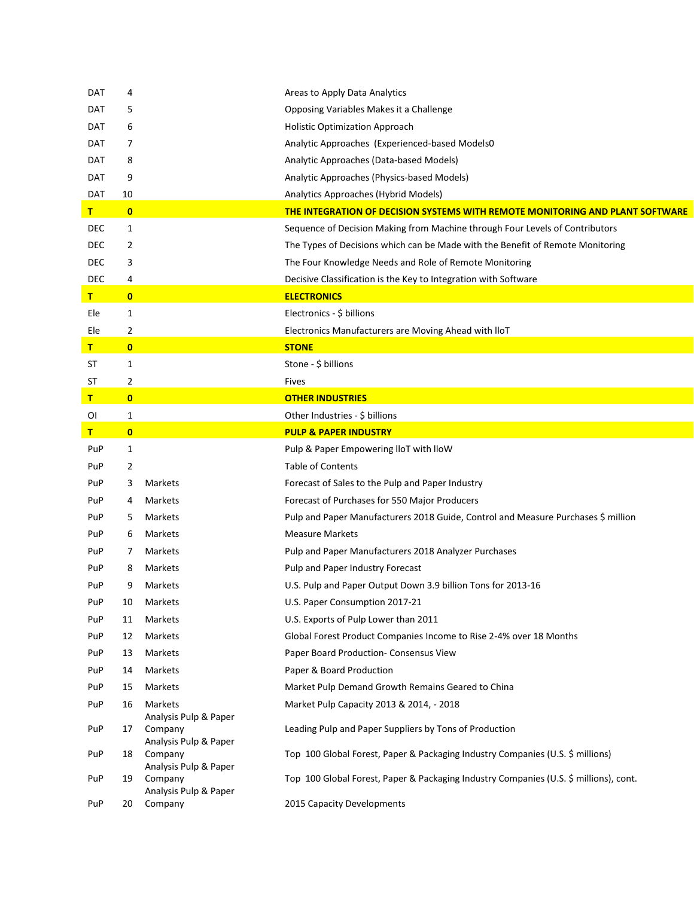| | | | |
|---|---|---|---|
| DAT | 4 | | Areas to Apply Data Analytics |
| DAT | 5 | | Opposing Variables Makes it a Challenge |
| DAT | 6 | | Holistic Optimization Approach |
| DAT | 7 | | Analytic Approaches  (Experienced-based Models0 |
| DAT | 8 | | Analytic Approaches (Data-based Models) |
| DAT | 9 | | Analytic Approaches (Physics-based Models) |
| DAT | 10 | | Analytics Approaches (Hybrid Models) |
| **T** | **0** | | **THE INTEGRATION OF DECISION SYSTEMS WITH REMOTE MONITORING AND PLANT SOFTWARE** |
| DEC | 1 | | Sequence of Decision Making from Machine through Four Levels of Contributors |
| DEC | 2 | | The Types of Decisions which can be Made with the Benefit of Remote Monitoring |
| DEC | 3 | | The Four Knowledge Needs and Role of Remote Monitoring |
| DEC | 4 | | Decisive Classification is the Key to Integration with Software |
| **T** | **0** | | **ELECTRONICS** |
| Ele | 1 | | Electronics - $ billions |
| Ele | 2 | | Electronics Manufacturers are Moving Ahead with IIoT |
| **T** | **0** | | **STONE** |
| ST | 1 | | Stone - $ billions |
| ST | 2 | | Fives |
| **T** | **0** | | **OTHER INDUSTRIES** |
| OI | 1 | | Other Industries - $ billions |
| **T** | **0** | | **PULP & PAPER INDUSTRY** |
| PuP | 1 | | Pulp & Paper Empowering IIoT with IIoW |
| PuP | 2 | | Table of Contents |
| PuP | 3 | Markets | Forecast of Sales to the Pulp and Paper Industry |
| PuP | 4 | Markets | Forecast of Purchases for 550 Major Producers |
| PuP | 5 | Markets | Pulp and Paper Manufacturers 2018 Guide, Control and Measure Purchases $ million |
| PuP | 6 | Markets | Measure Markets |
| PuP | 7 | Markets | Pulp and Paper Manufacturers 2018 Analyzer Purchases |
| PuP | 8 | Markets | Pulp and Paper Industry Forecast |
| PuP | 9 | Markets | U.S. Pulp and Paper Output Down 3.9 billion Tons for 2013-16 |
| PuP | 10 | Markets | U.S. Paper Consumption 2017-21 |
| PuP | 11 | Markets | U.S. Exports of Pulp Lower than 2011 |
| PuP | 12 | Markets | Global Forest Product Companies Income to Rise 2-4% over 18 Months |
| PuP | 13 | Markets | Paper Board Production- Consensus View |
| PuP | 14 | Markets | Paper & Board Production |
| PuP | 15 | Markets | Market Pulp Demand Growth Remains Geared to China |
| PuP | 16 | Markets | Market Pulp Capacity 2013 & 2014, - 2018 |
| PuP | 17 | Analysis Pulp & Paper Company | Leading Pulp and Paper Suppliers by Tons of Production |
| PuP | 18 | Analysis Pulp & Paper Company | Top  100 Global Forest, Paper & Packaging Industry Companies (U.S. $ millions) |
| PuP | 19 | Analysis Pulp & Paper Company | Top  100 Global Forest, Paper & Packaging Industry Companies (U.S. $ millions), cont. |
| PuP | 20 | Analysis Pulp & Paper Company | 2015 Capacity Developments |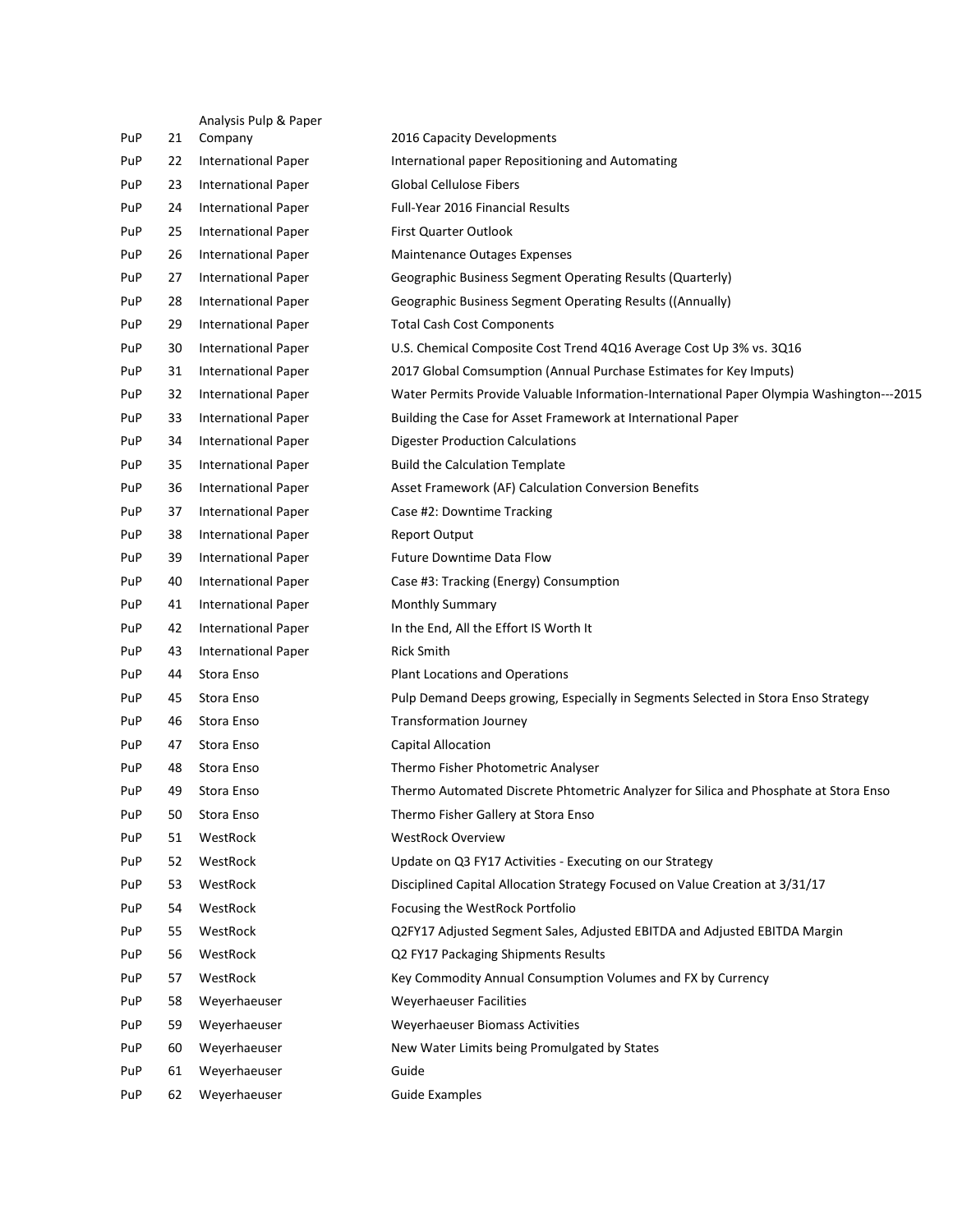| | | | |
|---|---|---|---|
| PuP | 21 | Analysis Pulp & Paper Company | 2016 Capacity Developments |
| PuP | 22 | International Paper | International paper Repositioning and Automating |
| PuP | 23 | International Paper | Global Cellulose Fibers |
| PuP | 24 | International Paper | Full-Year 2016 Financial Results |
| PuP | 25 | International Paper | First Quarter Outlook |
| PuP | 26 | International Paper | Maintenance Outages Expenses |
| PuP | 27 | International Paper | Geographic Business Segment Operating Results (Quarterly) |
| PuP | 28 | International Paper | Geographic Business Segment Operating Results ((Annually) |
| PuP | 29 | International Paper | Total Cash Cost Components |
| PuP | 30 | International Paper | U.S. Chemical Composite Cost Trend 4Q16 Average Cost Up 3% vs. 3Q16 |
| PuP | 31 | International Paper | 2017 Global Comsumption (Annual Purchase Estimates for Key Imputs) |
| PuP | 32 | International Paper | Water Permits Provide Valuable Information-International Paper Olympia Washington---2015 |
| PuP | 33 | International Paper | Building the Case for Asset Framework at International Paper |
| PuP | 34 | International Paper | Digester Production Calculations |
| PuP | 35 | International Paper | Build the Calculation Template |
| PuP | 36 | International Paper | Asset Framework (AF) Calculation Conversion Benefits |
| PuP | 37 | International Paper | Case #2: Downtime Tracking |
| PuP | 38 | International Paper | Report Output |
| PuP | 39 | International Paper | Future Downtime Data Flow |
| PuP | 40 | International Paper | Case #3: Tracking (Energy) Consumption |
| PuP | 41 | International Paper | Monthly Summary |
| PuP | 42 | International Paper | In the End, All the Effort IS Worth It |
| PuP | 43 | International Paper | Rick Smith |
| PuP | 44 | Stora Enso | Plant Locations and Operations |
| PuP | 45 | Stora Enso | Pulp Demand Deeps growing, Especially in Segments Selected in Stora Enso Strategy |
| PuP | 46 | Stora Enso | Transformation Journey |
| PuP | 47 | Stora Enso | Capital Allocation |
| PuP | 48 | Stora Enso | Thermo Fisher Photometric Analyser |
| PuP | 49 | Stora Enso | Thermo Automated Discrete Phtometric Analyzer for Silica and Phosphate at Stora Enso |
| PuP | 50 | Stora Enso | Thermo Fisher Gallery at Stora Enso |
| PuP | 51 | WestRock | WestRock Overview |
| PuP | 52 | WestRock | Update on Q3 FY17 Activities - Executing on our Strategy |
| PuP | 53 | WestRock | Disciplined Capital Allocation Strategy Focused on Value Creation at 3/31/17 |
| PuP | 54 | WestRock | Focusing the WestRock Portfolio |
| PuP | 55 | WestRock | Q2FY17 Adjusted Segment Sales, Adjusted EBITDA and Adjusted EBITDA Margin |
| PuP | 56 | WestRock | Q2 FY17 Packaging Shipments Results |
| PuP | 57 | WestRock | Key Commodity Annual Consumption Volumes and FX by Currency |
| PuP | 58 | Weyerhaeuser | Weyerhaeuser Facilities |
| PuP | 59 | Weyerhaeuser | Weyerhaeuser Biomass Activities |
| PuP | 60 | Weyerhaeuser | New Water Limits being Promulgated by States |
| PuP | 61 | Weyerhaeuser | Guide |
| PuP | 62 | Weyerhaeuser | Guide Examples |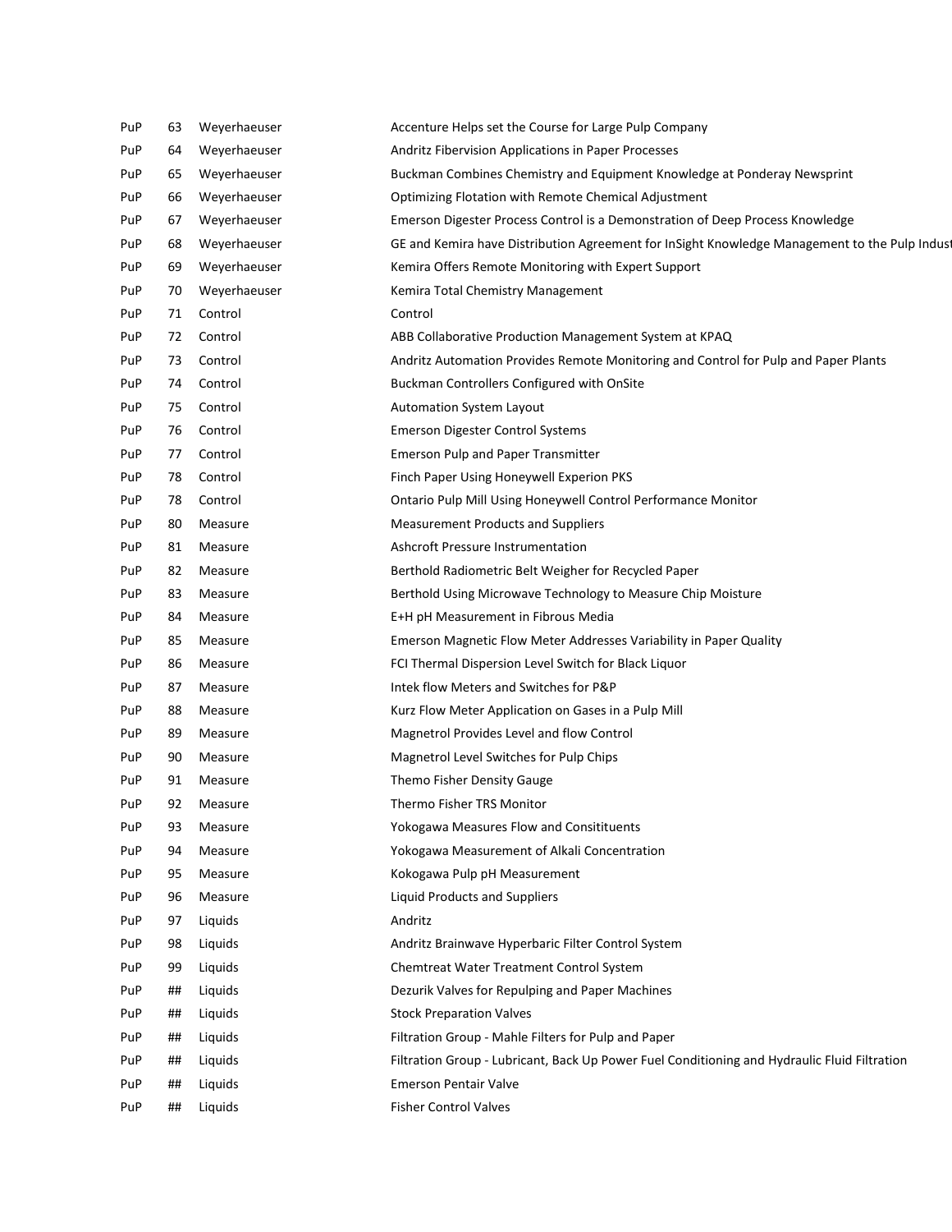| | | | |
|---|---|---|---|
| PuP | 63 | Weyerhaeuser | Accenture Helps set the Course for Large Pulp Company |
| PuP | 64 | Weyerhaeuser | Andritz Fibervision Applications in Paper Processes |
| PuP | 65 | Weyerhaeuser | Buckman Combines Chemistry and Equipment Knowledge at Ponderay Newsprint |
| PuP | 66 | Weyerhaeuser | Optimizing Flotation with Remote Chemical Adjustment |
| PuP | 67 | Weyerhaeuser | Emerson Digester Process Control is a Demonstration of Deep Process Knowledge |
| PuP | 68 | Weyerhaeuser | GE and Kemira have Distribution Agreement for InSight Knowledge Management to the Pulp Indust |
| PuP | 69 | Weyerhaeuser | Kemira Offers Remote Monitoring with Expert Support |
| PuP | 70 | Weyerhaeuser | Kemira Total Chemistry Management |
| PuP | 71 | Control | Control |
| PuP | 72 | Control | ABB Collaborative Production Management System at KPAQ |
| PuP | 73 | Control | Andritz Automation Provides Remote Monitoring and Control for Pulp and Paper Plants |
| PuP | 74 | Control | Buckman Controllers Configured with OnSite |
| PuP | 75 | Control | Automation System Layout |
| PuP | 76 | Control | Emerson Digester Control Systems |
| PuP | 77 | Control | Emerson Pulp and Paper Transmitter |
| PuP | 78 | Control | Finch Paper Using Honeywell Experion PKS |
| PuP | 78 | Control | Ontario Pulp Mill Using Honeywell Control Performance Monitor |
| PuP | 80 | Measure | Measurement Products and Suppliers |
| PuP | 81 | Measure | Ashcroft Pressure Instrumentation |
| PuP | 82 | Measure | Berthold Radiometric Belt Weigher for Recycled Paper |
| PuP | 83 | Measure | Berthold Using Microwave Technology to Measure Chip Moisture |
| PuP | 84 | Measure | E+H pH Measurement in Fibrous Media |
| PuP | 85 | Measure | Emerson Magnetic Flow Meter Addresses Variability in Paper Quality |
| PuP | 86 | Measure | FCI Thermal Dispersion Level Switch for Black Liquor |
| PuP | 87 | Measure | Intek flow Meters and Switches for P&P |
| PuP | 88 | Measure | Kurz Flow Meter Application on Gases in a Pulp Mill |
| PuP | 89 | Measure | Magnetrol Provides Level and flow Control |
| PuP | 90 | Measure | Magnetrol Level Switches for Pulp Chips |
| PuP | 91 | Measure | Themo Fisher Density Gauge |
| PuP | 92 | Measure | Thermo Fisher TRS Monitor |
| PuP | 93 | Measure | Yokogawa Measures Flow and Consitituents |
| PuP | 94 | Measure | Yokogawa Measurement of Alkali Concentration |
| PuP | 95 | Measure | Kokogawa Pulp pH Measurement |
| PuP | 96 | Measure | Liquid Products and Suppliers |
| PuP | 97 | Liquids | Andritz |
| PuP | 98 | Liquids | Andritz Brainwave Hyperbaric Filter Control System |
| PuP | 99 | Liquids | Chemtreat Water Treatment Control System |
| PuP | ## | Liquids | Dezurik Valves for Repulping and Paper Machines |
| PuP | ## | Liquids | Stock Preparation Valves |
| PuP | ## | Liquids | Filtration Group - Mahle Filters for Pulp and Paper |
| PuP | ## | Liquids | Filtration Group - Lubricant, Back Up Power Fuel Conditioning and Hydraulic Fluid Filtration |
| PuP | ## | Liquids | Emerson Pentair Valve |
| PuP | ## | Liquids | Fisher Control Valves |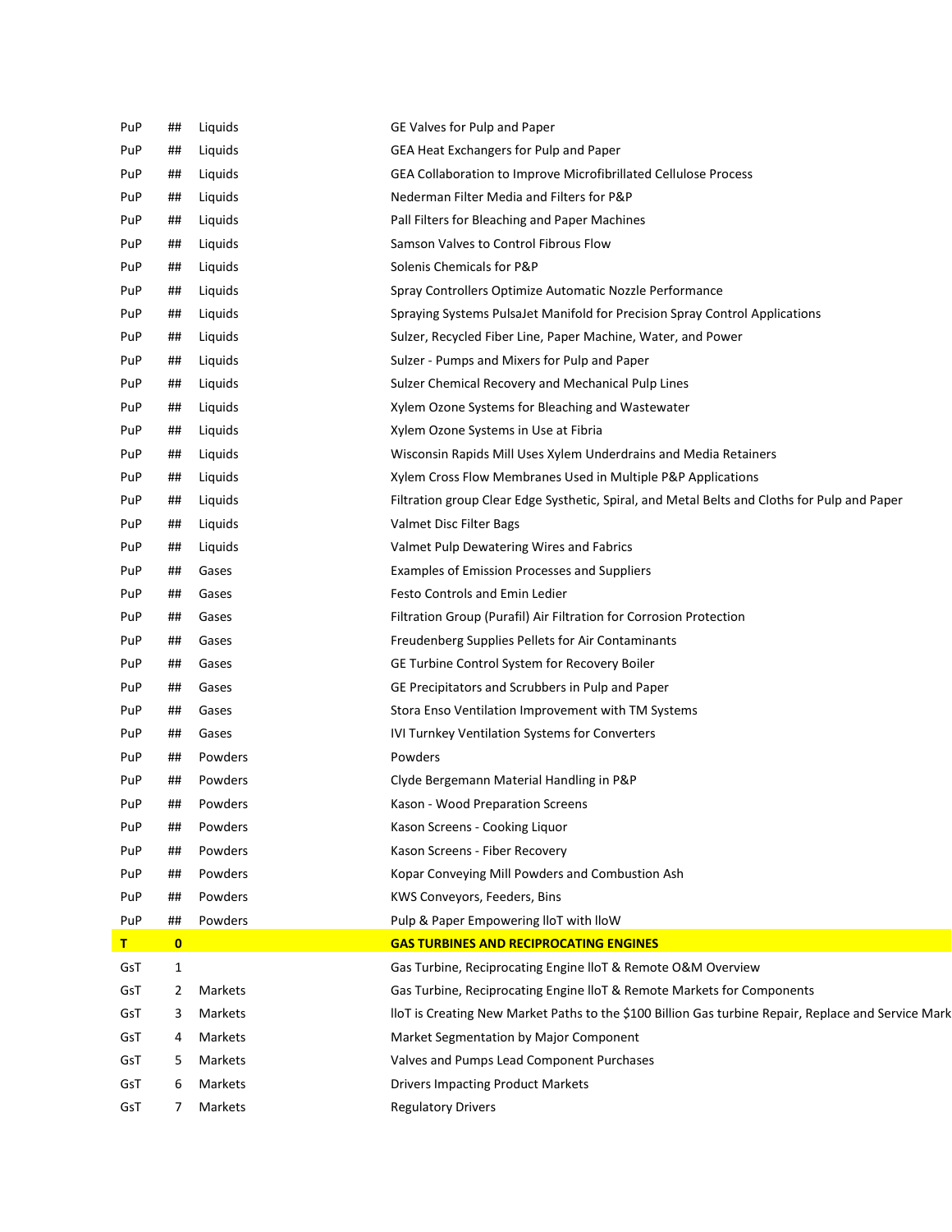| | | | |
|---|---|---|---|
| PuP | ## | Liquids | GE Valves for Pulp and Paper |
| PuP | ## | Liquids | GEA Heat Exchangers for Pulp and Paper |
| PuP | ## | Liquids | GEA Collaboration to Improve Microfibrillated Cellulose Process |
| PuP | ## | Liquids | Nederman Filter Media and Filters for P&P |
| PuP | ## | Liquids | Pall Filters for Bleaching and Paper Machines |
| PuP | ## | Liquids | Samson Valves to Control Fibrous Flow |
| PuP | ## | Liquids | Solenis Chemicals for P&P |
| PuP | ## | Liquids | Spray Controllers Optimize Automatic Nozzle Performance |
| PuP | ## | Liquids | Spraying Systems PulsaJet Manifold for Precision Spray Control Applications |
| PuP | ## | Liquids | Sulzer, Recycled Fiber Line, Paper Machine, Water, and Power |
| PuP | ## | Liquids | Sulzer - Pumps and Mixers for Pulp and Paper |
| PuP | ## | Liquids | Sulzer Chemical Recovery and Mechanical Pulp Lines |
| PuP | ## | Liquids | Xylem Ozone Systems for Bleaching and Wastewater |
| PuP | ## | Liquids | Xylem Ozone Systems in Use at Fibria |
| PuP | ## | Liquids | Wisconsin Rapids Mill Uses Xylem Underdrains and Media Retainers |
| PuP | ## | Liquids | Xylem Cross Flow Membranes Used in Multiple P&P Applications |
| PuP | ## | Liquids | Filtration group Clear Edge Systhetic, Spiral, and Metal Belts and Cloths for Pulp and Paper |
| PuP | ## | Liquids | Valmet Disc Filter Bags |
| PuP | ## | Liquids | Valmet Pulp Dewatering Wires and Fabrics |
| PuP | ## | Gases | Examples of Emission Processes and Suppliers |
| PuP | ## | Gases | Festo Controls and Emin Ledier |
| PuP | ## | Gases | Filtration Group (Purafil) Air Filtration for Corrosion Protection |
| PuP | ## | Gases | Freudenberg Supplies Pellets for Air Contaminants |
| PuP | ## | Gases | GE Turbine Control System for Recovery Boiler |
| PuP | ## | Gases | GE Precipitators and Scrubbers in Pulp and Paper |
| PuP | ## | Gases | Stora Enso Ventilation Improvement with TM Systems |
| PuP | ## | Gases | IVI Turnkey Ventilation Systems for Converters |
| PuP | ## | Powders | Powders |
| PuP | ## | Powders | Clyde Bergemann Material Handling in P&P |
| PuP | ## | Powders | Kason - Wood Preparation Screens |
| PuP | ## | Powders | Kason Screens - Cooking Liquor |
| PuP | ## | Powders | Kason Screens - Fiber Recovery |
| PuP | ## | Powders | Kopar Conveying Mill Powders and Combustion Ash |
| PuP | ## | Powders | KWS Conveyors, Feeders, Bins |
| PuP | ## | Powders | Pulp & Paper Empowering IIoT with IIoW |
| **T** | **0** | | **GAS TURBINES AND RECIPROCATING ENGINES** |
| GsT | 1 | | Gas Turbine, Reciprocating Engine IIoT & Remote O&M Overview |
| GsT | 2 | Markets | Gas Turbine, Reciprocating Engine IIoT & Remote Markets for Components |
| GsT | 3 | Markets | IIoT is Creating New Market Paths to the $100 Billion Gas turbine Repair, Replace and Service Mark |
| GsT | 4 | Markets | Market Segmentation by Major Component |
| GsT | 5 | Markets | Valves and Pumps Lead Component Purchases |
| GsT | 6 | Markets | Drivers Impacting Product Markets |
| GsT | 7 | Markets | Regulatory Drivers |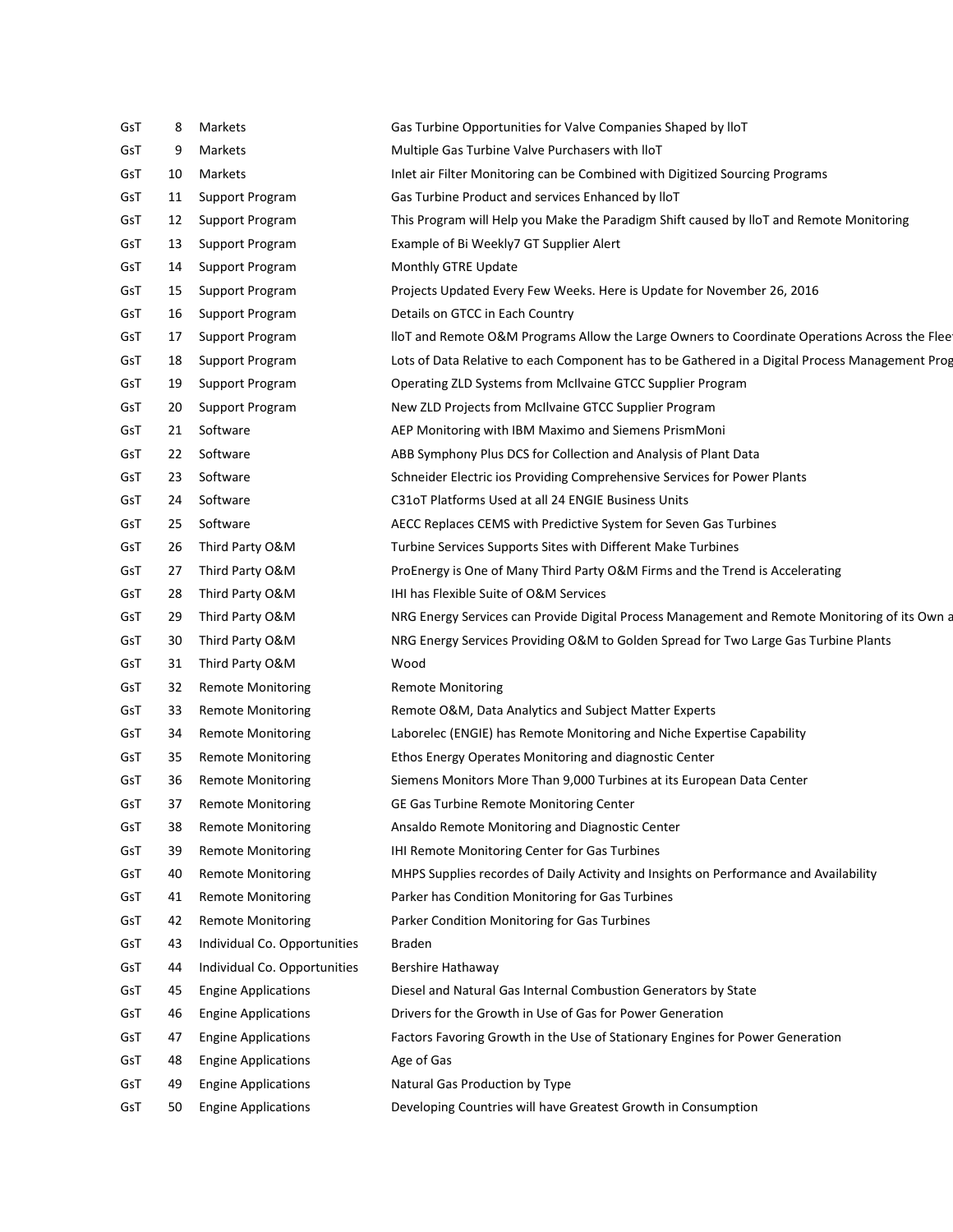| | | | |
|---|---|---|---|
| GsT | 8 | Markets | Gas Turbine Opportunities for Valve Companies Shaped by IIoT |
| GsT | 9 | Markets | Multiple Gas Turbine Valve Purchasers with IIoT |
| GsT | 10 | Markets | Inlet air Filter Monitoring can be Combined with Digitized Sourcing Programs |
| GsT | 11 | Support Program | Gas Turbine Product and services Enhanced by IIoT |
| GsT | 12 | Support Program | This Program will Help you Make the Paradigm Shift caused by IIoT and Remote Monitoring |
| GsT | 13 | Support Program | Example of Bi Weekly7 GT Supplier Alert |
| GsT | 14 | Support Program | Monthly GTRE Update |
| GsT | 15 | Support Program | Projects Updated Every Few Weeks. Here is Update for November 26, 2016 |
| GsT | 16 | Support Program | Details on GTCC in Each Country |
| GsT | 17 | Support Program | IIoT and Remote O&M Programs Allow the Large Owners to Coordinate Operations Across the Flee |
| GsT | 18 | Support Program | Lots of Data Relative to each Component has to be Gathered in a Digital Process Management Prog |
| GsT | 19 | Support Program | Operating ZLD Systems from McIlvaine GTCC Supplier Program |
| GsT | 20 | Support Program | New ZLD Projects from McIlvaine GTCC Supplier Program |
| GsT | 21 | Software | AEP Monitoring with IBM Maximo and Siemens PrismMoni |
| GsT | 22 | Software | ABB Symphony Plus DCS for Collection and Analysis of Plant Data |
| GsT | 23 | Software | Schneider Electric ios Providing Comprehensive Services for Power Plants |
| GsT | 24 | Software | C31oT Platforms Used at all 24 ENGIE Business Units |
| GsT | 25 | Software | AECC Replaces CEMS with Predictive System for Seven Gas Turbines |
| GsT | 26 | Third Party O&M | Turbine Services Supports Sites with Different Make Turbines |
| GsT | 27 | Third Party O&M | ProEnergy is One of Many Third Party O&M Firms and the Trend is Accelerating |
| GsT | 28 | Third Party O&M | IHI has Flexible Suite of O&M Services |
| GsT | 29 | Third Party O&M | NRG Energy Services can Provide Digital Process Management and Remote Monitoring of its Own a |
| GsT | 30 | Third Party O&M | NRG Energy Services Providing O&M to Golden Spread for Two Large Gas Turbine Plants |
| GsT | 31 | Third Party O&M | Wood |
| GsT | 32 | Remote Monitoring | Remote Monitoring |
| GsT | 33 | Remote Monitoring | Remote O&M, Data Analytics and Subject Matter Experts |
| GsT | 34 | Remote Monitoring | Laborelec (ENGIE) has Remote Monitoring and Niche Expertise Capability |
| GsT | 35 | Remote Monitoring | Ethos Energy Operates Monitoring and diagnostic Center |
| GsT | 36 | Remote Monitoring | Siemens Monitors More Than 9,000 Turbines at its European Data Center |
| GsT | 37 | Remote Monitoring | GE Gas Turbine Remote Monitoring Center |
| GsT | 38 | Remote Monitoring | Ansaldo Remote Monitoring and Diagnostic Center |
| GsT | 39 | Remote Monitoring | IHI Remote Monitoring Center for Gas Turbines |
| GsT | 40 | Remote Monitoring | MHPS Supplies recordes of Daily Activity and Insights on Performance and Availability |
| GsT | 41 | Remote Monitoring | Parker has Condition Monitoring for Gas Turbines |
| GsT | 42 | Remote Monitoring | Parker Condition Monitoring for Gas Turbines |
| GsT | 43 | Individual Co. Opportunities | Braden |
| GsT | 44 | Individual Co. Opportunities | Bershire Hathaway |
| GsT | 45 | Engine Applications | Diesel and Natural Gas Internal Combustion Generators by State |
| GsT | 46 | Engine Applications | Drivers for the Growth in Use of Gas for Power Generation |
| GsT | 47 | Engine Applications | Factors Favoring Growth in the Use of Stationary Engines for Power Generation |
| GsT | 48 | Engine Applications | Age of Gas |
| GsT | 49 | Engine Applications | Natural Gas Production by Type |
| GsT | 50 | Engine Applications | Developing Countries will have Greatest Growth in Consumption |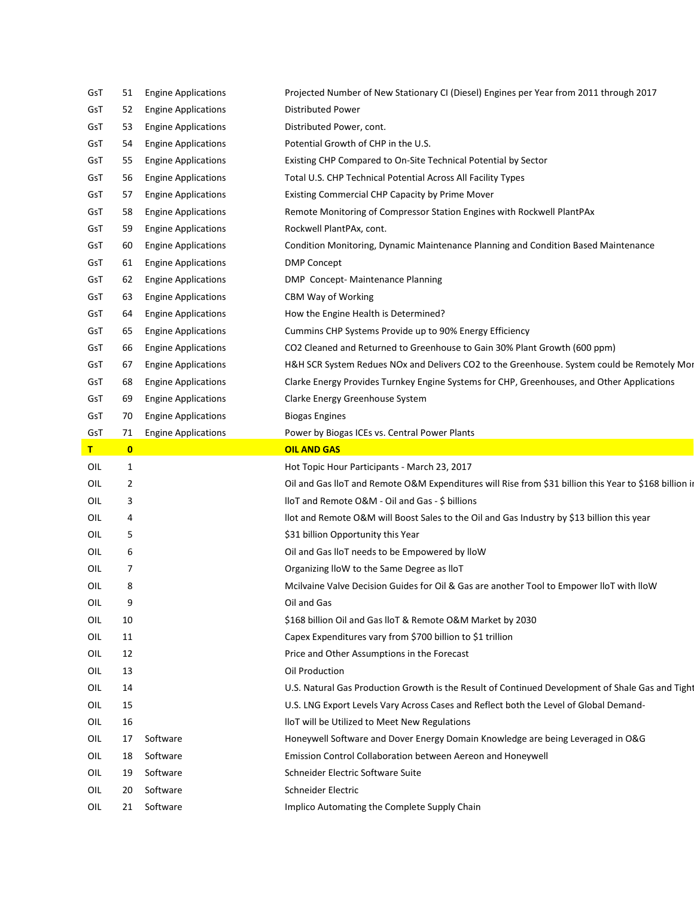| | | | |
|---|---|---|---|
| GsT | 51 | Engine Applications | Projected Number of New Stationary CI (Diesel) Engines per Year from 2011 through 2017 |
| GsT | 52 | Engine Applications | Distributed Power |
| GsT | 53 | Engine Applications | Distributed Power, cont. |
| GsT | 54 | Engine Applications | Potential Growth of CHP in the U.S. |
| GsT | 55 | Engine Applications | Existing CHP Compared to On-Site Technical Potential by Sector |
| GsT | 56 | Engine Applications | Total U.S. CHP Technical Potential Across All Facility Types |
| GsT | 57 | Engine Applications | Existing Commercial CHP Capacity by Prime Mover |
| GsT | 58 | Engine Applications | Remote Monitoring of Compressor Station Engines with Rockwell PlantPAx |
| GsT | 59 | Engine Applications | Rockwell PlantPAx, cont. |
| GsT | 60 | Engine Applications | Condition Monitoring, Dynamic Maintenance Planning and Condition Based Maintenance |
| GsT | 61 | Engine Applications | DMP Concept |
| GsT | 62 | Engine Applications | DMP Concept- Maintenance Planning |
| GsT | 63 | Engine Applications | CBM Way of Working |
| GsT | 64 | Engine Applications | How the Engine Health is Determined? |
| GsT | 65 | Engine Applications | Cummins CHP Systems Provide up to 90% Energy Efficiency |
| GsT | 66 | Engine Applications | CO2 Cleaned and Returned to Greenhouse to Gain 30% Plant Growth (600 ppm) |
| GsT | 67 | Engine Applications | H&H SCR System Redues NOx and Delivers CO2 to the Greenhouse. System could be Remotely Mor |
| GsT | 68 | Engine Applications | Clarke Energy Provides Turnkey Engine Systems for CHP, Greenhouses, and Other Applications |
| GsT | 69 | Engine Applications | Clarke Energy Greenhouse System |
| GsT | 70 | Engine Applications | Biogas Engines |
| GsT | 71 | Engine Applications | Power by Biogas ICEs vs. Central Power Plants |
| **T** | **0** | | **OIL AND GAS** |
| OIL | 1 | | Hot Topic Hour Participants - March 23, 2017 |
| OIL | 2 | | Oil and Gas IIoT and Remote O&M Expenditures will Rise from $31 billion this Year to $168 billion ir |
| OIL | 3 | | IIoT and Remote O&M - Oil and Gas - $ billions |
| OIL | 4 | | IIot and Remote O&M will Boost Sales to the Oil and Gas Industry by $13 billion this year |
| OIL | 5 | | $31 billion Opportunity this Year |
| OIL | 6 | | Oil and Gas IIoT needs to be Empowered by IIoW |
| OIL | 7 | | Organizing IIoW to the Same Degree as IIoT |
| OIL | 8 | | Mcilvaine Valve Decision Guides for Oil & Gas are another Tool to Empower IIoT with IIoW |
| OIL | 9 | | Oil and Gas |
| OIL | 10 | | $168 billion Oil and Gas IIoT & Remote O&M Market by 2030 |
| OIL | 11 | | Capex Expenditures vary from $700 billion to $1 trillion |
| OIL | 12 | | Price and Other Assumptions in the Forecast |
| OIL | 13 | | Oil Production |
| OIL | 14 | | U.S. Natural Gas Production Growth is the Result of Continued Development of Shale Gas and Tight |
| OIL | 15 | | U.S. LNG Export Levels Vary Across Cases and Reflect both the Level of Global Demand- |
| OIL | 16 | | IIoT will be Utilized to Meet New Regulations |
| OIL | 17 | Software | Honeywell Software and Dover Energy Domain Knowledge are being Leveraged in O&G |
| OIL | 18 | Software | Emission Control Collaboration between Aereon and Honeywell |
| OIL | 19 | Software | Schneider Electric Software Suite |
| OIL | 20 | Software | Schneider Electric |
| OIL | 21 | Software | Implico Automating the Complete Supply Chain |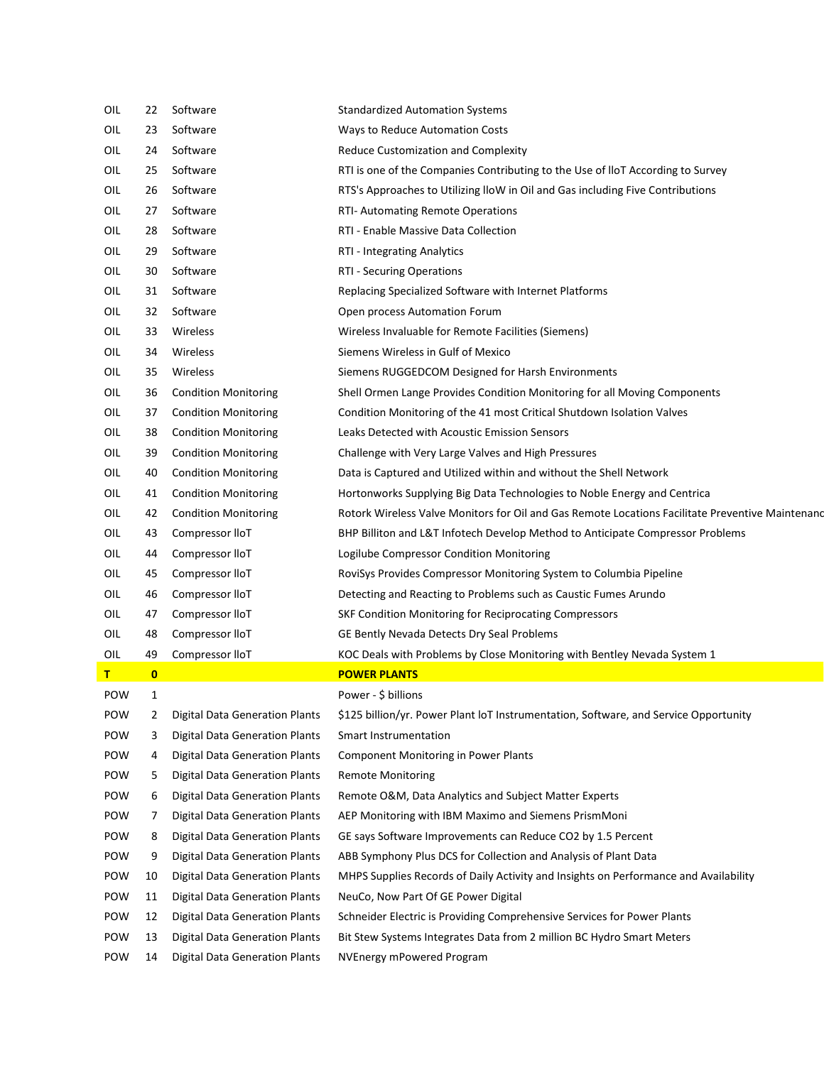| | | | |
|---|---|---|---|
| OIL | 22 | Software | Standardized Automation Systems |
| OIL | 23 | Software | Ways to Reduce Automation Costs |
| OIL | 24 | Software | Reduce Customization and Complexity |
| OIL | 25 | Software | RTI is one of the Companies Contributing to the Use of lIoT According to Survey |
| OIL | 26 | Software | RTS's Approaches to Utilizing lIoW in Oil and Gas including Five Contributions |
| OIL | 27 | Software | RTI- Automating Remote Operations |
| OIL | 28 | Software | RTI - Enable Massive Data Collection |
| OIL | 29 | Software | RTI - Integrating Analytics |
| OIL | 30 | Software | RTI - Securing Operations |
| OIL | 31 | Software | Replacing Specialized Software with Internet Platforms |
| OIL | 32 | Software | Open process Automation Forum |
| OIL | 33 | Wireless | Wireless Invaluable for Remote Facilities (Siemens) |
| OIL | 34 | Wireless | Siemens Wireless in Gulf of Mexico |
| OIL | 35 | Wireless | Siemens RUGGEDCOM Designed for Harsh Environments |
| OIL | 36 | Condition Monitoring | Shell Ormen Lange Provides Condition Monitoring for all Moving Components |
| OIL | 37 | Condition Monitoring | Condition Monitoring of the 41 most Critical Shutdown Isolation Valves |
| OIL | 38 | Condition Monitoring | Leaks Detected with Acoustic Emission Sensors |
| OIL | 39 | Condition Monitoring | Challenge with Very Large Valves and High Pressures |
| OIL | 40 | Condition Monitoring | Data is Captured and Utilized within and without the Shell Network |
| OIL | 41 | Condition Monitoring | Hortonworks Supplying Big Data Technologies to Noble Energy and Centrica |
| OIL | 42 | Condition Monitoring | Rotork Wireless Valve Monitors for Oil and Gas Remote Locations Facilitate Preventive Maintenanc |
| OIL | 43 | Compressor lIoT | BHP Billiton and L&T Infotech Develop Method to Anticipate Compressor Problems |
| OIL | 44 | Compressor lIoT | Logilube Compressor Condition Monitoring |
| OIL | 45 | Compressor lIoT | RoviSys Provides Compressor Monitoring System to Columbia Pipeline |
| OIL | 46 | Compressor lIoT | Detecting and Reacting to Problems such as Caustic Fumes Arundo |
| OIL | 47 | Compressor lIoT | SKF Condition Monitoring for Reciprocating Compressors |
| OIL | 48 | Compressor lIoT | GE Bently Nevada Detects Dry Seal Problems |
| OIL | 49 | Compressor lIoT | KOC Deals with Problems by Close Monitoring with Bentley Nevada System 1 |
| **T** | **0** | | **POWER PLANTS** |
| POW | 1 | | Power - $ billions |
| POW | 2 | Digital Data Generation Plants | $125 billion/yr. Power Plant IoT Instrumentation, Software, and Service Opportunity |
| POW | 3 | Digital Data Generation Plants | Smart Instrumentation |
| POW | 4 | Digital Data Generation Plants | Component Monitoring in Power Plants |
| POW | 5 | Digital Data Generation Plants | Remote Monitoring |
| POW | 6 | Digital Data Generation Plants | Remote O&M, Data Analytics and Subject Matter Experts |
| POW | 7 | Digital Data Generation Plants | AEP Monitoring with IBM Maximo and Siemens PrismMoni |
| POW | 8 | Digital Data Generation Plants | GE says Software Improvements can Reduce CO2 by 1.5 Percent |
| POW | 9 | Digital Data Generation Plants | ABB Symphony Plus DCS for Collection and Analysis of Plant Data |
| POW | 10 | Digital Data Generation Plants | MHPS Supplies Records of Daily Activity and Insights on Performance and Availability |
| POW | 11 | Digital Data Generation Plants | NeuCo, Now Part Of GE Power Digital |
| POW | 12 | Digital Data Generation Plants | Schneider Electric is Providing Comprehensive Services for Power Plants |
| POW | 13 | Digital Data Generation Plants | Bit Stew Systems Integrates Data from 2 million BC Hydro Smart Meters |
| POW | 14 | Digital Data Generation Plants | NVEnergy mPowered Program |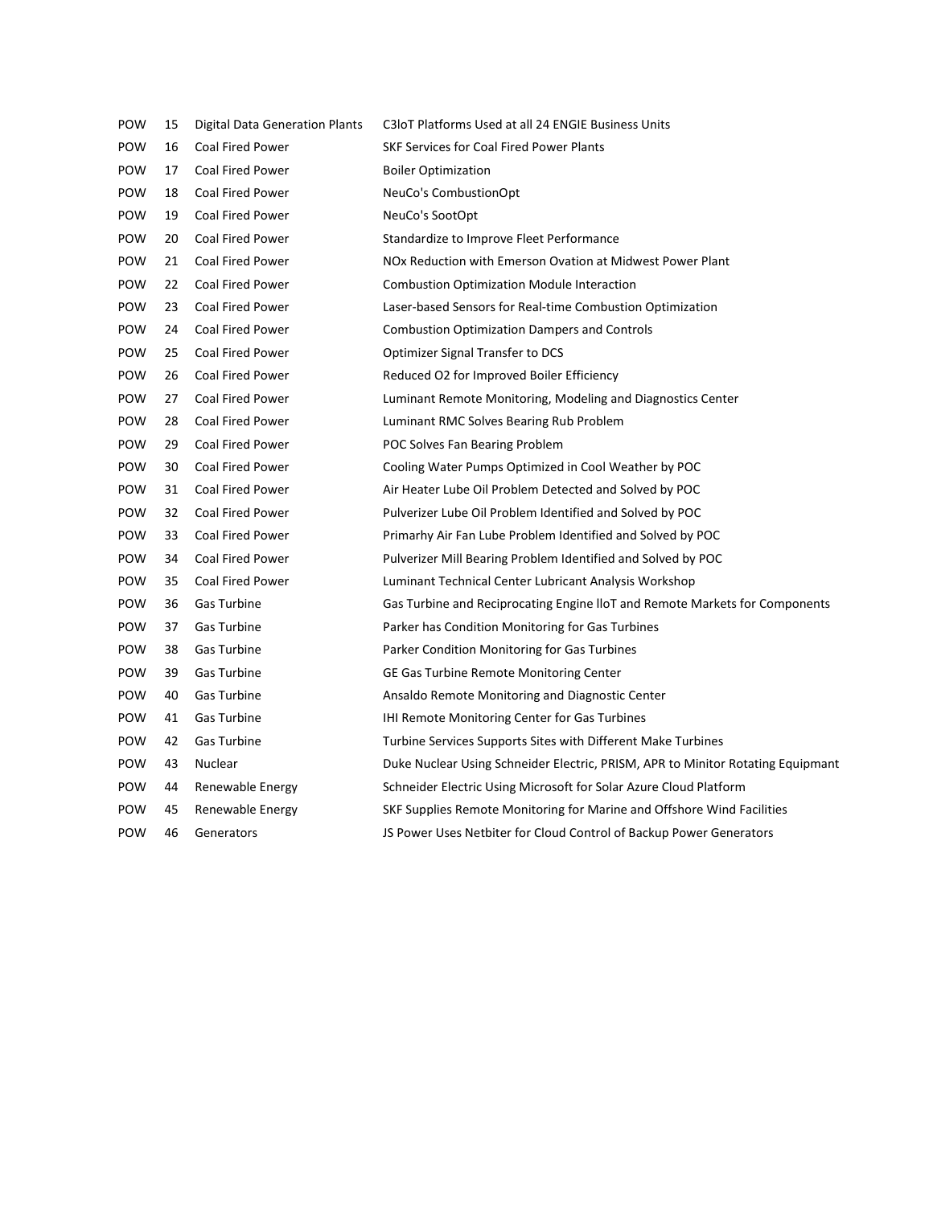| | | | |
|---|---|---|---|
| POW | 15 | Digital Data Generation Plants | C3IoT Platforms Used at all 24 ENGIE Business Units |
| POW | 16 | Coal Fired Power | SKF Services for Coal Fired Power Plants |
| POW | 17 | Coal Fired Power | Boiler Optimization |
| POW | 18 | Coal Fired Power | NeuCo's CombustionOpt |
| POW | 19 | Coal Fired Power | NeuCo's SootOpt |
| POW | 20 | Coal Fired Power | Standardize to Improve Fleet Performance |
| POW | 21 | Coal Fired Power | NOx Reduction with Emerson Ovation at Midwest Power Plant |
| POW | 22 | Coal Fired Power | Combustion Optimization Module Interaction |
| POW | 23 | Coal Fired Power | Laser-based Sensors for Real-time Combustion Optimization |
| POW | 24 | Coal Fired Power | Combustion Optimization Dampers and Controls |
| POW | 25 | Coal Fired Power | Optimizer Signal Transfer to DCS |
| POW | 26 | Coal Fired Power | Reduced O2 for Improved Boiler Efficiency |
| POW | 27 | Coal Fired Power | Luminant Remote Monitoring, Modeling and Diagnostics Center |
| POW | 28 | Coal Fired Power | Luminant RMC Solves Bearing Rub Problem |
| POW | 29 | Coal Fired Power | POC Solves Fan Bearing Problem |
| POW | 30 | Coal Fired Power | Cooling Water Pumps Optimized in Cool Weather by POC |
| POW | 31 | Coal Fired Power | Air Heater Lube Oil Problem Detected and Solved by POC |
| POW | 32 | Coal Fired Power | Pulverizer Lube Oil Problem Identified and Solved by POC |
| POW | 33 | Coal Fired Power | Primarhy Air Fan Lube Problem Identified and Solved by POC |
| POW | 34 | Coal Fired Power | Pulverizer Mill Bearing Problem Identified and Solved by POC |
| POW | 35 | Coal Fired Power | Luminant Technical Center Lubricant Analysis Workshop |
| POW | 36 | Gas Turbine | Gas Turbine and Reciprocating Engine IIoT and Remote Markets for Components |
| POW | 37 | Gas Turbine | Parker has Condition Monitoring for Gas Turbines |
| POW | 38 | Gas Turbine | Parker Condition Monitoring for Gas Turbines |
| POW | 39 | Gas Turbine | GE Gas Turbine Remote Monitoring Center |
| POW | 40 | Gas Turbine | Ansaldo Remote Monitoring and Diagnostic Center |
| POW | 41 | Gas Turbine | IHI Remote Monitoring Center for Gas Turbines |
| POW | 42 | Gas Turbine | Turbine Services Supports Sites with Different Make Turbines |
| POW | 43 | Nuclear | Duke Nuclear Using Schneider Electric, PRISM, APR to Minitor Rotating Equipmant |
| POW | 44 | Renewable Energy | Schneider Electric Using Microsoft for Solar Azure Cloud Platform |
| POW | 45 | Renewable Energy | SKF Supplies Remote Monitoring for Marine and Offshore Wind Facilities |
| POW | 46 | Generators | JS Power Uses Netbiter for Cloud Control of Backup Power Generators |